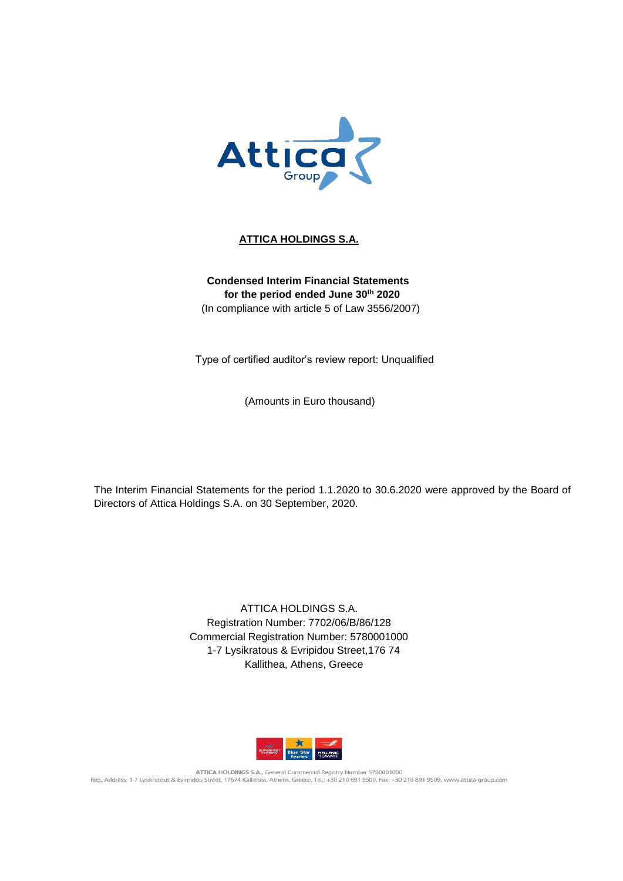**ATTICA HOLDINGS S.A.**

**Condensed Interim Financial Statements for the period ended June 30th 2020**

(In compliance with article 5 of Law 3556/2007)

Type of certified auditor's review report: Unqualified

(Amounts in Euro thousand)

The Interim Financial Statements for the period 1.1.2020 to 30.6.2020 were approved by the Board of Directors of Attica Holdings S.A. on 30 September, 2020.

ATTICA HOLDINGS S.A.
Registration Number: 7702/06/B/86/128
Commercial Registration Number: 5780001000
1-7 Lysikratous & Evripidou Street, 176 74
Kallithea, Athens, Greece

ATTICA HOLDINGS S.A., General Commercial Registry Number 5780001000
Reg. Address: 1-7 Lysikratous & Evirpidou Street, 17674 Kallithea, Athens, Greece, Tel.: +30 210 891 9500, Fax: +30 210 891 9509, www.attica-group.com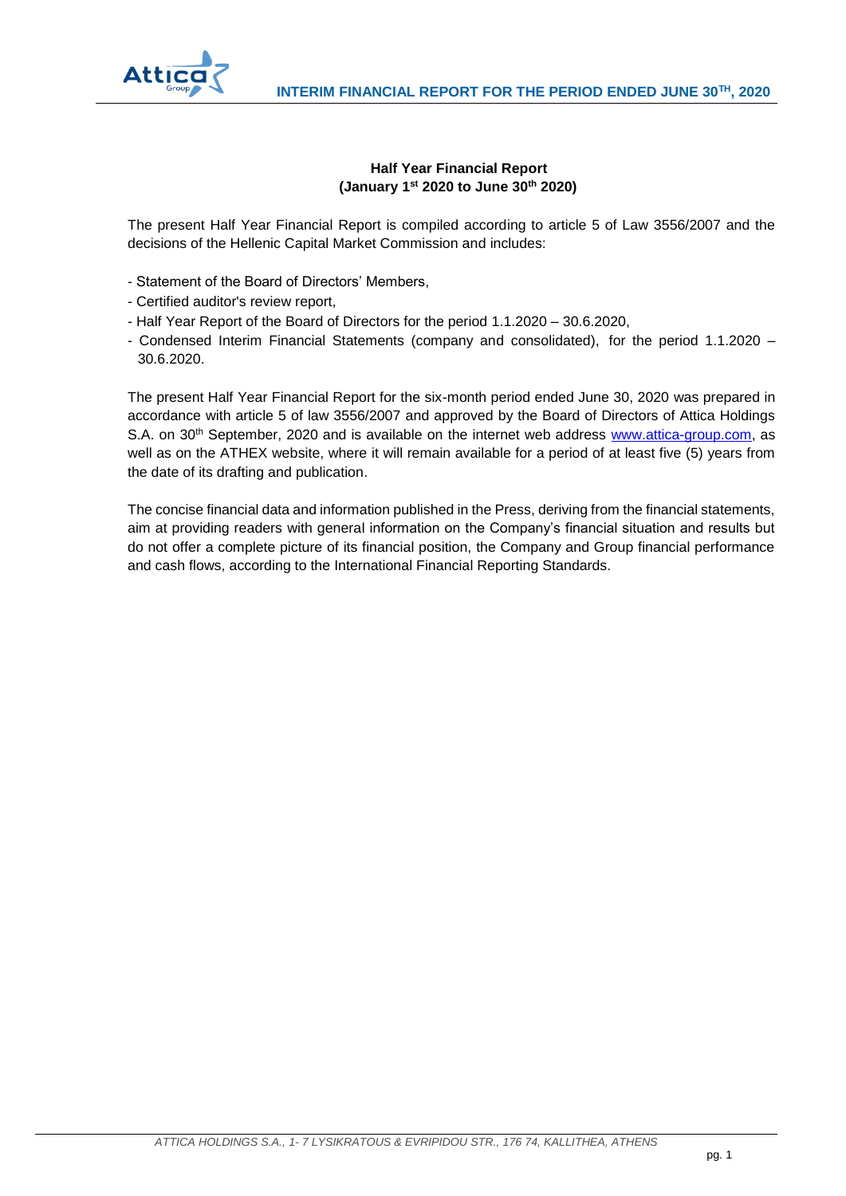**Half Year Financial Report**
**(January 1st 2020 to June 30th 2020)**

The present Half Year Financial Report is compiled according to article 5 of Law 3556/2007 and the decisions of the Hellenic Capital Market Commission and includes:

- Statement of the Board of Directors' Members,
- Certified auditor's review report,
- Half Year Report of the Board of Directors for the period 1.1.2020 – 30.6.2020,
- Condensed Interim Financial Statements (company and consolidated), for the period 1.1.2020 – 30.6.2020.

The present Half Year Financial Report for the six-month period ended June 30, 2020 was prepared in accordance with article 5 of law 3556/2007 and approved by the Board of Directors of Attica Holdings S.A. on 30th September, 2020 and is available on the internet web address www.attica-group.com, as well as on the ATHEX website, where it will remain available for a period of at least five (5) years from the date of its drafting and publication.

The concise financial data and information published in the Press, deriving from the financial statements, aim at providing readers with general information on the Company's financial situation and results but do not offer a complete picture of its financial position, the Company and Group financial performance and cash flows, according to the International Financial Reporting Standards.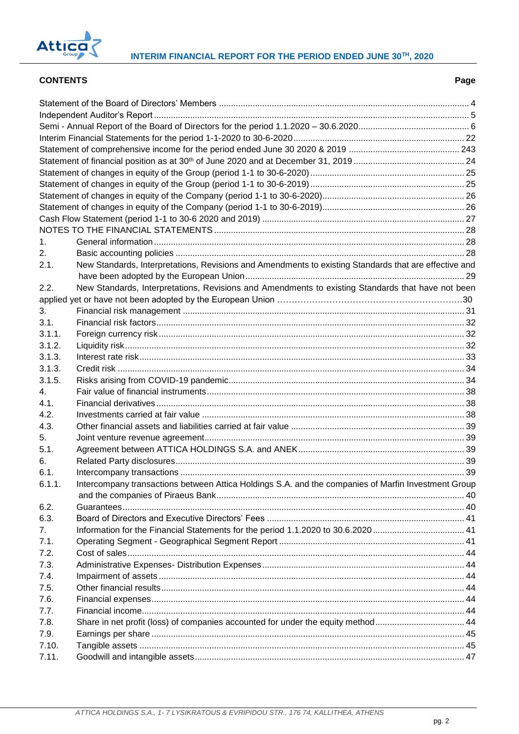## CONTENTS

| | | Page |
|---|---|---|
| Statement of the Board of Directors' Members | | 4 |
| Independent Auditor's Report | | 5 |
| Semi - Annual Report of the Board of Directors for the period 1.1.2020 – 30.6.2020 | | 6 |
| Interim Financial Statements for the period 1-1-2020 to 30-6-2020 | | 22 |
| Statement of comprehensive income for the period ended June 30 2020 & 2019 | | 243 |
| Statement of financial position as at 30th of June 2020 and at December 31, 2019 | | 24 |
| Statement of changes in equity of the Group (period 1-1 to 30-6-2020) | | 25 |
| Statement of changes in equity of the Group (period 1-1 to 30-6-2019) | | 25 |
| Statement of changes in equity of the Company (period 1-1 to 30-6-2020) | | 26 |
| Statement of changes in equity of the Company (period 1-1 to 30-6-2019) | | 26 |
| Cash Flow Statement (period 1-1 to 30-6 2020 and 2019) | | 27 |
| NOTES TO THE FINANCIAL STATEMENTS | | 28 |
| 1. | General information | 28 |
| 2. | Basic accounting policies | 28 |
| 2.1. | New Standards, Interpretations, Revisions and Amendments to existing Standards that are effective and have been adopted by the European Union | 29 |
| 2.2. | New Standards, Interpretations, Revisions and Amendments to existing Standards that have not been applied yet or have not been adopted by the European Union | 30 |
| 3. | Financial risk management | 31 |
| 3.1. | Financial risk factors | 32 |
| 3.1.1. | Foreign currency risk | 32 |
| 3.1.2. | Liquidity risk | 32 |
| 3.1.3. | Interest rate risk | 33 |
| 3.1.3. | Credit risk | 34 |
| 3.1.5. | Risks arising from COVID-19 pandemic | 34 |
| 4. | Fair value of financial instruments | 38 |
| 4.1. | Financial derivatives | 38 |
| 4.2. | Investments carried at fair value | 38 |
| 4.3. | Other financial assets and liabilities carried at fair value | 39 |
| 5. | Joint venture revenue agreement | 39 |
| 5.1. | Agreement between ATTICA HOLDINGS S.A. and ANEK | 39 |
| 6. | Related Party disclosures | 39 |
| 6.1. | Intercompany transactions | 39 |
| 6.1.1. | Intercompany transactions between Attica Holdings S.A. and the companies of Marfin Investment Group and the companies of Piraeus Bank | 40 |
| 6.2. | Guarantees | 40 |
| 6.3. | Board of Directors and Executive Directors' Fees | 41 |
| 7. | Information for the Financial Statements for the period 1.1.2020 to 30.6.2020 | 41 |
| 7.1. | Operating Segment - Geographical Segment Report | 41 |
| 7.2. | Cost of sales | 44 |
| 7.3. | Administrative Expenses- Distribution Expenses | 44 |
| 7.4. | Impairment of assets | 44 |
| 7.5. | Other financial results | 44 |
| 7.6. | Financial expenses | 44 |
| 7.7. | Financial income | 44 |
| 7.8. | Share in net profit (loss) of companies accounted for under the equity method | 44 |
| 7.9. | Earnings per share | 45 |
| 7.10. | Tangible assets | 45 |
| 7.11. | Goodwill and intangible assets | 47 |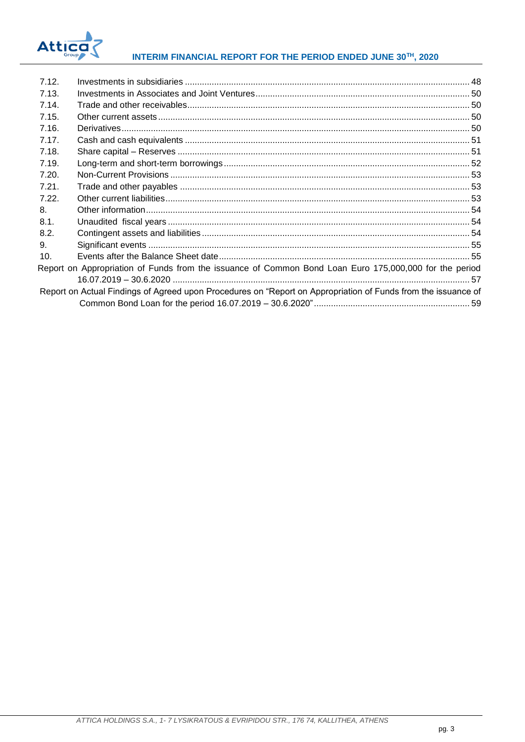| | | |
|---|---|---|
| 7.12. | Investments in subsidiaries | 48 |
| 7.13. | Investments in Associates and Joint Ventures | 50 |
| 7.14. | Trade and other receivables | 50 |
| 7.15. | Other current assets | 50 |
| 7.16. | Derivatives | 50 |
| 7.17. | Cash and cash equivalents | 51 |
| 7.18. | Share capital – Reserves | 51 |
| 7.19. | Long-term and short-term borrowings | 52 |
| 7.20. | Non-Current Provisions | 53 |
| 7.21. | Trade and other payables | 53 |
| 7.22. | Other current liabilities | 53 |
| 8. | Other information | 54 |
| 8.1. | Unaudited fiscal years | 54 |
| 8.2. | Contingent assets and liabilities | 54 |
| 9. | Significant events | 55 |
| 10. | Events after the Balance Sheet date | 55 |

Report on Appropriation of Funds from the issuance of Common Bond Loan Euro 175,000,000 for the period 16.07.2019 – 30.6.2020 ... 57

Report on Actual Findings of Agreed upon Procedures on "Report on Appropriation of Funds from the issuance of Common Bond Loan for the period 16.07.2019 – 30.6.2020" ... 59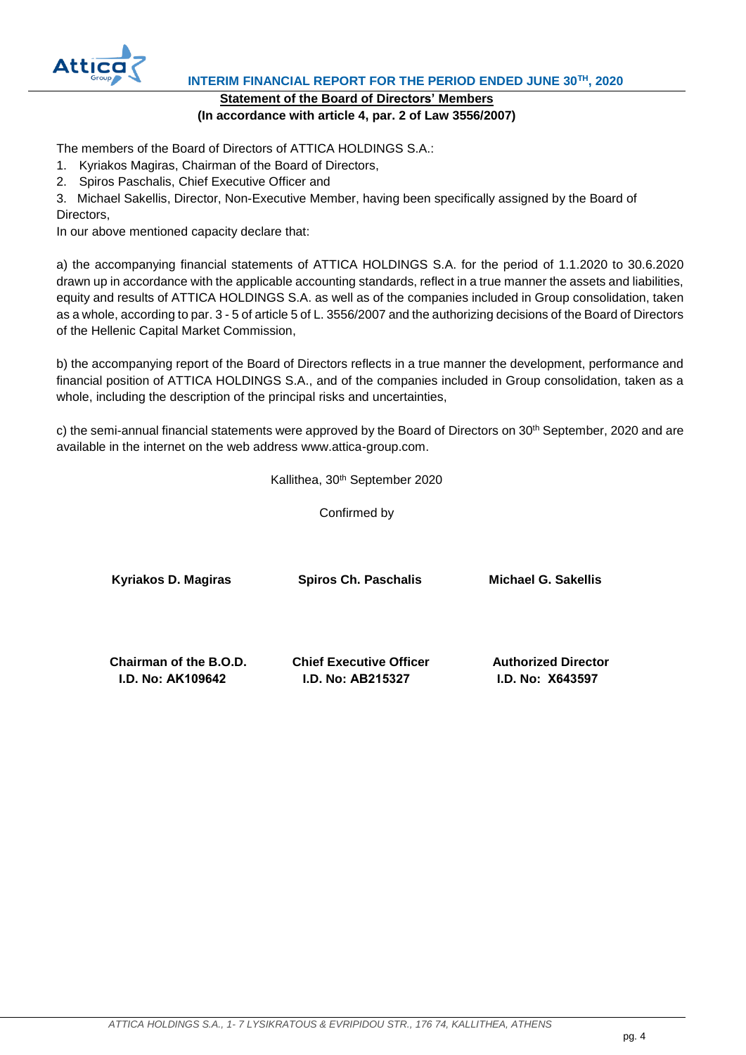## Statement of the Board of Directors' Members

**(In accordance with article 4, par. 2 of Law 3556/2007)**

The members of the Board of Directors of ATTICA HOLDINGS S.A.:

1. Kyriakos Magiras, Chairman of the Board of Directors,
2. Spiros Paschalis, Chief Executive Officer and
3. Michael Sakellis, Director, Non-Executive Member, having been specifically assigned by the Board of Directors,

In our above mentioned capacity declare that:

a) the accompanying financial statements of ATTICA HOLDINGS S.A. for the period of 1.1.2020 to 30.6.2020 drawn up in accordance with the applicable accounting standards, reflect in a true manner the assets and liabilities, equity and results of ATTICA HOLDINGS S.A. as well as of the companies included in Group consolidation, taken as a whole, according to par. 3 - 5 of article 5 of L. 3556/2007 and the authorizing decisions of the Board of Directors of the Hellenic Capital Market Commission,

b) the accompanying report of the Board of Directors reflects in a true manner the development, performance and financial position of ATTICA HOLDINGS S.A., and of the companies included in Group consolidation, taken as a whole, including the description of the principal risks and uncertainties,

c) the semi-annual financial statements were approved by the Board of Directors on 30th September, 2020 and are available in the internet on the web address www.attica-group.com.

Kallithea, 30th September 2020

Confirmed by

| Kyriakos D. Magiras | Spiros Ch. Paschalis | Michael G. Sakellis |
|---|---|---|
| **Chairman of the B.O.D.** | **Chief Executive Officer** | **Authorized Director** |
| **I.D. No: AK109642** | **I.D. No: AB215327** | **I.D. No: X643597** |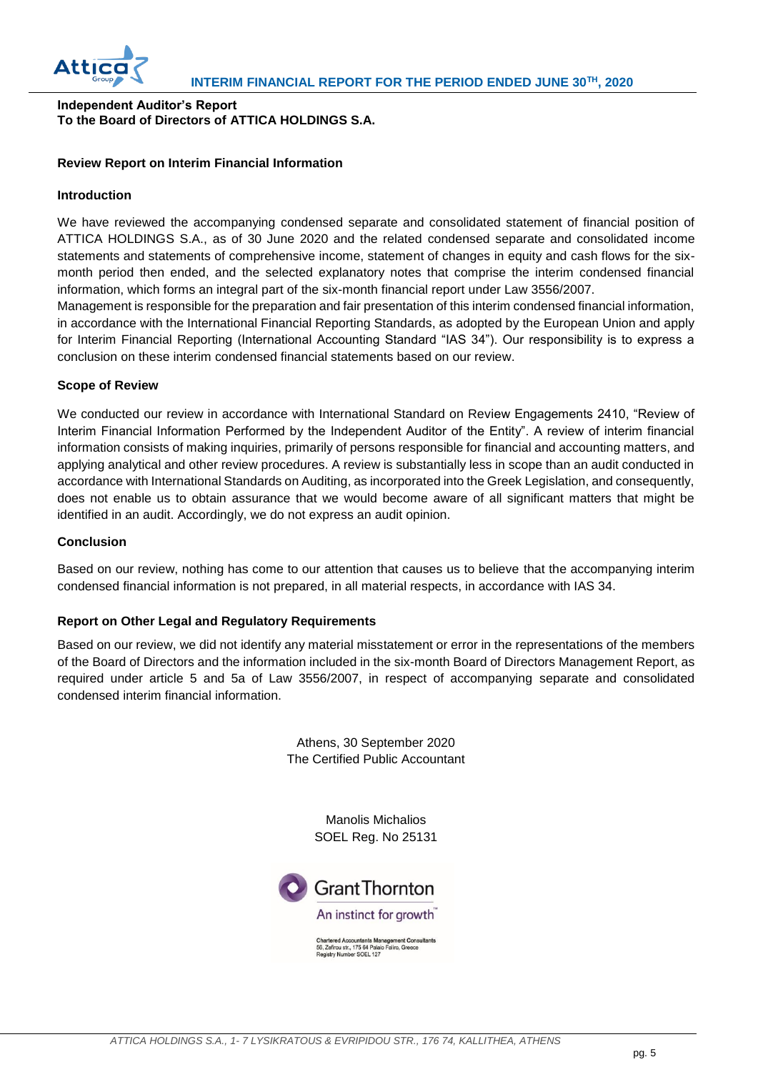**Independent Auditor's Report**
**To the Board of Directors of ATTICA HOLDINGS S.A.**

### Review Report on Interim Financial Information

#### Introduction

We have reviewed the accompanying condensed separate and consolidated statement of financial position of ATTICA HOLDINGS S.A., as of 30 June 2020 and the related condensed separate and consolidated income statements and statements of comprehensive income, statement of changes in equity and cash flows for the six-month period then ended, and the selected explanatory notes that comprise the interim condensed financial information, which forms an integral part of the six-month financial report under Law 3556/2007.

Management is responsible for the preparation and fair presentation of this interim condensed financial information, in accordance with the International Financial Reporting Standards, as adopted by the European Union and apply for Interim Financial Reporting (International Accounting Standard "IAS 34"). Our responsibility is to express a conclusion on these interim condensed financial statements based on our review.

#### Scope of Review

We conducted our review in accordance with International Standard on Review Engagements 2410, "Review of Interim Financial Information Performed by the Independent Auditor of the Entity". A review of interim financial information consists of making inquiries, primarily of persons responsible for financial and accounting matters, and applying analytical and other review procedures. A review is substantially less in scope than an audit conducted in accordance with International Standards on Auditing, as incorporated into the Greek Legislation, and consequently, does not enable us to obtain assurance that we would become aware of all significant matters that might be identified in an audit. Accordingly, we do not express an audit opinion.

#### Conclusion

Based on our review, nothing has come to our attention that causes us to believe that the accompanying interim condensed financial information is not prepared, in all material respects, in accordance with IAS 34.

#### Report on Other Legal and Regulatory Requirements

Based on our review, we did not identify any material misstatement or error in the representations of the members of the Board of Directors and the information included in the six-month Board of Directors Management Report, as required under article 5 and 5a of Law 3556/2007, in respect of accompanying separate and consolidated condensed interim financial information.

Athens, 30 September 2020
The Certified Public Accountant

Manolis Michalios
SOEL Reg. No 25131

Grant Thornton
An instinct for growth™

Chartered Accountants Management Consultants
56, Zefirou str., 175 64 Palaio Faliro, Greece
Registry Number SOEL 127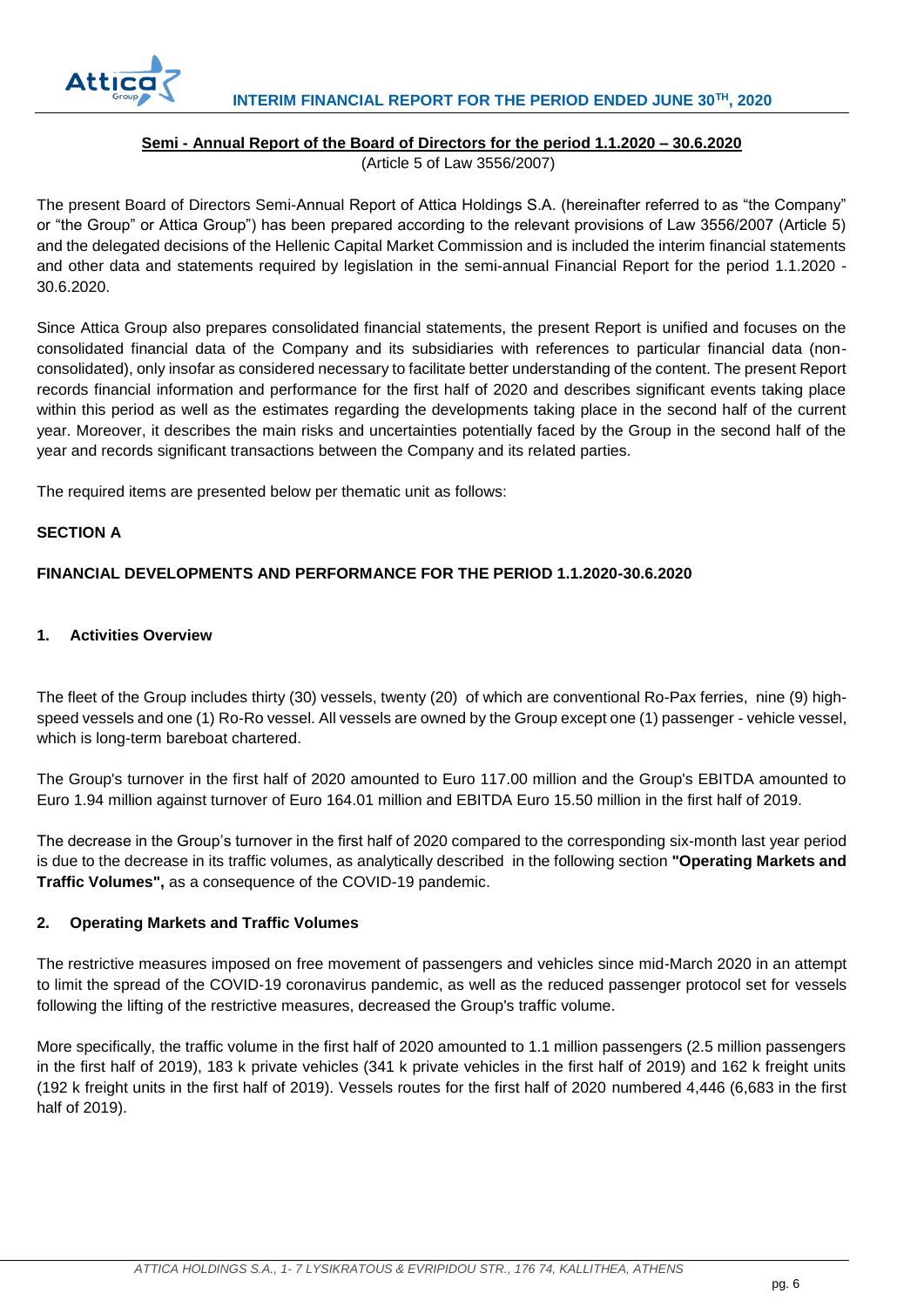## Semi - Annual Report of the Board of Directors for the period 1.1.2020 – 30.6.2020

(Article 5 of Law 3556/2007)

The present Board of Directors Semi-Annual Report of Attica Holdings S.A. (hereinafter referred to as "the Company" or "the Group" or Attica Group") has been prepared according to the relevant provisions of Law 3556/2007 (Article 5) and the delegated decisions of the Hellenic Capital Market Commission and is included the interim financial statements and other data and statements required by legislation in the semi-annual Financial Report for the period 1.1.2020 - 30.6.2020.

Since Attica Group also prepares consolidated financial statements, the present Report is unified and focuses on the consolidated financial data of the Company and its subsidiaries with references to particular financial data (non-consolidated), only insofar as considered necessary to facilitate better understanding of the content. The present Report records financial information and performance for the first half of 2020 and describes significant events taking place within this period as well as the estimates regarding the developments taking place in the second half of the current year. Moreover, it describes the main risks and uncertainties potentially faced by the Group in the second half of the year and records significant transactions between the Company and its related parties.

The required items are presented below per thematic unit as follows:

**SECTION A**

**FINANCIAL DEVELOPMENTS AND PERFORMANCE FOR THE PERIOD 1.1.2020-30.6.2020**

### 1. Activities Overview

The fleet of the Group includes thirty (30) vessels, twenty (20) of which are conventional Ro-Pax ferries, nine (9) high-speed vessels and one (1) Ro-Ro vessel. All vessels are owned by the Group except one (1) passenger - vehicle vessel, which is long-term bareboat chartered.

The Group's turnover in the first half of 2020 amounted to Euro 117.00 million and the Group's EBITDA amounted to Euro 1.94 million against turnover of Euro 164.01 million and EBITDA Euro 15.50 million in the first half of 2019.

The decrease in the Group's turnover in the first half of 2020 compared to the corresponding six-month last year period is due to the decrease in its traffic volumes, as analytically described in the following section **"Operating Markets and Traffic Volumes",** as a consequence of the COVID-19 pandemic.

### 2. Operating Markets and Traffic Volumes

The restrictive measures imposed on free movement of passengers and vehicles since mid-March 2020 in an attempt to limit the spread of the COVID-19 coronavirus pandemic, as well as the reduced passenger protocol set for vessels following the lifting of the restrictive measures, decreased the Group's traffic volume.

More specifically, the traffic volume in the first half of 2020 amounted to 1.1 million passengers (2.5 million passengers in the first half of 2019), 183 k private vehicles (341 k private vehicles in the first half of 2019) and 162 k freight units (192 k freight units in the first half of 2019). Vessels routes for the first half of 2020 numbered 4,446 (6,683 in the first half of 2019).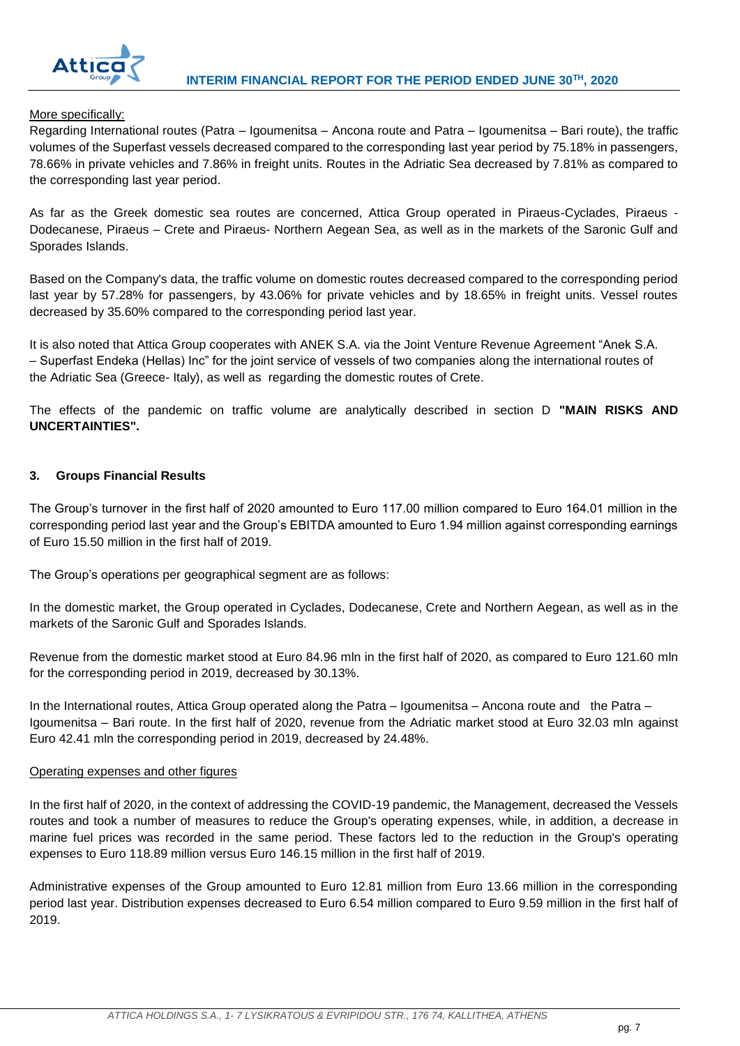More specifically:

Regarding International routes (Patra – Igoumenitsa – Ancona route and Patra – Igoumenitsa – Bari route), the traffic volumes of the Superfast vessels decreased compared to the corresponding last year period by 75.18% in passengers, 78.66% in private vehicles and 7.86% in freight units. Routes in the Adriatic Sea decreased by 7.81% as compared to the corresponding last year period.

As far as the Greek domestic sea routes are concerned, Attica Group operated in Piraeus-Cyclades, Piraeus - Dodecanese, Piraeus – Crete and Piraeus- Northern Aegean Sea, as well as in the markets of the Saronic Gulf and Sporades Islands.

Based on the Company's data, the traffic volume on domestic routes decreased compared to the corresponding period last year by 57.28% for passengers, by 43.06% for private vehicles and by 18.65% in freight units. Vessel routes decreased by 35.60% compared to the corresponding period last year.

It is also noted that Attica Group cooperates with ANEK S.A. via the Joint Venture Revenue Agreement "Anek S.A. – Superfast Endeka (Hellas) Inc" for the joint service of vessels of two companies along the international routes of the Adriatic Sea (Greece- Italy), as well as regarding the domestic routes of Crete.

The effects of the pandemic on traffic volume are analytically described in section D **"MAIN RISKS AND UNCERTAINTIES".**

### 3. Groups Financial Results

The Group's turnover in the first half of 2020 amounted to Euro 117.00 million compared to Euro 164.01 million in the corresponding period last year and the Group's EBITDA amounted to Euro 1.94 million against corresponding earnings of Euro 15.50 million in the first half of 2019.

The Group's operations per geographical segment are as follows:

In the domestic market, the Group operated in Cyclades, Dodecanese, Crete and Northern Aegean, as well as in the markets of the Saronic Gulf and Sporades Islands.

Revenue from the domestic market stood at Euro 84.96 mln in the first half of 2020, as compared to Euro 121.60 mln for the corresponding period in 2019, decreased by 30.13%.

In the International routes, Attica Group operated along the Patra – Igoumenitsa – Ancona route and the Patra – Igoumenitsa – Bari route. In the first half of 2020, revenue from the Adriatic market stood at Euro 32.03 mln against Euro 42.41 mln the corresponding period in 2019, decreased by 24.48%.

Operating expenses and other figures

In the first half of 2020, in the context of addressing the COVID-19 pandemic, the Management, decreased the Vessels routes and took a number of measures to reduce the Group's operating expenses, while, in addition, a decrease in marine fuel prices was recorded in the same period. These factors led to the reduction in the Group's operating expenses to Euro 118.89 million versus Euro 146.15 million in the first half of 2019.

Administrative expenses of the Group amounted to Euro 12.81 million from Euro 13.66 million in the corresponding period last year. Distribution expenses decreased to Euro 6.54 million compared to Euro 9.59 million in the first half of 2019.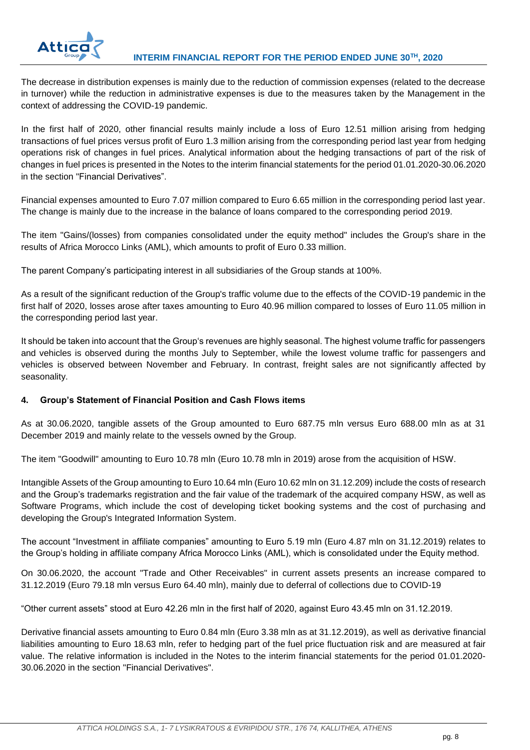The decrease in distribution expenses is mainly due to the reduction of commission expenses (related to the decrease in turnover) while the reduction in administrative expenses is due to the measures taken by the Management in the context of addressing the COVID-19 pandemic.

In the first half of 2020, other financial results mainly include a loss of Euro 12.51 million arising from hedging transactions of fuel prices versus profit of Euro 1.3 million arising from the corresponding period last year from hedging operations risk of changes in fuel prices. Analytical information about the hedging transactions of part of the risk of changes in fuel prices is presented in the Notes to the interim financial statements for the period 01.01.2020-30.06.2020 in the section "Financial Derivatives".

Financial expenses amounted to Euro 7.07 million compared to Euro 6.65 million in the corresponding period last year. The change is mainly due to the increase in the balance of loans compared to the corresponding period 2019.

The item "Gains/(losses) from companies consolidated under the equity method" includes the Group's share in the results of Africa Morocco Links (AML), which amounts to profit of Euro 0.33 million.

The parent Company's participating interest in all subsidiaries of the Group stands at 100%.

As a result of the significant reduction of the Group's traffic volume due to the effects of the COVID-19 pandemic in the first half of 2020, losses arose after taxes amounting to Euro 40.96 million compared to losses of Euro 11.05 million in the corresponding period last year.

It should be taken into account that the Group's revenues are highly seasonal. The highest volume traffic for passengers and vehicles is observed during the months July to September, while the lowest volume traffic for passengers and vehicles is observed between November and February. In contrast, freight sales are not significantly affected by seasonality.

### 4. Group's Statement of Financial Position and Cash Flows items

As at 30.06.2020, tangible assets of the Group amounted to Euro 687.75 mln versus Euro 688.00 mln as at 31 December 2019 and mainly relate to the vessels owned by the Group.

The item "Goodwill" amounting to Euro 10.78 mln (Euro 10.78 mln in 2019) arose from the acquisition of HSW.

Intangible Assets of the Group amounting to Euro 10.64 mln (Euro 10.62 mln on 31.12.209) include the costs of research and the Group's trademarks registration and the fair value of the trademark of the acquired company HSW, as well as Software Programs, which include the cost of developing ticket booking systems and the cost of purchasing and developing the Group's Integrated Information System.

The account "Investment in affiliate companies" amounting to Euro 5.19 mln (Euro 4.87 mln on 31.12.2019) relates to the Group's holding in affiliate company Africa Morocco Links (AML), which is consolidated under the Equity method.

On 30.06.2020, the account "Trade and Other Receivables" in current assets presents an increase compared to 31.12.2019 (Euro 79.18 mln versus Euro 64.40 mln), mainly due to deferral of collections due to COVID-19

"Other current assets" stood at Euro 42.26 mln in the first half of 2020, against Euro 43.45 mln on 31.12.2019.

Derivative financial assets amounting to Euro 0.84 mln (Euro 3.38 mln as at 31.12.2019), as well as derivative financial liabilities amounting to Euro 18.63 mln, refer to hedging part of the fuel price fluctuation risk and are measured at fair value. The relative information is included in the Notes to the interim financial statements for the period 01.01.2020-30.06.2020 in the section "Financial Derivatives".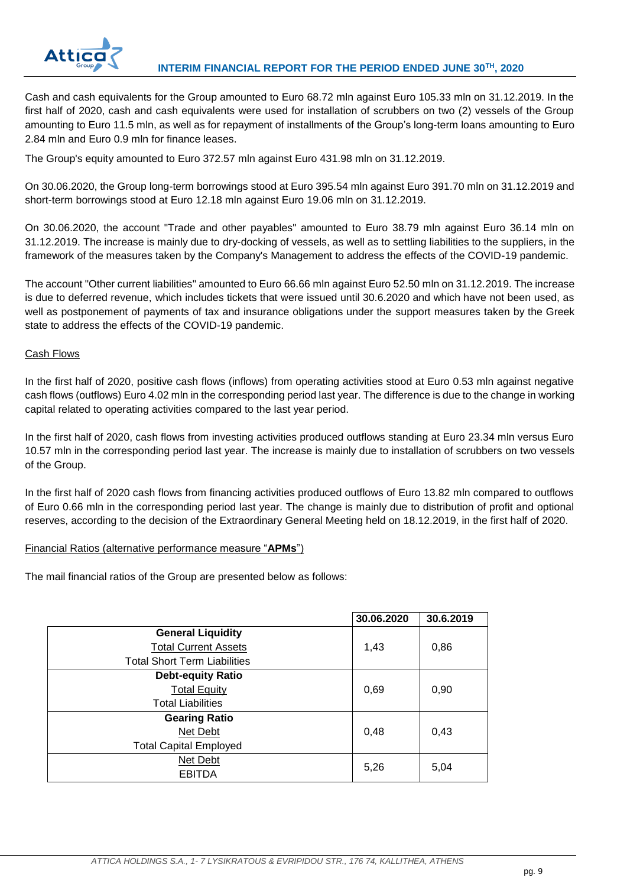Cash and cash equivalents for the Group amounted to Euro 68.72 mln against Euro 105.33 mln on 31.12.2019. In the first half of 2020, cash and cash equivalents were used for installation of scrubbers on two (2) vessels of the Group amounting to Euro 11.5 mln, as well as for repayment of installments of the Group's long-term loans amounting to Euro 2.84 mln and Euro 0.9 mln for finance leases.

The Group's equity amounted to Euro 372.57 mln against Euro 431.98 mln on 31.12.2019.

On 30.06.2020, the Group long-term borrowings stood at Euro 395.54 mln against Euro 391.70 mln on 31.12.2019 and short-term borrowings stood at Euro 12.18 mln against Euro 19.06 mln on 31.12.2019.

On 30.06.2020, the account "Trade and other payables" amounted to Euro 38.79 mln against Euro 36.14 mln on 31.12.2019. The increase is mainly due to dry-docking of vessels, as well as to settling liabilities to the suppliers, in the framework of the measures taken by the Company's Management to address the effects of the COVID-19 pandemic.

The account "Other current liabilities" amounted to Euro 66.66 mln against Euro 52.50 mln on 31.12.2019. The increase is due to deferred revenue, which includes tickets that were issued until 30.6.2020 and which have not been used, as well as postponement of payments of tax and insurance obligations under the support measures taken by the Greek state to address the effects of the COVID-19 pandemic.

Cash Flows

In the first half of 2020, positive cash flows (inflows) from operating activities stood at Euro 0.53 mln against negative cash flows (outflows) Euro 4.02 mln in the corresponding period last year. The difference is due to the change in working capital related to operating activities compared to the last year period.

In the first half of 2020, cash flows from investing activities produced outflows standing at Euro 23.34 mln versus Euro 10.57 mln in the corresponding period last year. The increase is mainly due to installation of scrubbers on two vessels of the Group.

In the first half of 2020 cash flows from financing activities produced outflows of Euro 13.82 mln compared to outflows of Euro 0.66 mln in the corresponding period last year. The change is mainly due to distribution of profit and optional reserves, according to the decision of the Extraordinary General Meeting held on 18.12.2019, in the first half of 2020.

Financial Ratios (alternative performance measure "**APMs**")

The mail financial ratios of the Group are presented below as follows:

| | 30.06.2020 | 30.6.2019 |
|---|---|---|
| **General Liquidity**<br>Total Current Assets<br>Total Short Term Liabilities | 1,43 | 0,86 |
| **Debt-equity Ratio**<br>Total Equity<br>Total Liabilities | 0,69 | 0,90 |
| **Gearing Ratio**<br>Net Debt<br>Total Capital Employed | 0,48 | 0,43 |
| Net Debt<br>EBITDA | 5,26 | 5,04 |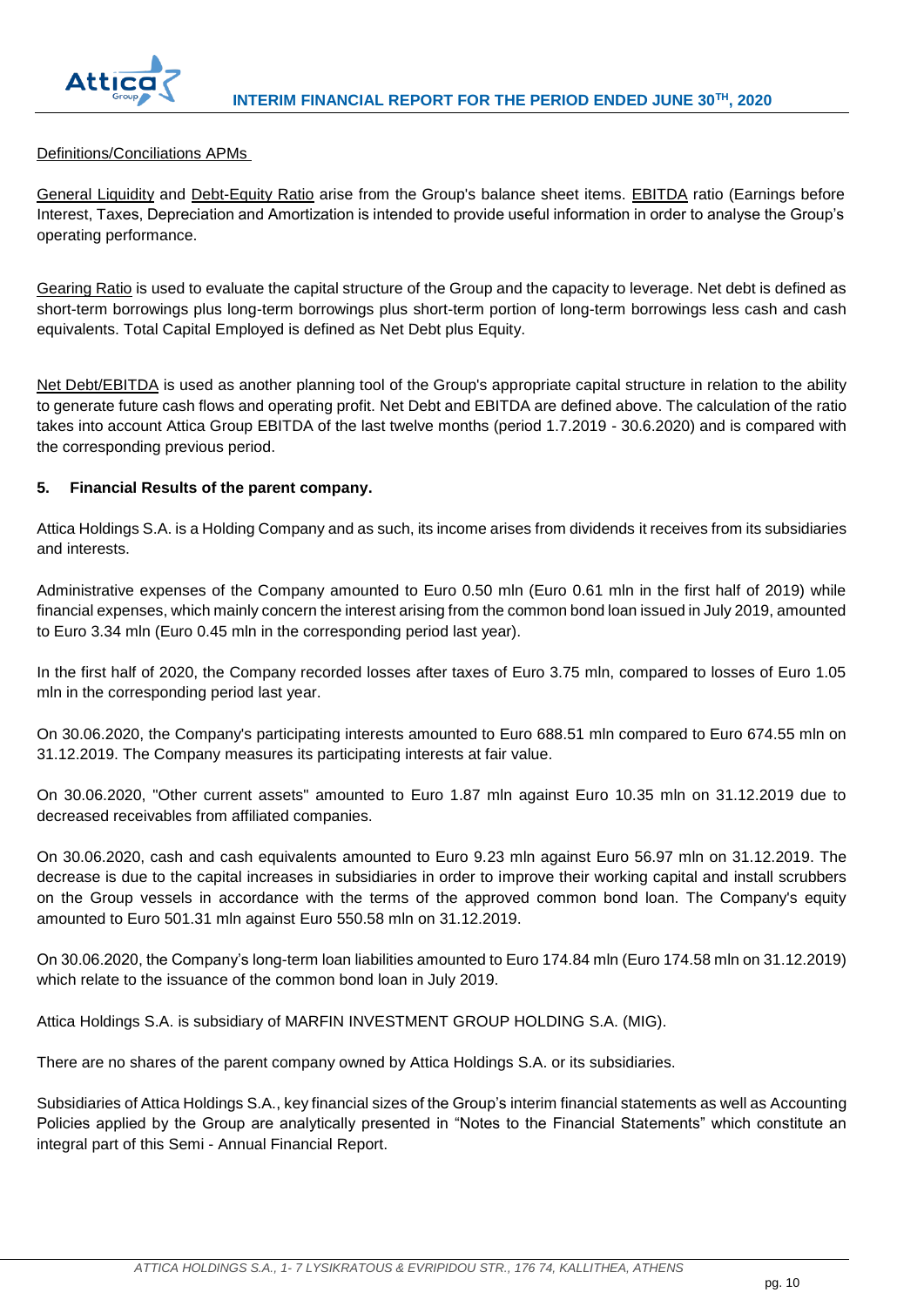Definitions/Conciliations APMs

General Liquidity and Debt-Equity Ratio arise from the Group's balance sheet items. EBITDA ratio (Earnings before Interest, Taxes, Depreciation and Amortization is intended to provide useful information in order to analyse the Group's operating performance.

Gearing Ratio is used to evaluate the capital structure of the Group and the capacity to leverage. Net debt is defined as short-term borrowings plus long-term borrowings plus short-term portion of long-term borrowings less cash and cash equivalents. Total Capital Employed is defined as Net Debt plus Equity.

Net Debt/EBITDA is used as another planning tool of the Group's appropriate capital structure in relation to the ability to generate future cash flows and operating profit. Net Debt and EBITDA are defined above. The calculation of the ratio takes into account Attica Group EBITDA of the last twelve months (period 1.7.2019 - 30.6.2020) and is compared with the corresponding previous period.

## 5. Financial Results of the parent company.

Attica Holdings S.A. is a Holding Company and as such, its income arises from dividends it receives from its subsidiaries and interests.

Administrative expenses of the Company amounted to Euro 0.50 mln (Euro 0.61 mln in the first half of 2019) while financial expenses, which mainly concern the interest arising from the common bond loan issued in July 2019, amounted to Euro 3.34 mln (Euro 0.45 mln in the corresponding period last year).

In the first half of 2020, the Company recorded losses after taxes of Euro 3.75 mln, compared to losses of Euro 1.05 mln in the corresponding period last year.

On 30.06.2020, the Company's participating interests amounted to Euro 688.51 mln compared to Euro 674.55 mln on 31.12.2019. The Company measures its participating interests at fair value.

On 30.06.2020, "Other current assets" amounted to Euro 1.87 mln against Euro 10.35 mln on 31.12.2019 due to decreased receivables from affiliated companies.

On 30.06.2020, cash and cash equivalents amounted to Euro 9.23 mln against Euro 56.97 mln on 31.12.2019. The decrease is due to the capital increases in subsidiaries in order to improve their working capital and install scrubbers on the Group vessels in accordance with the terms of the approved common bond loan. The Company's equity amounted to Euro 501.31 mln against Euro 550.58 mln on 31.12.2019.

On 30.06.2020, the Company's long-term loan liabilities amounted to Euro 174.84 mln (Euro 174.58 mln on 31.12.2019) which relate to the issuance of the common bond loan in July 2019.

Attica Holdings S.A. is subsidiary of MARFIN INVESTMENT GROUP HOLDING S.A. (MIG).

There are no shares of the parent company owned by Attica Holdings S.A. or its subsidiaries.

Subsidiaries of Attica Holdings S.A., key financial sizes of the Group's interim financial statements as well as Accounting Policies applied by the Group are analytically presented in "Notes to the Financial Statements" which constitute an integral part of this Semi - Annual Financial Report.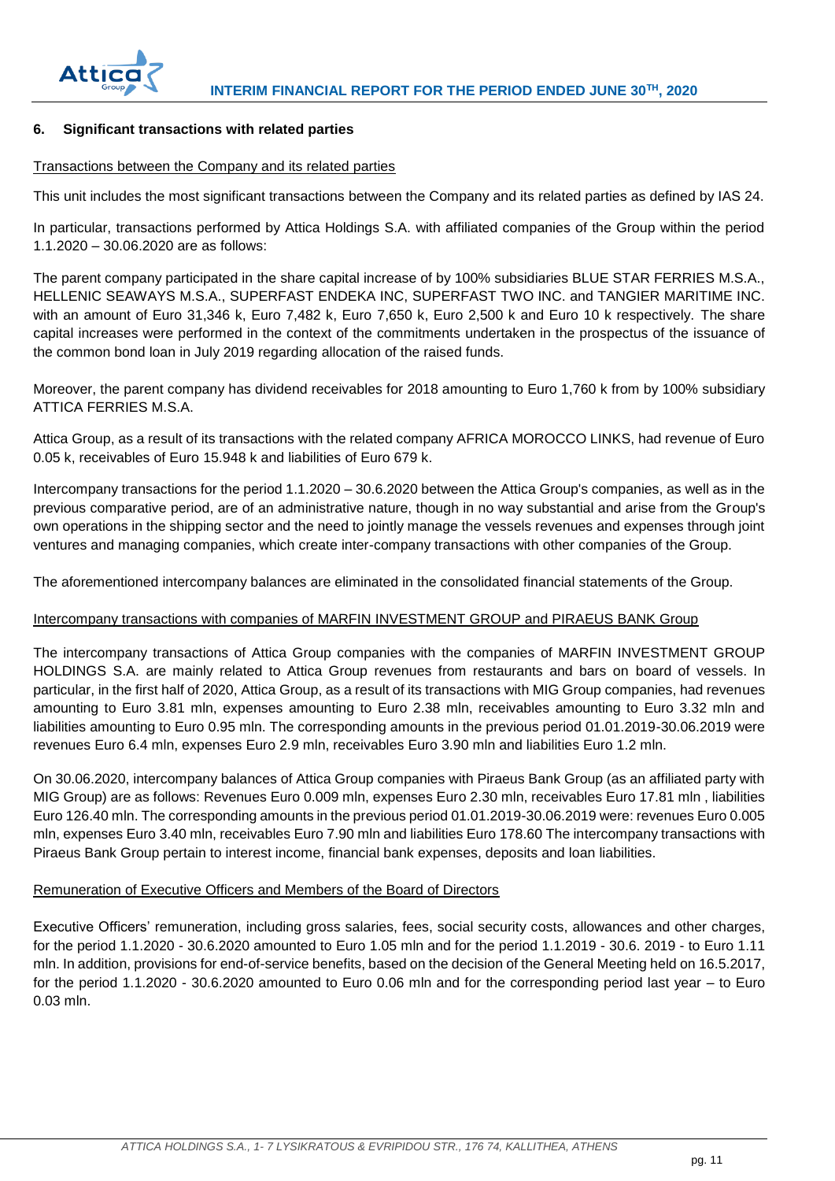## 6. Significant transactions with related parties

Transactions between the Company and its related parties

This unit includes the most significant transactions between the Company and its related parties as defined by IAS 24.

In particular, transactions performed by Attica Holdings S.A. with affiliated companies of the Group within the period 1.1.2020 – 30.06.2020 are as follows:

The parent company participated in the share capital increase of by 100% subsidiaries BLUE STAR FERRIES M.S.A., HELLENIC SEAWAYS M.S.A., SUPERFAST ENDEKA INC, SUPERFAST TWO INC. and TANGIER MARITIME INC. with an amount of Euro 31,346 k, Euro 7,482 k, Euro 7,650 k, Euro 2,500 k and Euro 10 k respectively. The share capital increases were performed in the context of the commitments undertaken in the prospectus of the issuance of the common bond loan in July 2019 regarding allocation of the raised funds.

Moreover, the parent company has dividend receivables for 2018 amounting to Euro 1,760 k from by 100% subsidiary ATTICA FERRIES M.S.A.

Attica Group, as a result of its transactions with the related company AFRICA MOROCCO LINKS, had revenue of Euro 0.05 k, receivables of Euro 15.948 k and liabilities of Euro 679 k.

Intercompany transactions for the period 1.1.2020 – 30.6.2020 between the Attica Group's companies, as well as in the previous comparative period, are of an administrative nature, though in no way substantial and arise from the Group's own operations in the shipping sector and the need to jointly manage the vessels revenues and expenses through joint ventures and managing companies, which create inter-company transactions with other companies of the Group.

The aforementioned intercompany balances are eliminated in the consolidated financial statements of the Group.

Intercompany transactions with companies of MARFIN INVESTMENT GROUP and PIRAEUS BANK Group

The intercompany transactions of Attica Group companies with the companies of MARFIN INVESTMENT GROUP HOLDINGS S.A. are mainly related to Attica Group revenues from restaurants and bars on board of vessels. In particular, in the first half of 2020, Attica Group, as a result of its transactions with MIG Group companies, had revenues amounting to Euro 3.81 mln, expenses amounting to Euro 2.38 mln, receivables amounting to Euro 3.32 mln and liabilities amounting to Euro 0.95 mln. The corresponding amounts in the previous period 01.01.2019-30.06.2019 were revenues Euro 6.4 mln, expenses Euro 2.9 mln, receivables Euro 3.90 mln and liabilities Euro 1.2 mln.

On 30.06.2020, intercompany balances of Attica Group companies with Piraeus Bank Group (as an affiliated party with MIG Group) are as follows: Revenues Euro 0.009 mln, expenses Euro 2.30 mln, receivables Euro 17.81 mln , liabilities Euro 126.40 mln. The corresponding amounts in the previous period 01.01.2019-30.06.2019 were: revenues Euro 0.005 mln, expenses Euro 3.40 mln, receivables Euro 7.90 mln and liabilities Euro 178.60 The intercompany transactions with Piraeus Bank Group pertain to interest income, financial bank expenses, deposits and loan liabilities.

Remuneration of Executive Officers and Members of the Board of Directors

Executive Officers' remuneration, including gross salaries, fees, social security costs, allowances and other charges, for the period 1.1.2020 - 30.6.2020 amounted to Euro 1.05 mln and for the period 1.1.2019 - 30.6. 2019 - to Euro 1.11 mln. In addition, provisions for end-of-service benefits, based on the decision of the General Meeting held on 16.5.2017, for the period 1.1.2020 - 30.6.2020 amounted to Euro 0.06 mln and for the corresponding period last year – to Euro 0.03 mln.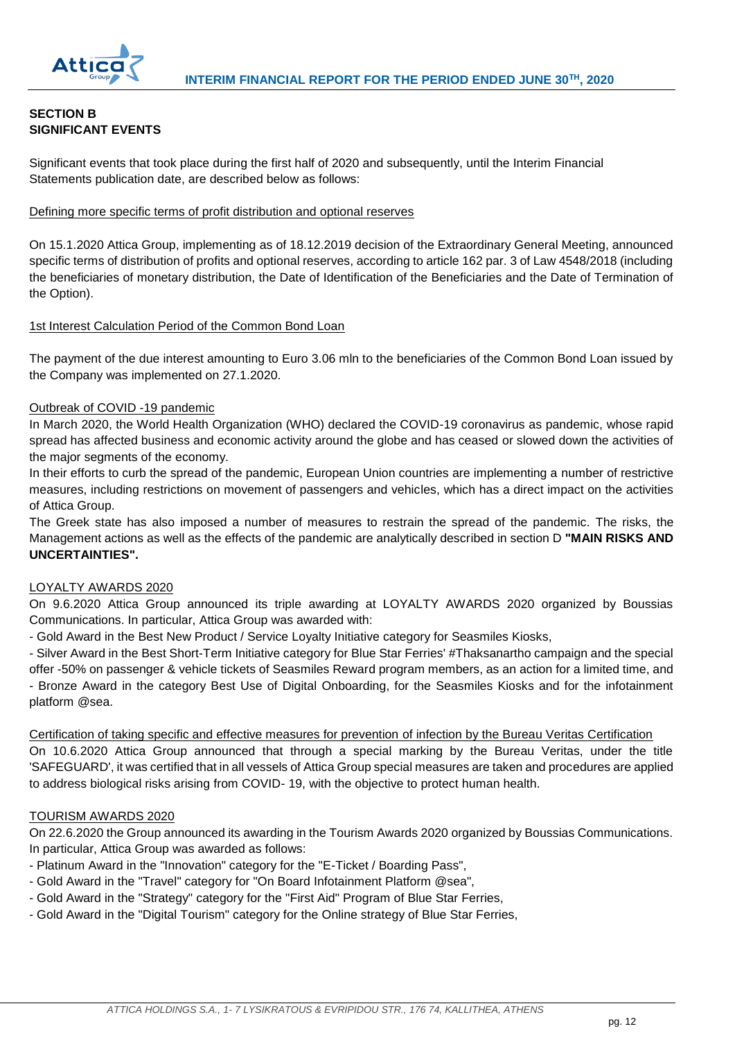## SECTION B
## SIGNIFICANT EVENTS

Significant events that took place during the first half of 2020 and subsequently, until the Interim Financial Statements publication date, are described below as follows:

Defining more specific terms of profit distribution and optional reserves

On 15.1.2020 Attica Group, implementing as of 18.12.2019 decision of the Extraordinary General Meeting, announced specific terms of distribution of profits and optional reserves, according to article 162 par. 3 of Law 4548/2018 (including the beneficiaries of monetary distribution, the Date of Identification of the Beneficiaries and the Date of Termination of the Option).

1st Interest Calculation Period of the Common Bond Loan

The payment of the due interest amounting to Euro 3.06 mln to the beneficiaries of the Common Bond Loan issued by the Company was implemented on 27.1.2020.

Outbreak of COVID -19 pandemic

In March 2020, the World Health Organization (WHO) declared the COVID-19 coronavirus as pandemic, whose rapid spread has affected business and economic activity around the globe and has ceased or slowed down the activities of the major segments of the economy.

In their efforts to curb the spread of the pandemic, European Union countries are implementing a number of restrictive measures, including restrictions on movement of passengers and vehicles, which has a direct impact on the activities of Attica Group.

The Greek state has also imposed a number of measures to restrain the spread of the pandemic. The risks, the Management actions as well as the effects of the pandemic are analytically described in section D **"MAIN RISKS AND UNCERTAINTIES".**

LOYALTY AWARDS 2020

On 9.6.2020 Attica Group announced its triple awarding at LOYALTY AWARDS 2020 organized by Boussias Communications. In particular, Attica Group was awarded with:

- Gold Award in the Best New Product / Service Loyalty Initiative category for Seasmiles Kiosks,
- Silver Award in the Best Short-Term Initiative category for Blue Star Ferries' #Thaksanartho campaign and the special offer -50% on passenger & vehicle tickets of Seasmiles Reward program members, as an action for a limited time, and
- Bronze Award in the category Best Use of Digital Onboarding, for the Seasmiles Kiosks and for the infotainment platform @sea.

Certification of taking specific and effective measures for prevention of infection by the Bureau Veritas Certification

On 10.6.2020 Attica Group announced that through a special marking by the Bureau Veritas, under the title 'SAFEGUARD', it was certified that in all vessels of Attica Group special measures are taken and procedures are applied to address biological risks arising from COVID- 19, with the objective to protect human health.

TOURISM AWARDS 2020

On 22.6.2020 the Group announced its awarding in the Tourism Awards 2020 organized by Boussias Communications. In particular, Attica Group was awarded as follows:

- Platinum Award in the "Innovation" category for the "E-Ticket / Boarding Pass",
- Gold Award in the "Travel" category for "On Board Infotainment Platform @sea",
- Gold Award in the "Strategy" category for the "First Aid" Program of Blue Star Ferries,
- Gold Award in the "Digital Tourism" category for the Online strategy of Blue Star Ferries,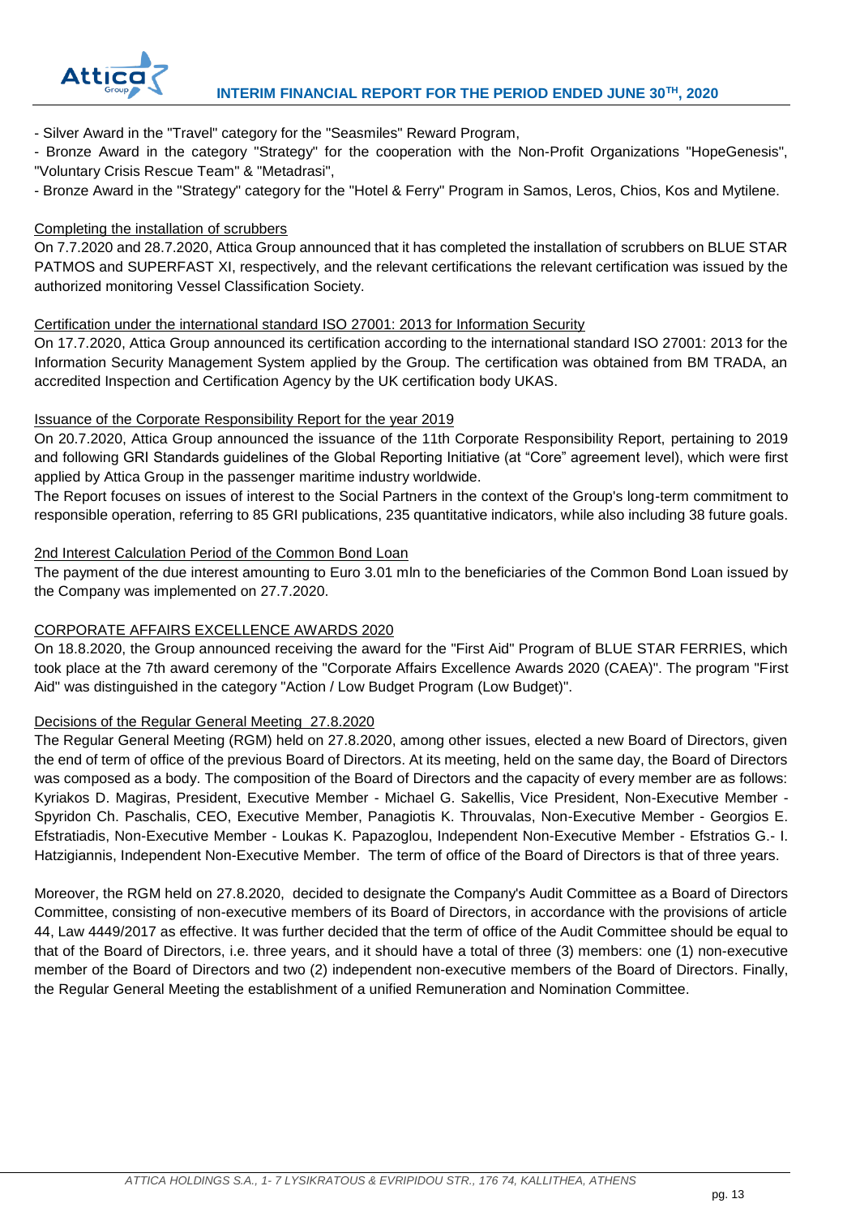- Silver Award in the "Travel" category for the "Seasmiles" Reward Program,

- Bronze Award in the category "Strategy" for the cooperation with the Non-Profit Organizations "HopeGenesis", "Voluntary Crisis Rescue Team" & "Metadrasi",

- Bronze Award in the "Strategy" category for the "Hotel & Ferry" Program in Samos, Leros, Chios, Kos and Mytilene.

Completing the installation of scrubbers

On 7.7.2020 and 28.7.2020, Attica Group announced that it has completed the installation of scrubbers on BLUE STAR PATMOS and SUPERFAST XI, respectively, and the relevant certifications the relevant certification was issued by the authorized monitoring Vessel Classification Society.

Certification under the international standard ISO 27001: 2013 for Information Security

On 17.7.2020, Attica Group announced its certification according to the international standard ISO 27001: 2013 for the Information Security Management System applied by the Group. The certification was obtained from BM TRADA, an accredited Inspection and Certification Agency by the UK certification body UKAS.

Issuance of the Corporate Responsibility Report for the year 2019

On 20.7.2020, Attica Group announced the issuance of the 11th Corporate Responsibility Report, pertaining to 2019 and following GRI Standards guidelines of the Global Reporting Initiative (at "Core" agreement level), which were first applied by Attica Group in the passenger maritime industry worldwide.

The Report focuses on issues of interest to the Social Partners in the context of the Group's long-term commitment to responsible operation, referring to 85 GRI publications, 235 quantitative indicators, while also including 38 future goals.

2nd Interest Calculation Period of the Common Bond Loan

The payment of the due interest amounting to Euro 3.01 mln to the beneficiaries of the Common Bond Loan issued by the Company was implemented on 27.7.2020.

CORPORATE AFFAIRS EXCELLENCE AWARDS 2020

On 18.8.2020, the Group announced receiving the award for the "First Aid" Program of BLUE STAR FERRIES, which took place at the 7th award ceremony of the "Corporate Affairs Excellence Awards 2020 (CAEA)". The program "First Aid" was distinguished in the category "Action / Low Budget Program (Low Budget)".

Decisions of the Regular General Meeting 27.8.2020

The Regular General Meeting (RGM) held on 27.8.2020, among other issues, elected a new Board of Directors, given the end of term of office of the previous Board of Directors. At its meeting, held on the same day, the Board of Directors was composed as a body. The composition of the Board of Directors and the capacity of every member are as follows: Kyriakos D. Magiras, President, Executive Member - Michael G. Sakellis, Vice President, Non-Executive Member - Spyridon Ch. Paschalis, CEO, Executive Member, Panagiotis K. Throuvalas, Non-Executive Member - Georgios E. Efstratiadis, Non-Executive Member - Loukas K. Papazoglou, Independent Non-Executive Member - Efstratios G.- I. Hatzigiannis, Independent Non-Executive Member. The term of office of the Board of Directors is that of three years.

Moreover, the RGM held on 27.8.2020, decided to designate the Company's Audit Committee as a Board of Directors Committee, consisting of non-executive members of its Board of Directors, in accordance with the provisions of article 44, Law 4449/2017 as effective. It was further decided that the term of office of the Audit Committee should be equal to that of the Board of Directors, i.e. three years, and it should have a total of three (3) members: one (1) non-executive member of the Board of Directors and two (2) independent non-executive members of the Board of Directors. Finally, the Regular General Meeting the establishment of a unified Remuneration and Nomination Committee.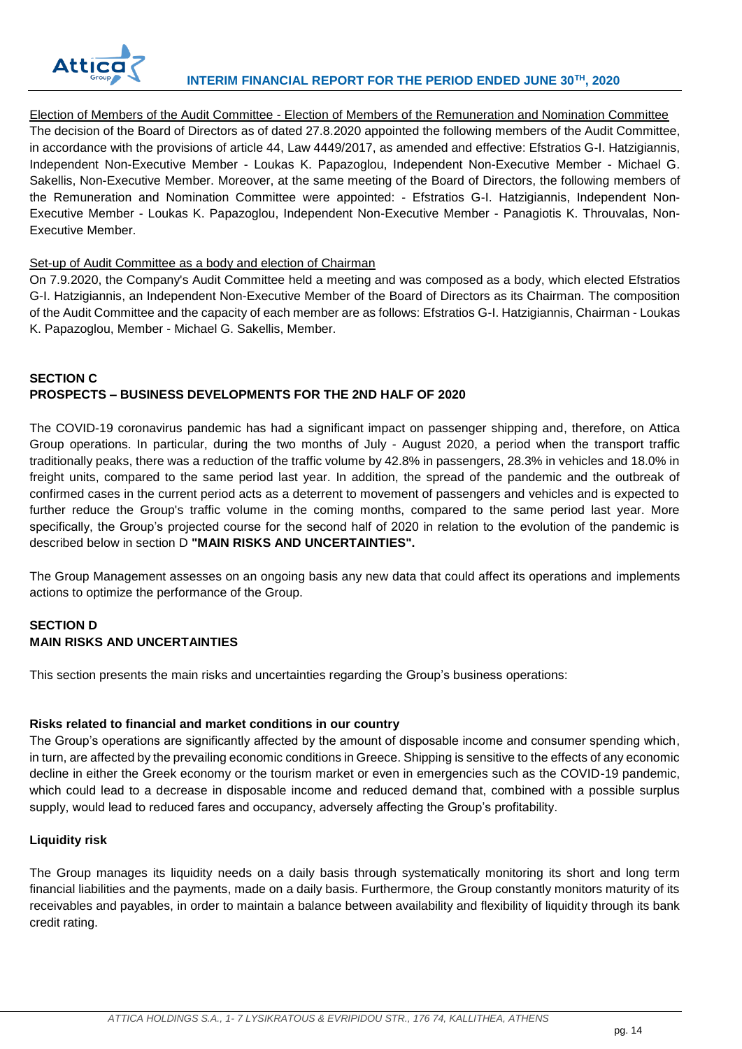Election of Members of the Audit Committee - Election of Members of the Remuneration and Nomination Committee

The decision of the Board of Directors as of dated 27.8.2020 appointed the following members of the Audit Committee, in accordance with the provisions of article 44, Law 4449/2017, as amended and effective: Efstratios G-I. Hatzigiannis, Independent Non-Executive Member - Loukas K. Papazoglou, Independent Non-Executive Member - Michael G. Sakellis, Non-Executive Member. Moreover, at the same meeting of the Board of Directors, the following members of the Remuneration and Nomination Committee were appointed: - Efstratios G-I. Hatzigiannis, Independent Non-Executive Member - Loukas K. Papazoglou, Independent Non-Executive Member - Panagiotis K. Throuvalas, Non-Executive Member.

Set-up of Audit Committee as a body and election of Chairman

On 7.9.2020, the Company's Audit Committee held a meeting and was composed as a body, which elected Efstratios G-I. Hatzigiannis, an Independent Non-Executive Member of the Board of Directors as its Chairman. The composition of the Audit Committee and the capacity of each member are as follows: Efstratios G-I. Hatzigiannis, Chairman - Loukas K. Papazoglou, Member - Michael G. Sakellis, Member.

## SECTION C
## PROSPECTS – BUSINESS DEVELOPMENTS FOR THE 2ND HALF OF 2020

The COVID-19 coronavirus pandemic has had a significant impact on passenger shipping and, therefore, on Attica Group operations. In particular, during the two months of July - August 2020, a period when the transport traffic traditionally peaks, there was a reduction of the traffic volume by 42.8% in passengers, 28.3% in vehicles and 18.0% in freight units, compared to the same period last year. In addition, the spread of the pandemic and the outbreak of confirmed cases in the current period acts as a deterrent to movement of passengers and vehicles and is expected to further reduce the Group's traffic volume in the coming months, compared to the same period last year. More specifically, the Group's projected course for the second half of 2020 in relation to the evolution of the pandemic is described below in section D **"MAIN RISKS AND UNCERTAINTIES".**

The Group Management assesses on an ongoing basis any new data that could affect its operations and implements actions to optimize the performance of the Group.

## SECTION D
## MAIN RISKS AND UNCERTAINTIES

This section presents the main risks and uncertainties regarding the Group's business operations:

**Risks related to financial and market conditions in our country**

The Group's operations are significantly affected by the amount of disposable income and consumer spending which, in turn, are affected by the prevailing economic conditions in Greece. Shipping is sensitive to the effects of any economic decline in either the Greek economy or the tourism market or even in emergencies such as the COVID-19 pandemic, which could lead to a decrease in disposable income and reduced demand that, combined with a possible surplus supply, would lead to reduced fares and occupancy, adversely affecting the Group's profitability.

**Liquidity risk**

The Group manages its liquidity needs on a daily basis through systematically monitoring its short and long term financial liabilities and the payments, made on a daily basis. Furthermore, the Group constantly monitors maturity of its receivables and payables, in order to maintain a balance between availability and flexibility of liquidity through its bank credit rating.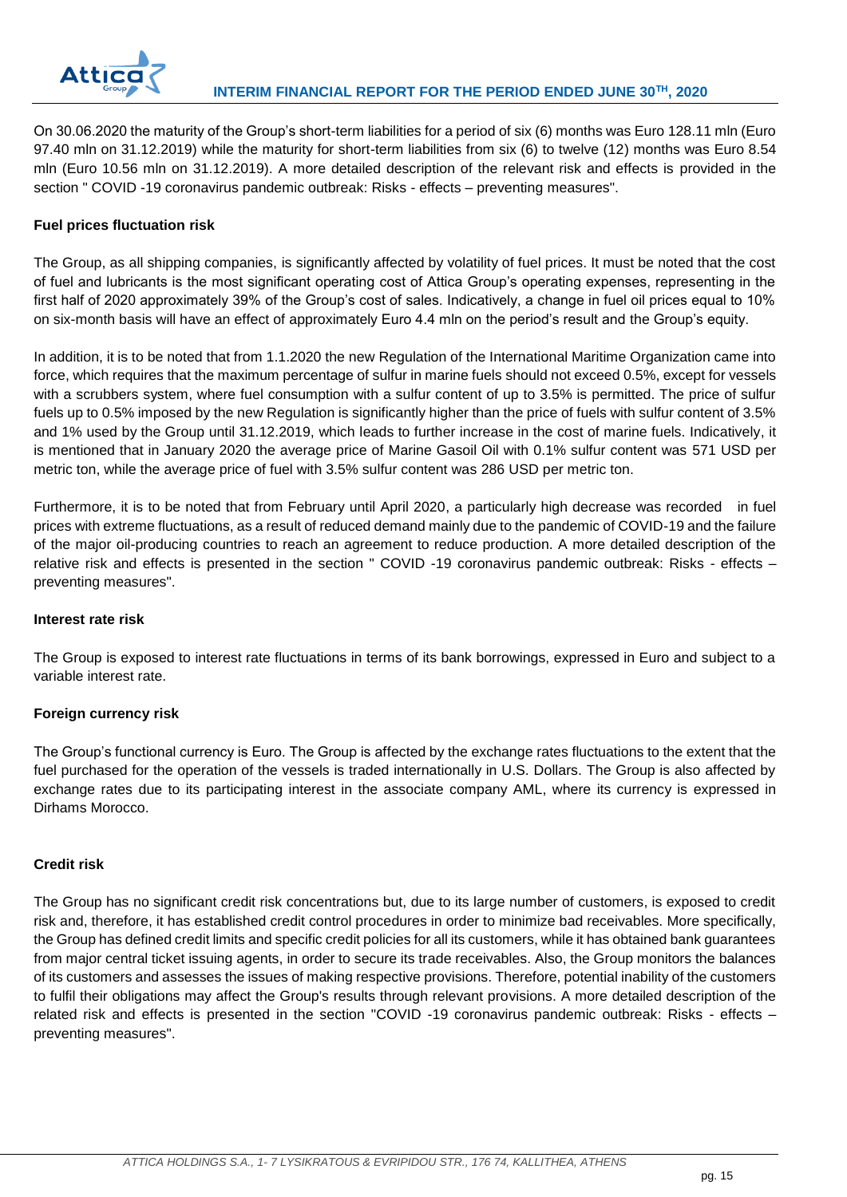On 30.06.2020 the maturity of the Group's short-term liabilities for a period of six (6) months was Euro 128.11 mln (Euro 97.40 mln on 31.12.2019) while the maturity for short-term liabilities from six (6) to twelve (12) months was Euro 8.54 mln (Euro 10.56 mln on 31.12.2019). A more detailed description of the relevant risk and effects is provided in the section " COVID -19 coronavirus pandemic outbreak: Risks - effects – preventing measures".

**Fuel prices fluctuation risk**

The Group, as all shipping companies, is significantly affected by volatility of fuel prices. It must be noted that the cost of fuel and lubricants is the most significant operating cost of Attica Group's operating expenses, representing in the first half of 2020 approximately 39% of the Group's cost of sales. Indicatively, a change in fuel oil prices equal to 10% on six-month basis will have an effect of approximately Euro 4.4 mln on the period's result and the Group's equity.

In addition, it is to be noted that from 1.1.2020 the new Regulation of the International Maritime Organization came into force, which requires that the maximum percentage of sulfur in marine fuels should not exceed 0.5%, except for vessels with a scrubbers system, where fuel consumption with a sulfur content of up to 3.5% is permitted. The price of sulfur fuels up to 0.5% imposed by the new Regulation is significantly higher than the price of fuels with sulfur content of 3.5% and 1% used by the Group until 31.12.2019, which leads to further increase in the cost of marine fuels. Indicatively, it is mentioned that in January 2020 the average price of Marine Gasoil Oil with 0.1% sulfur content was 571 USD per metric ton, while the average price of fuel with 3.5% sulfur content was 286 USD per metric ton.

Furthermore, it is to be noted that from February until April 2020, a particularly high decrease was recorded in fuel prices with extreme fluctuations, as a result of reduced demand mainly due to the pandemic of COVID-19 and the failure of the major oil-producing countries to reach an agreement to reduce production. A more detailed description of the relative risk and effects is presented in the section " COVID -19 coronavirus pandemic outbreak: Risks - effects – preventing measures".

**Interest rate risk**

The Group is exposed to interest rate fluctuations in terms of its bank borrowings, expressed in Euro and subject to a variable interest rate.

**Foreign currency risk**

The Group's functional currency is Euro. The Group is affected by the exchange rates fluctuations to the extent that the fuel purchased for the operation of the vessels is traded internationally in U.S. Dollars. The Group is also affected by exchange rates due to its participating interest in the associate company AML, where its currency is expressed in Dirhams Morocco.

**Credit risk**

The Group has no significant credit risk concentrations but, due to its large number of customers, is exposed to credit risk and, therefore, it has established credit control procedures in order to minimize bad receivables. More specifically, the Group has defined credit limits and specific credit policies for all its customers, while it has obtained bank guarantees from major central ticket issuing agents, in order to secure its trade receivables. Also, the Group monitors the balances of its customers and assesses the issues of making respective provisions. Therefore, potential inability of the customers to fulfil their obligations may affect the Group's results through relevant provisions. A more detailed description of the related risk and effects is presented in the section "COVID -19 coronavirus pandemic outbreak: Risks - effects – preventing measures".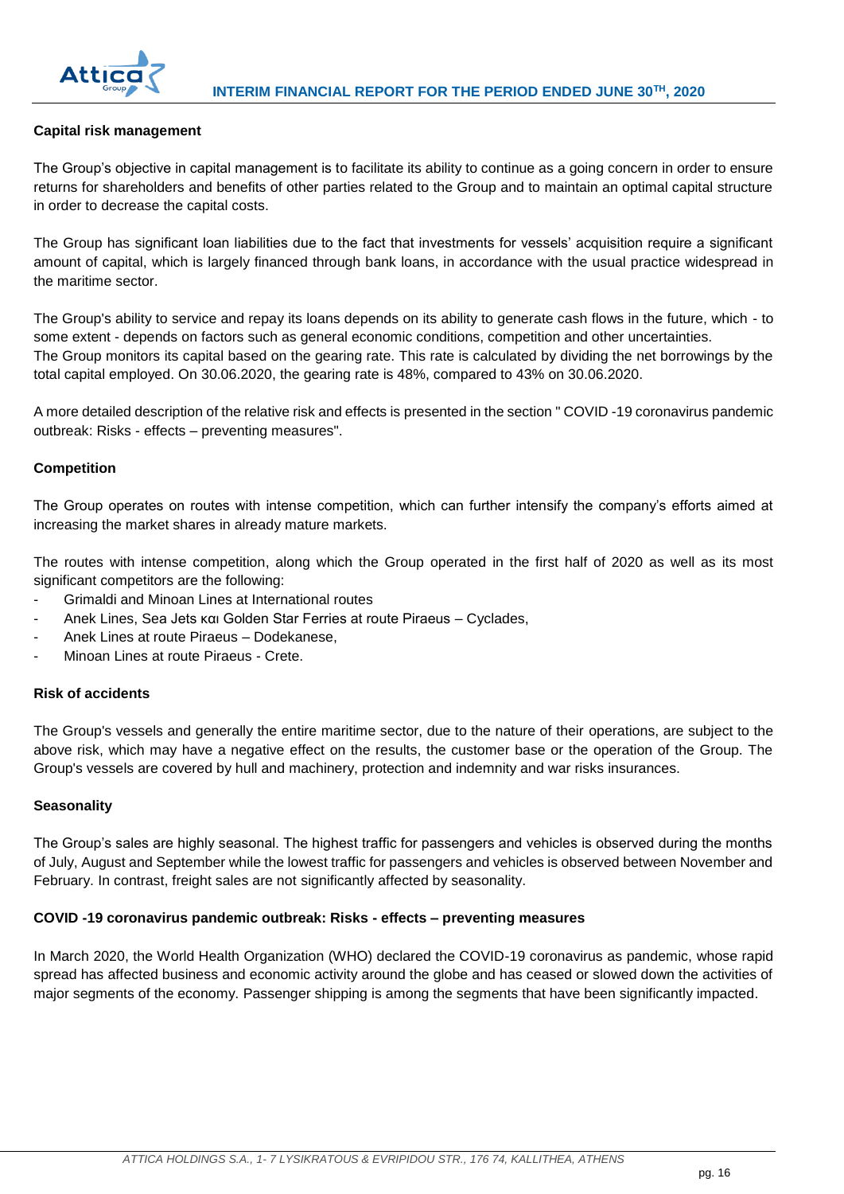**Capital risk management**

The Group's objective in capital management is to facilitate its ability to continue as a going concern in order to ensure returns for shareholders and benefits of other parties related to the Group and to maintain an optimal capital structure in order to decrease the capital costs.

The Group has significant loan liabilities due to the fact that investments for vessels' acquisition require a significant amount of capital, which is largely financed through bank loans, in accordance with the usual practice widespread in the maritime sector.

The Group's ability to service and repay its loans depends on its ability to generate cash flows in the future, which - to some extent - depends on factors such as general economic conditions, competition and other uncertainties.
The Group monitors its capital based on the gearing rate. This rate is calculated by dividing the net borrowings by the total capital employed. On 30.06.2020, the gearing rate is 48%, compared to 43% on 30.06.2020.

A more detailed description of the relative risk and effects is presented in the section " COVID -19 coronavirus pandemic outbreak: Risks - effects – preventing measures".

**Competition**

The Group operates on routes with intense competition, which can further intensify the company's efforts aimed at increasing the market shares in already mature markets.

The routes with intense competition, along which the Group operated in the first half of 2020 as well as its most significant competitors are the following:

- Grimaldi and Minoan Lines at International routes
- Anek Lines, Sea Jets και Golden Star Ferries at route Piraeus – Cyclades,
- Anek Lines at route Piraeus – Dodekanese,
- Minoan Lines at route Piraeus - Crete.

**Risk of accidents**

The Group's vessels and generally the entire maritime sector, due to the nature of their operations, are subject to the above risk, which may have a negative effect on the results, the customer base or the operation of the Group. The Group's vessels are covered by hull and machinery, protection and indemnity and war risks insurances.

**Seasonality**

The Group's sales are highly seasonal. The highest traffic for passengers and vehicles is observed during the months of July, August and September while the lowest traffic for passengers and vehicles is observed between November and February. In contrast, freight sales are not significantly affected by seasonality.

**COVID -19 coronavirus pandemic outbreak: Risks - effects – preventing measures**

In March 2020, the World Health Organization (WHO) declared the COVID-19 coronavirus as pandemic, whose rapid spread has affected business and economic activity around the globe and has ceased or slowed down the activities of major segments of the economy. Passenger shipping is among the segments that have been significantly impacted.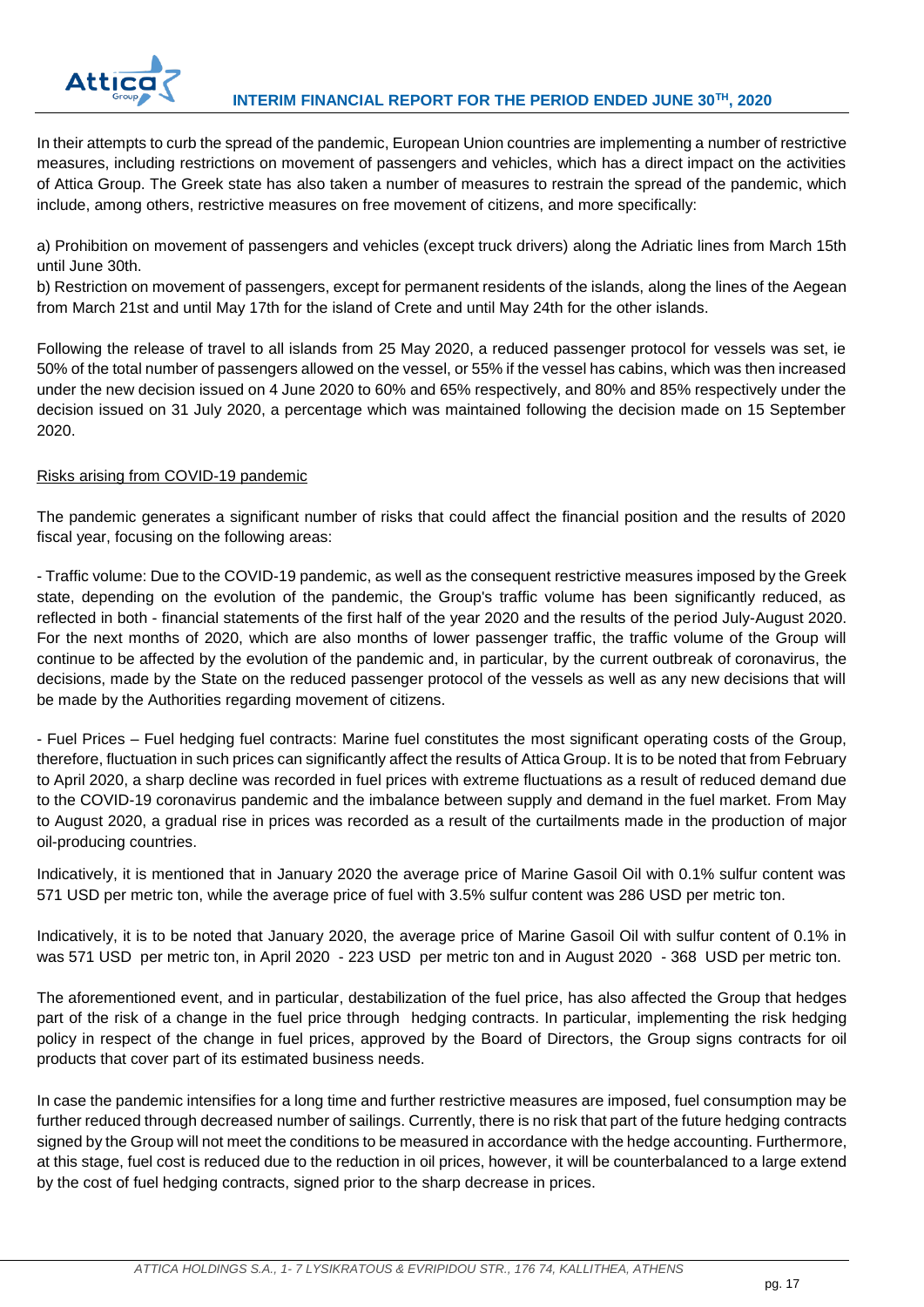In their attempts to curb the spread of the pandemic, European Union countries are implementing a number of restrictive measures, including restrictions on movement of passengers and vehicles, which has a direct impact on the activities of Attica Group. The Greek state has also taken a number of measures to restrain the spread of the pandemic, which include, among others, restrictive measures on free movement of citizens, and more specifically:

a) Prohibition on movement of passengers and vehicles (except truck drivers) along the Adriatic lines from March 15th until June 30th.
b) Restriction on movement of passengers, except for permanent residents of the islands, along the lines of the Aegean from March 21st and until May 17th for the island of Crete and until May 24th for the other islands.

Following the release of travel to all islands from 25 May 2020, a reduced passenger protocol for vessels was set, ie 50% of the total number of passengers allowed on the vessel, or 55% if the vessel has cabins, which was then increased under the new decision issued on 4 June 2020 to 60% and 65% respectively, and 80% and 85% respectively under the decision issued on 31 July 2020, a percentage which was maintained following the decision made on 15 September 2020.

Risks arising from COVID-19 pandemic

The pandemic generates a significant number of risks that could affect the financial position and the results of 2020 fiscal year, focusing on the following areas:

- Traffic volume: Due to the COVID-19 pandemic, as well as the consequent restrictive measures imposed by the Greek state, depending on the evolution of the pandemic, the Group's traffic volume has been significantly reduced, as reflected in both - financial statements of the first half of the year 2020 and the results of the period July-August 2020. For the next months of 2020, which are also months of lower passenger traffic, the traffic volume of the Group will continue to be affected by the evolution of the pandemic and, in particular, by the current outbreak of coronavirus, the decisions, made by the State on the reduced passenger protocol of the vessels as well as any new decisions that will be made by the Authorities regarding movement of citizens.

- Fuel Prices – Fuel hedging fuel contracts: Marine fuel constitutes the most significant operating costs of the Group, therefore, fluctuation in such prices can significantly affect the results of Attica Group. It is to be noted that from February to April 2020, a sharp decline was recorded in fuel prices with extreme fluctuations as a result of reduced demand due to the COVID-19 coronavirus pandemic and the imbalance between supply and demand in the fuel market. From May to August 2020, a gradual rise in prices was recorded as a result of the curtailments made in the production of major oil-producing countries.

Indicatively, it is mentioned that in January 2020 the average price of Marine Gasoil Oil with 0.1% sulfur content was 571 USD per metric ton, while the average price of fuel with 3.5% sulfur content was 286 USD per metric ton.

Indicatively, it is to be noted that January 2020, the average price of Marine Gasoil Oil with sulfur content of 0.1% in was 571 USD per metric ton, in April 2020 - 223 USD per metric ton and in August 2020 - 368 USD per metric ton.

The aforementioned event, and in particular, destabilization of the fuel price, has also affected the Group that hedges part of the risk of a change in the fuel price through hedging contracts. In particular, implementing the risk hedging policy in respect of the change in fuel prices, approved by the Board of Directors, the Group signs contracts for oil products that cover part of its estimated business needs.

In case the pandemic intensifies for a long time and further restrictive measures are imposed, fuel consumption may be further reduced through decreased number of sailings. Currently, there is no risk that part of the future hedging contracts signed by the Group will not meet the conditions to be measured in accordance with the hedge accounting. Furthermore, at this stage, fuel cost is reduced due to the reduction in oil prices, however, it will be counterbalanced to a large extend by the cost of fuel hedging contracts, signed prior to the sharp decrease in prices.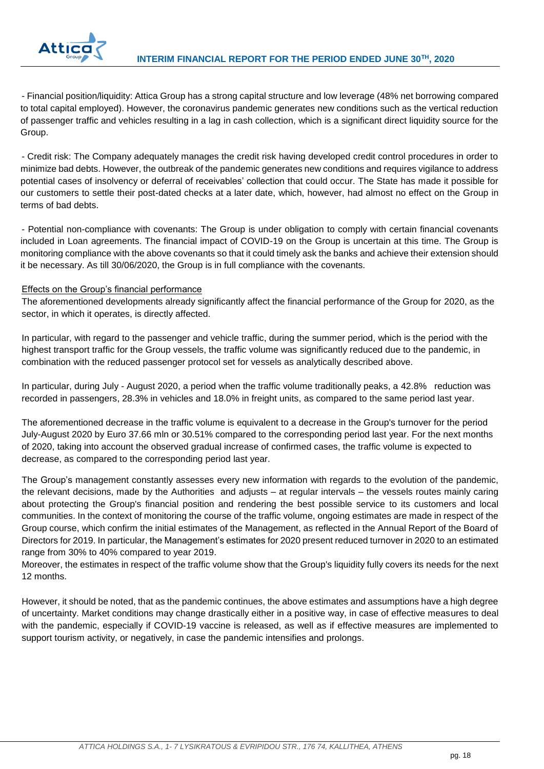- Financial position/liquidity: Attica Group has a strong capital structure and low leverage (48% net borrowing compared to total capital employed). However, the coronavirus pandemic generates new conditions such as the vertical reduction of passenger traffic and vehicles resulting in a lag in cash collection, which is a significant direct liquidity source for the Group.

- Credit risk: The Company adequately manages the credit risk having developed credit control procedures in order to minimize bad debts. However, the outbreak of the pandemic generates new conditions and requires vigilance to address potential cases of insolvency or deferral of receivables' collection that could occur. The State has made it possible for our customers to settle their post-dated checks at a later date, which, however, had almost no effect on the Group in terms of bad debts.

- Potential non-compliance with covenants: The Group is under obligation to comply with certain financial covenants included in Loan agreements. The financial impact of COVID-19 on the Group is uncertain at this time. The Group is monitoring compliance with the above covenants so that it could timely ask the banks and achieve their extension should it be necessary. As till 30/06/2020, the Group is in full compliance with the covenants.

Effects on the Group's financial performance

The aforementioned developments already significantly affect the financial performance of the Group for 2020, as the sector, in which it operates, is directly affected.

In particular, with regard to the passenger and vehicle traffic, during the summer period, which is the period with the highest transport traffic for the Group vessels, the traffic volume was significantly reduced due to the pandemic, in combination with the reduced passenger protocol set for vessels as analytically described above.

In particular, during July - August 2020, a period when the traffic volume traditionally peaks, a 42.8% reduction was recorded in passengers, 28.3% in vehicles and 18.0% in freight units, as compared to the same period last year.

The aforementioned decrease in the traffic volume is equivalent to a decrease in the Group's turnover for the period July-August 2020 by Euro 37.66 mln or 30.51% compared to the corresponding period last year. For the next months of 2020, taking into account the observed gradual increase of confirmed cases, the traffic volume is expected to decrease, as compared to the corresponding period last year.

The Group's management constantly assesses every new information with regards to the evolution of the pandemic, the relevant decisions, made by the Authorities and adjusts – at regular intervals – the vessels routes mainly caring about protecting the Group's financial position and rendering the best possible service to its customers and local communities. In the context of monitoring the course of the traffic volume, ongoing estimates are made in respect of the Group course, which confirm the initial estimates of the Management, as reflected in the Annual Report of the Board of Directors for 2019. In particular, the Management's estimates for 2020 present reduced turnover in 2020 to an estimated range from 30% to 40% compared to year 2019.

Moreover, the estimates in respect of the traffic volume show that the Group's liquidity fully covers its needs for the next 12 months.

However, it should be noted, that as the pandemic continues, the above estimates and assumptions have a high degree of uncertainty. Market conditions may change drastically either in a positive way, in case of effective measures to deal with the pandemic, especially if COVID-19 vaccine is released, as well as if effective measures are implemented to support tourism activity, or negatively, in case the pandemic intensifies and prolongs.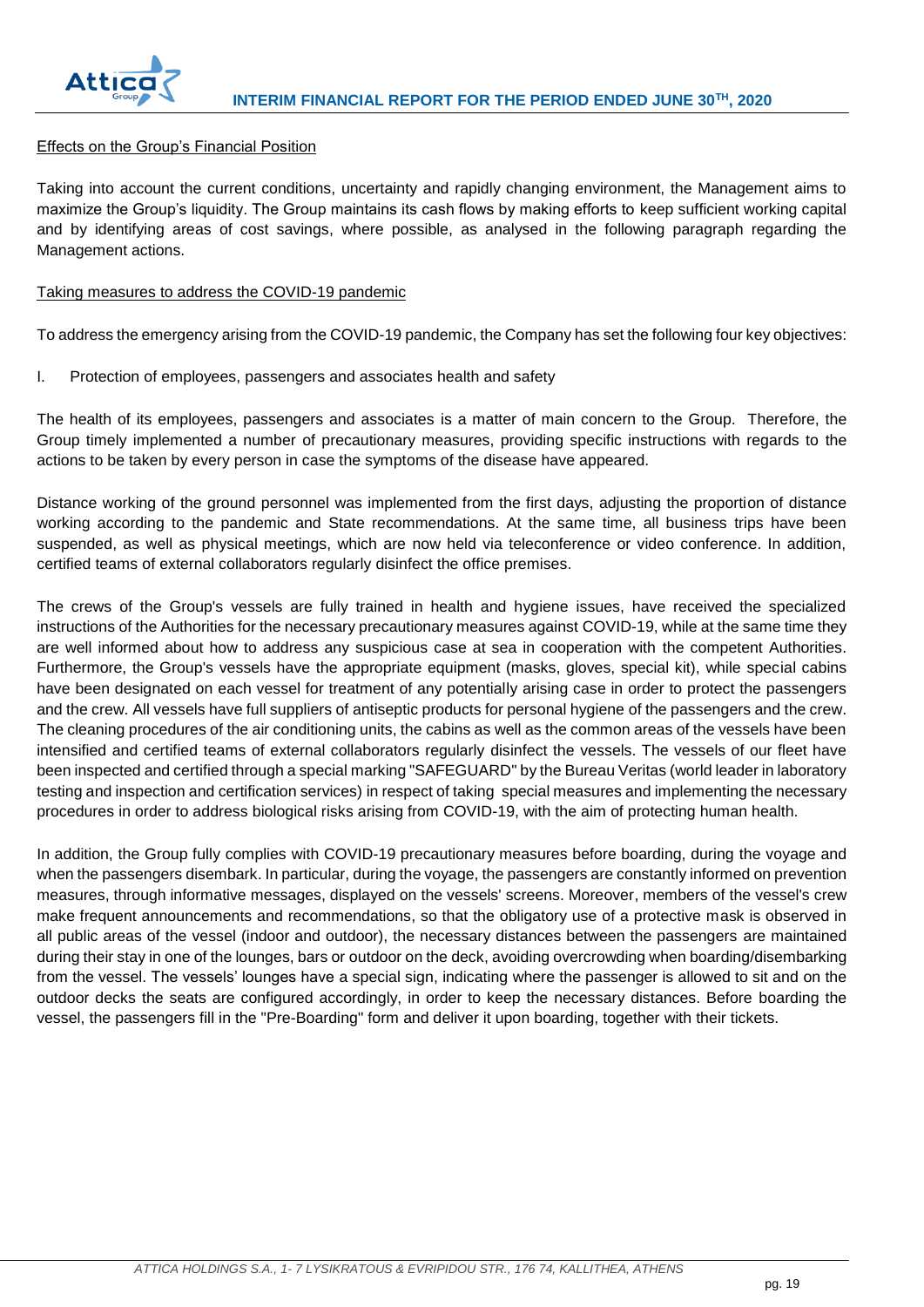Effects on the Group's Financial Position

Taking into account the current conditions, uncertainty and rapidly changing environment, the Management aims to maximize the Group's liquidity. The Group maintains its cash flows by making efforts to keep sufficient working capital and by identifying areas of cost savings, where possible, as analysed in the following paragraph regarding the Management actions.

Taking measures to address the COVID-19 pandemic

To address the emergency arising from the COVID-19 pandemic, the Company has set the following four key objectives:

I. Protection of employees, passengers and associates health and safety

The health of its employees, passengers and associates is a matter of main concern to the Group. Therefore, the Group timely implemented a number of precautionary measures, providing specific instructions with regards to the actions to be taken by every person in case the symptoms of the disease have appeared.

Distance working of the ground personnel was implemented from the first days, adjusting the proportion of distance working according to the pandemic and State recommendations. At the same time, all business trips have been suspended, as well as physical meetings, which are now held via teleconference or video conference. In addition, certified teams of external collaborators regularly disinfect the office premises.

The crews of the Group's vessels are fully trained in health and hygiene issues, have received the specialized instructions of the Authorities for the necessary precautionary measures against COVID-19, while at the same time they are well informed about how to address any suspicious case at sea in cooperation with the competent Authorities. Furthermore, the Group's vessels have the appropriate equipment (masks, gloves, special kit), while special cabins have been designated on each vessel for treatment of any potentially arising case in order to protect the passengers and the crew. All vessels have full suppliers of antiseptic products for personal hygiene of the passengers and the crew. The cleaning procedures of the air conditioning units, the cabins as well as the common areas of the vessels have been intensified and certified teams of external collaborators regularly disinfect the vessels. The vessels of our fleet have been inspected and certified through a special marking "SAFEGUARD" by the Bureau Veritas (world leader in laboratory testing and inspection and certification services) in respect of taking special measures and implementing the necessary procedures in order to address biological risks arising from COVID-19, with the aim of protecting human health.

In addition, the Group fully complies with COVID-19 precautionary measures before boarding, during the voyage and when the passengers disembark. In particular, during the voyage, the passengers are constantly informed on prevention measures, through informative messages, displayed on the vessels' screens. Moreover, members of the vessel's crew make frequent announcements and recommendations, so that the obligatory use of a protective mask is observed in all public areas of the vessel (indoor and outdoor), the necessary distances between the passengers are maintained during their stay in one of the lounges, bars or outdoor on the deck, avoiding overcrowding when boarding/disembarking from the vessel. The vessels' lounges have a special sign, indicating where the passenger is allowed to sit and on the outdoor decks the seats are configured accordingly, in order to keep the necessary distances. Before boarding the vessel, the passengers fill in the "Pre-Boarding" form and deliver it upon boarding, together with their tickets.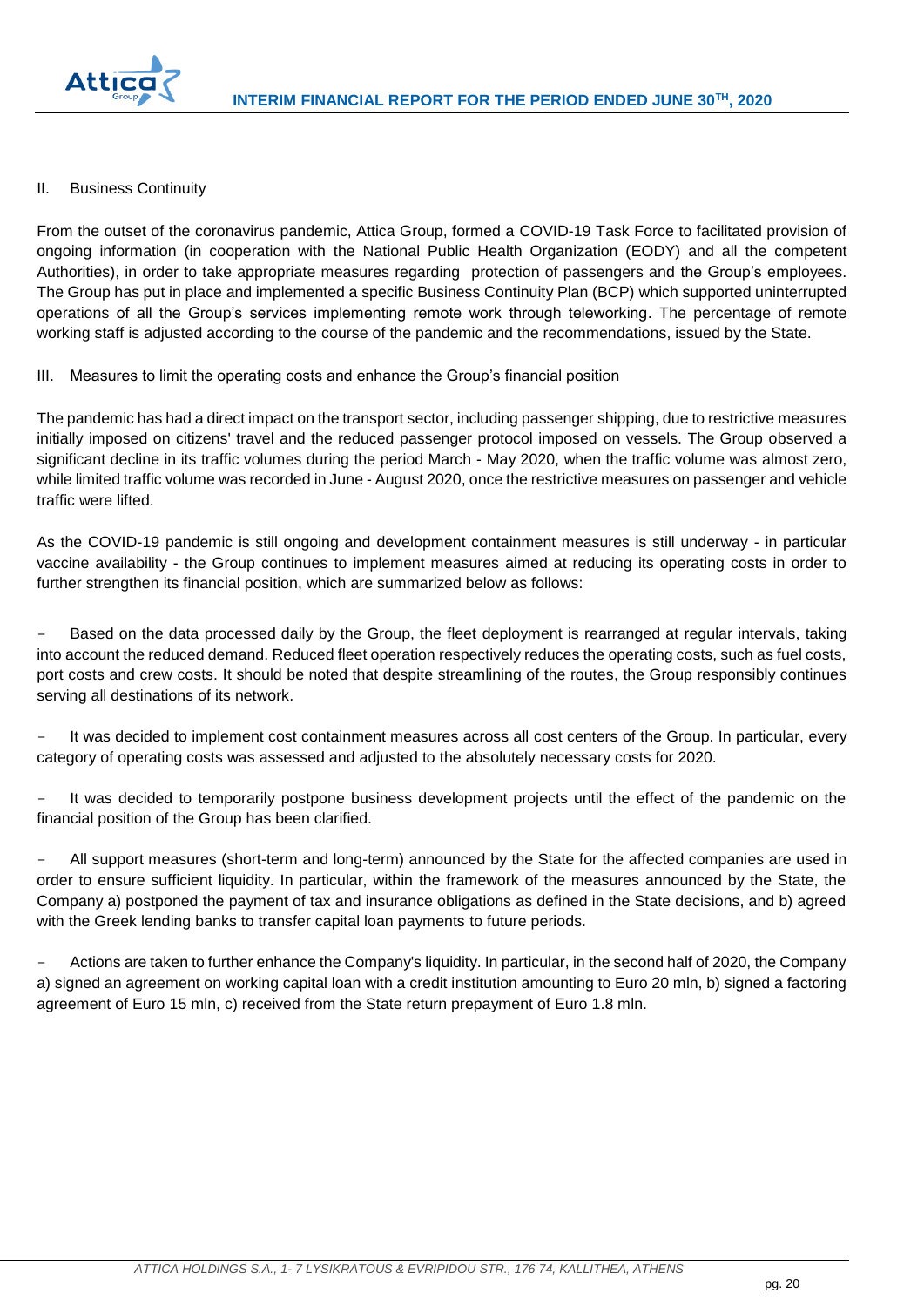II. Business Continuity

From the outset of the coronavirus pandemic, Attica Group, formed a COVID-19 Task Force to facilitated provision of ongoing information (in cooperation with the National Public Health Organization (EODY) and all the competent Authorities), in order to take appropriate measures regarding protection of passengers and the Group's employees. The Group has put in place and implemented a specific Business Continuity Plan (BCP) which supported uninterrupted operations of all the Group's services implementing remote work through teleworking. The percentage of remote working staff is adjusted according to the course of the pandemic and the recommendations, issued by the State.

III. Measures to limit the operating costs and enhance the Group's financial position

The pandemic has had a direct impact on the transport sector, including passenger shipping, due to restrictive measures initially imposed on citizens' travel and the reduced passenger protocol imposed on vessels. The Group observed a significant decline in its traffic volumes during the period March - May 2020, when the traffic volume was almost zero, while limited traffic volume was recorded in June - August 2020, once the restrictive measures on passenger and vehicle traffic were lifted.

As the COVID-19 pandemic is still ongoing and development containment measures is still underway - in particular vaccine availability - the Group continues to implement measures aimed at reducing its operating costs in order to further strengthen its financial position, which are summarized below as follows:

- Based on the data processed daily by the Group, the fleet deployment is rearranged at regular intervals, taking into account the reduced demand. Reduced fleet operation respectively reduces the operating costs, such as fuel costs, port costs and crew costs. It should be noted that despite streamlining of the routes, the Group responsibly continues serving all destinations of its network.

- It was decided to implement cost containment measures across all cost centers of the Group. In particular, every category of operating costs was assessed and adjusted to the absolutely necessary costs for 2020.

- It was decided to temporarily postpone business development projects until the effect of the pandemic on the financial position of the Group has been clarified.

- All support measures (short-term and long-term) announced by the State for the affected companies are used in order to ensure sufficient liquidity. In particular, within the framework of the measures announced by the State, the Company a) postponed the payment of tax and insurance obligations as defined in the State decisions, and b) agreed with the Greek lending banks to transfer capital loan payments to future periods.

- Actions are taken to further enhance the Company's liquidity. In particular, in the second half of 2020, the Company a) signed an agreement on working capital loan with a credit institution amounting to Euro 20 mln, b) signed a factoring agreement of Euro 15 mln, c) received from the State return prepayment of Euro 1.8 mln.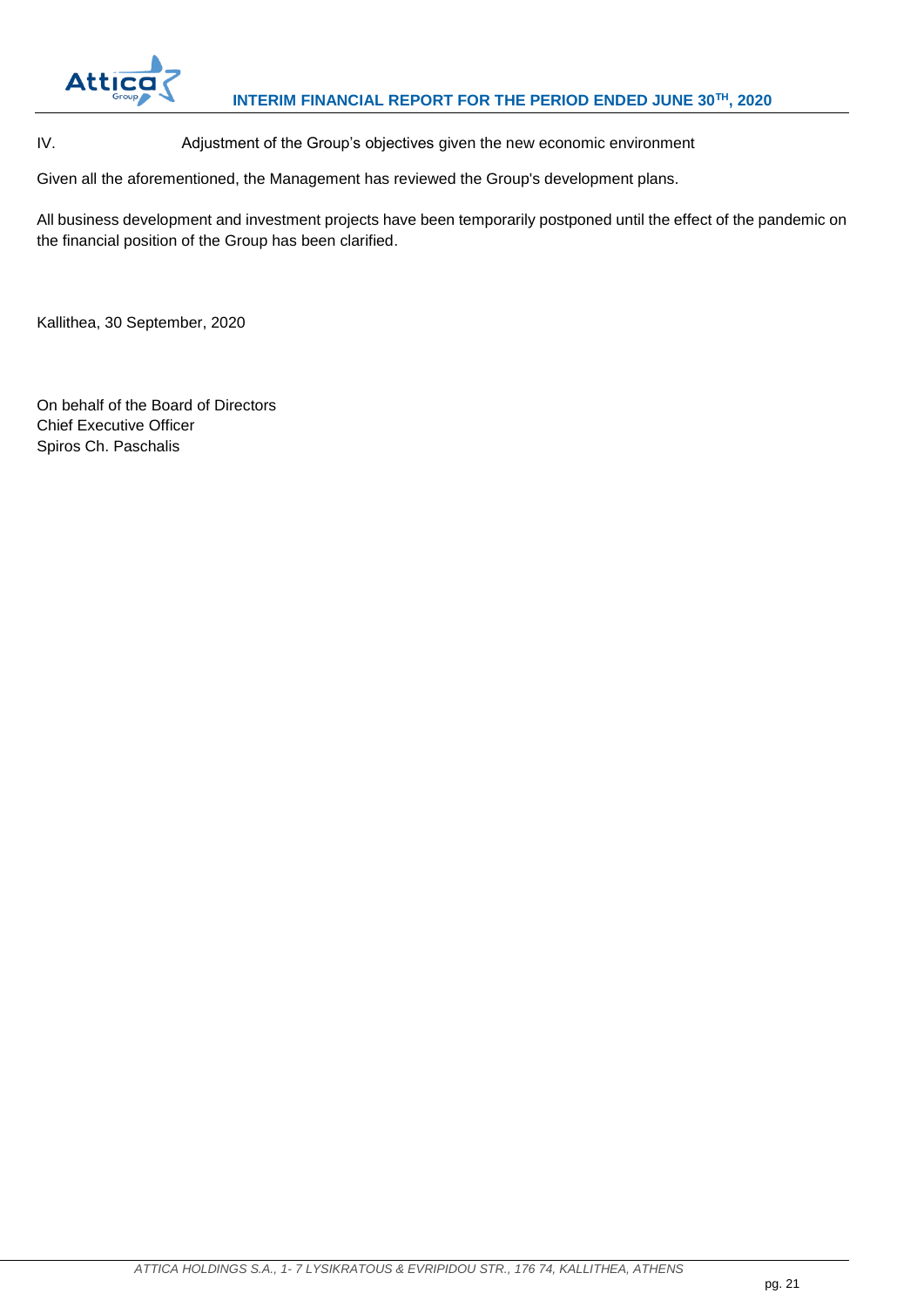IV. Adjustment of the Group's objectives given the new economic environment

Given all the aforementioned, the Management has reviewed the Group's development plans.

All business development and investment projects have been temporarily postponed until the effect of the pandemic on the financial position of the Group has been clarified.

Kallithea, 30 September, 2020

On behalf of the Board of Directors
Chief Executive Officer
Spiros Ch. Paschalis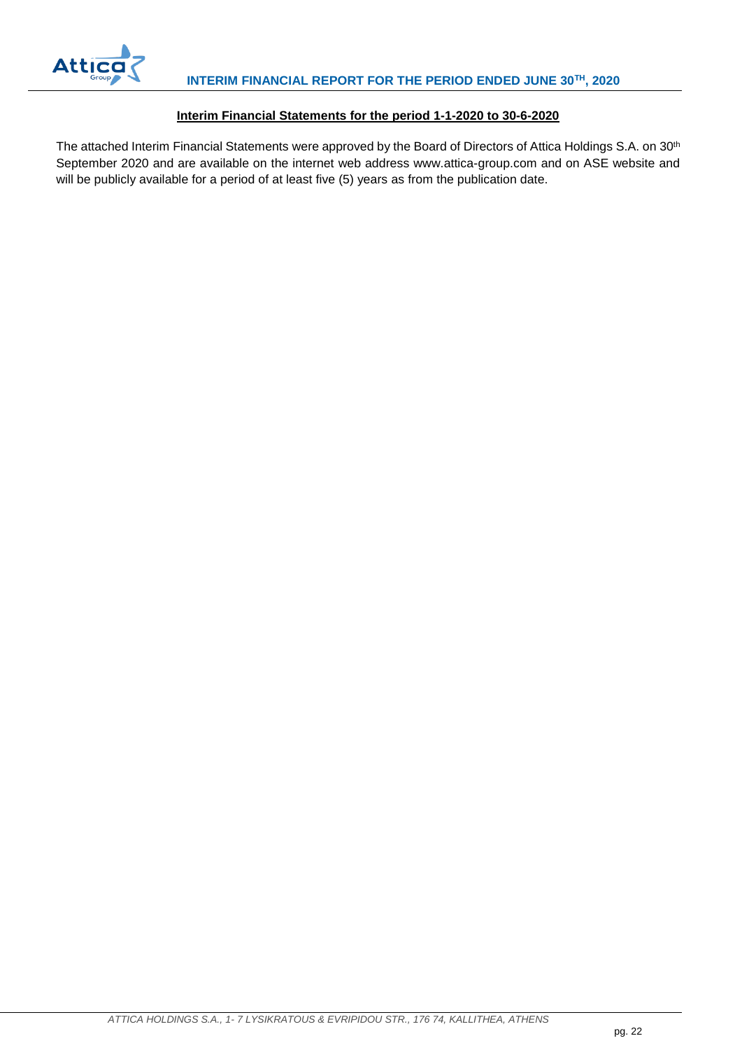## Interim Financial Statements for the period 1-1-2020 to 30-6-2020

The attached Interim Financial Statements were approved by the Board of Directors of Attica Holdings S.A. on 30th September 2020 and are available on the internet web address www.attica-group.com and on ASE website and will be publicly available for a period of at least five (5) years as from the publication date.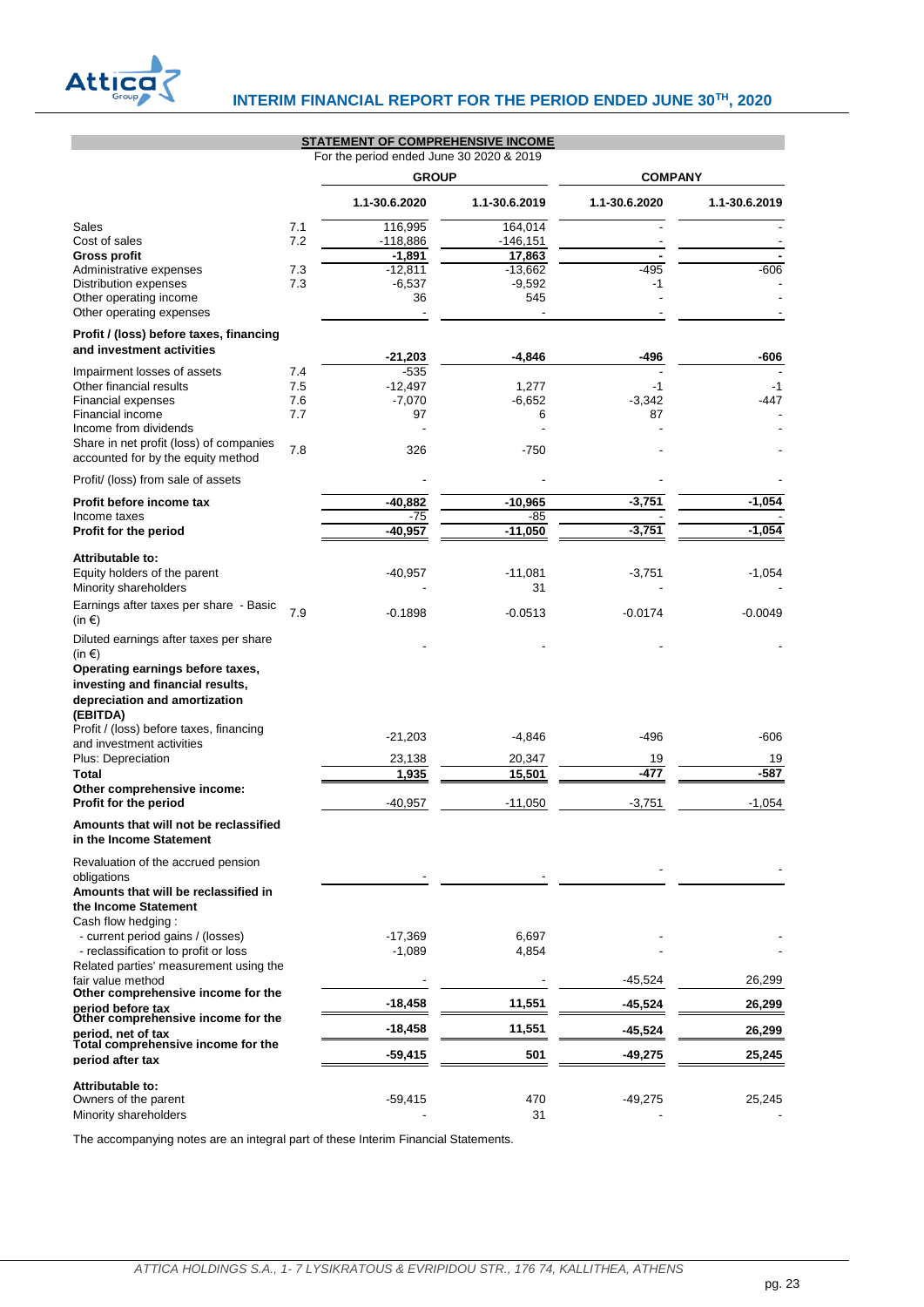## STATEMENT OF COMPREHENSIVE INCOME

For the period ended June 30 2020 & 2019

| | | GROUP | | COMPANY | |
|---|---|---|---|---|---|
| | | 1.1-30.6.2020 | 1.1-30.6.2019 | 1.1-30.6.2020 | 1.1-30.6.2019 |
| Sales | 7.1 | 116,995 | 164,014 | - | - |
| Cost of sales | 7.2 | -118,886 | -146,151 | - | - |
| **Gross profit** | | **-1,891** | **17,863** | **-** | **-** |
| Administrative expenses | 7.3 | -12,811 | -13,662 | -495 | -606 |
| Distribution expenses | 7.3 | -6,537 | -9,592 | -1 | - |
| Other operating income | | 36 | 545 | - | - |
| Other operating expenses | | - | - | - | - |
| **Profit / (loss) before taxes, financing and investment activities** | | **-21,203** | **-4,846** | **-496** | **-606** |
| Impairment losses of assets | 7.4 | -535 | | - | - |
| Other financial results | 7.5 | -12,497 | 1,277 | -1 | -1 |
| Financial expenses | 7.6 | -7,070 | -6,652 | -3,342 | -447 |
| Financial income | 7.7 | 97 | 6 | 87 | - |
| Income from dividends | | - | - | - | - |
| Share in net profit (loss) of companies accounted for by the equity method | 7.8 | 326 | -750 | - | - |
| Profit/ (loss) from sale of assets | | - | - | - | - |
| **Profit before income tax** | | **-40,882** | **-10,965** | **-3,751** | **-1,054** |
| Income taxes | | -75 | -85 | - | - |
| **Profit for the period** | | **-40,957** | **-11,050** | **-3,751** | **-1,054** |
| **Attributable to:** | | | | | |
| Equity holders of the parent | | -40,957 | -11,081 | -3,751 | -1,054 |
| Minority shareholders | | - | 31 | - | - |
| Earnings after taxes per share - Basic (in €) | 7.9 | -0.1898 | -0.0513 | -0.0174 | -0.0049 |
| Diluted earnings after taxes per share (in €) | | - | - | - | - |
| **Operating earnings before taxes, investing and financial results, depreciation and amortization (EBITDA)** | | | | | |
| Profit / (loss) before taxes, financing and investment activities | | -21,203 | -4,846 | -496 | -606 |
| Plus: Depreciation | | 23,138 | 20,347 | 19 | 19 |
| **Total** | | **1,935** | **15,501** | **-477** | **-587** |
| **Other comprehensive income:** | | | | | |
| **Profit for the period** | | -40,957 | -11,050 | -3,751 | -1,054 |
| **Amounts that will not be reclassified in the Income Statement** | | | | | |
| Revaluation of the accrued pension obligations | | - | - | - | - |
| **Amounts that will be reclassified in the Income Statement** | | | | | |
| Cash flow hedging : | | | | | |
| - current period gains / (losses) | | -17,369 | 6,697 | - | - |
| - reclassification to profit or loss | | -1,089 | 4,854 | - | - |
| Related parties' measurement using the fair value method | | - | - | -45,524 | 26,299 |
| **Other comprehensive income for the period before tax** | | **-18,458** | **11,551** | **-45,524** | **26,299** |
| **Other comprehensive income for the period, net of tax** | | **-18,458** | **11,551** | **-45,524** | **26,299** |
| **Total comprehensive income for the period after tax** | | **-59,415** | **501** | **-49,275** | **25,245** |
| **Attributable to:** | | | | | |
| Owners of the parent | | -59,415 | 470 | -49,275 | 25,245 |
| Minority shareholders | | - | 31 | - | - |

The accompanying notes are an integral part of these Interim Financial Statements.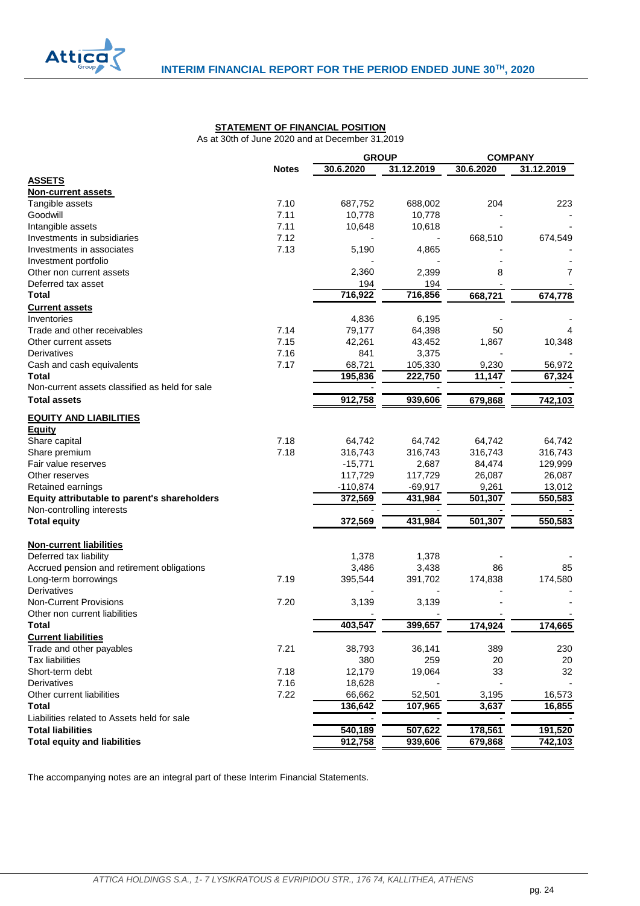**STATEMENT OF FINANCIAL POSITION**

As at 30th of June 2020 and at December 31,2019

| | Notes | GROUP | | COMPANY | |
|---|---|---|---|---|---|
| | | 30.6.2020 | 31.12.2019 | 30.6.2020 | 31.12.2019 |
| **ASSETS** | | | | | |
| **Non-current assets** | | | | | |
| Tangible assets | 7.10 | 687,752 | 688,002 | 204 | 223 |
| Goodwill | 7.11 | 10,778 | 10,778 | - | - |
| Intangible assets | 7.11 | 10,648 | 10,618 | | - |
| Investments in subsidiaries | 7.12 | | - | 668,510 | 674,549 |
| Investments in associates | 7.13 | 5,190 | 4,865 | - | - |
| Investment portfolio | | - | - | - | - |
| Other non current assets | | 2,360 | 2,399 | 8 | 7 |
| Deferred tax asset | | 194 | 194 | - | - |
| **Total** | | 716,922 | 716,856 | 668,721 | 674,778 |
| **Current assets** | | | | | |
| Inventories | | 4,836 | 6,195 | - | - |
| Trade and other receivables | 7.14 | 79,177 | 64,398 | 50 | 4 |
| Other current assets | 7.15 | 42,261 | 43,452 | 1,867 | 10,348 |
| Derivatives | 7.16 | 841 | 3,375 | - | - |
| Cash and cash equivalents | 7.17 | 68,721 | 105,330 | 9,230 | 56,972 |
| **Total** | | 195,836 | 222,750 | 11,147 | 67,324 |
| Non-current assets classified as held for sale | | - | - | - | - |
| **Total assets** | | 912,758 | 939,606 | 679,868 | 742,103 |
| **EQUITY AND LIABILITIES** | | | | | |
| **Equity** | | | | | |
| Share capital | 7.18 | 64,742 | 64,742 | 64,742 | 64,742 |
| Share premium | 7.18 | 316,743 | 316,743 | 316,743 | 316,743 |
| Fair value reserves | | -15,771 | 2,687 | 84,474 | 129,999 |
| Other reserves | | 117,729 | 117,729 | 26,087 | 26,087 |
| Retained earnings | | -110,874 | -69,917 | 9,261 | 13,012 |
| **Equity attributable to parent's shareholders** | | 372,569 | 431,984 | 501,307 | 550,583 |
| Non-controlling interests | | - | - | - | - |
| **Total equity** | | 372,569 | 431,984 | 501,307 | 550,583 |
| **Non-current liabilities** | | | | | |
| Deferred tax liability | | 1,378 | 1,378 | - | - |
| Accrued pension and retirement obligations | | 3,486 | 3,438 | 86 | 85 |
| Long-term borrowings | 7.19 | 395,544 | 391,702 | 174,838 | 174,580 |
| Derivatives | | - | - | - | - |
| Non-Current Provisions | 7.20 | 3,139 | 3,139 | - | - |
| Other non current liabilities | | - | - | - | - |
| **Total** | | 403,547 | 399,657 | 174,924 | 174,665 |
| **Current liabilities** | | | | | |
| Trade and other payables | 7.21 | 38,793 | 36,141 | 389 | 230 |
| Tax liabilities | | 380 | 259 | 20 | 20 |
| Short-term debt | 7.18 | 12,179 | 19,064 | 33 | 32 |
| Derivatives | 7.16 | 18,628 | - | - | - |
| Other current liabilities | 7.22 | 66,662 | 52,501 | 3,195 | 16,573 |
| **Total** | | 136,642 | 107,965 | 3,637 | 16,855 |
| Liabilities related to Assets held for sale | | - | - | - | - |
| **Total liabilities** | | 540,189 | 507,622 | 178,561 | 191,520 |
| **Total equity and liabilities** | | 912,758 | 939,606 | 679,868 | 742,103 |

The accompanying notes are an integral part of these Interim Financial Statements.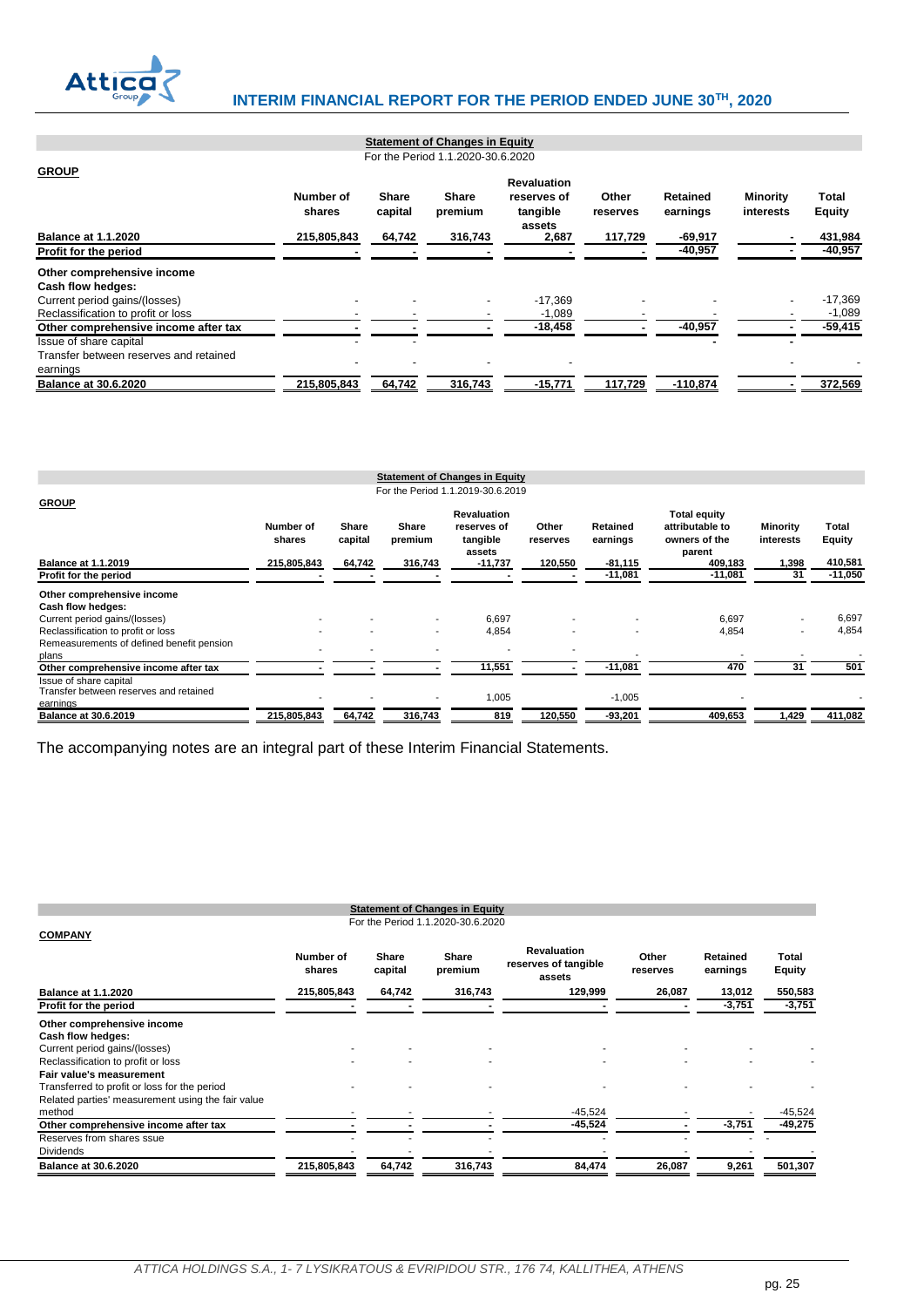**Statement of Changes in Equity**

For the Period 1.1.2020-30.6.2020

**GROUP**

| | Number of shares | Share capital | Share premium | Revaluation reserves of tangible assets | Other reserves | Retained earnings | Minority interests | Total Equity |
|---|---|---|---|---|---|---|---|---|
| **Balance at 1.1.2020** | 215,805,843 | 64,742 | 316,743 | 2,687 | 117,729 | -69,917 | - | 431,984 |
| **Profit for the period** | - | - | - | - | - | -40,957 | - | -40,957 |
| **Other comprehensive income** | | | | | | | | |
| **Cash flow hedges:** | | | | | | | | |
| Current period gains/(losses) | - | - | - | -17,369 | - | - | - | -17,369 |
| Reclassification to profit or loss | - | - | - | -1,089 | - | - | - | -1,089 |
| **Other comprehensive income after tax** | - | - | - | -18,458 | - | -40,957 | - | -59,415 |
| Issue of share capital | - | - | | | | - | - | |
| Transfer between reserves and retained earnings | - | - | - | - | | | - | - |
| **Balance at 30.6.2020** | 215,805,843 | 64,742 | 316,743 | -15,771 | 117,729 | -110,874 | - | 372,569 |

**Statement of Changes in Equity**

For the Period 1.1.2019-30.6.2019

**GROUP**

| | Number of shares | Share capital | Share premium | Revaluation reserves of tangible assets | Other reserves | Retained earnings | Total equity attributable to owners of the parent | Minority interests | Total Equity |
|---|---|---|---|---|---|---|---|---|---|
| **Balance at 1.1.2019** | 215,805,843 | 64,742 | 316,743 | -11,737 | 120,550 | -81,115 | 409,183 | 1,398 | 410,581 |
| **Profit for the period** | - | - | - | - | - | -11,081 | -11,081 | 31 | -11,050 |
| **Other comprehensive income** | | | | | | | | | |
| **Cash flow hedges:** | | | | | | | | | |
| Current period gains/(losses) | - | - | - | 6,697 | - | - | 6,697 | - | 6,697 |
| Reclassification to profit or loss | - | - | - | 4,854 | - | - | 4,854 | - | 4,854 |
| Remeasurements of defined benefit pension plans | - | - | - | - | - | - | - | - | - |
| **Other comprehensive income after tax** | - | - | - | 11,551 | - | -11,081 | 470 | 31 | 501 |
| Issue of share capital | | | | | | | | | |
| Transfer between reserves and retained earnings | - | - | - | 1,005 | | -1,005 | - | | - |
| **Balance at 30.6.2019** | 215,805,843 | 64,742 | 316,743 | 819 | 120,550 | -93,201 | 409,653 | 1,429 | 411,082 |

The accompanying notes are an integral part of these Interim Financial Statements.

**Statement of Changes in Equity**

For the Period 1.1.2020-30.6.2020

**COMPANY**

| | Number of shares | Share capital | Share premium | Revaluation reserves of tangible assets | Other reserves | Retained earnings | Total Equity |
|---|---|---|---|---|---|---|---|
| **Balance at 1.1.2020** | 215,805,843 | 64,742 | 316,743 | 129,999 | 26,087 | 13,012 | 550,583 |
| **Profit for the period** | - | - | - | - | - | -3,751 | -3,751 |
| **Other comprehensive income** | | | | | | | |
| **Cash flow hedges:** | | | | | | | |
| Current period gains/(losses) | - | - | - | - | - | - | - |
| Reclassification to profit or loss | - | - | - | - | - | - | - |
| **Fair value's measurement** | | | | | | | |
| Transferred to profit or loss for the period | - | - | - | - | - | - | - |
| Related parties' measurement using the fair value method | - | - | - | -45,524 | - | - | -45,524 |
| **Other comprehensive income after tax** | - | - | - | -45,524 | - | -3,751 | -49,275 |
| Reserves from shares ssue | - | - | - | - | - | - | - |
| Dividends | - | - | - | - | - | - | - |
| **Balance at 30.6.2020** | 215,805,843 | 64,742 | 316,743 | 84,474 | 26,087 | 9,261 | 501,307 |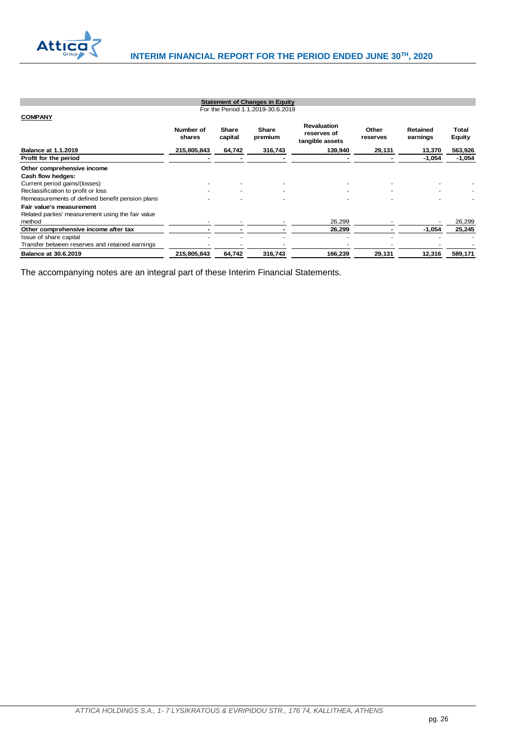**Statement of Changes in Equity**

For the Period 1.1.2019-30.6.2019

**COMPANY**

| | Number of shares | Share capital | Share premium | Revaluation reserves of tangible assets | Other reserves | Retained earnings | Total Equity |
|---|---|---|---|---|---|---|---|
| **Balance at 1.1.2019** | 215,805,843 | 64,742 | 316,743 | 139,940 | 29,131 | 13,370 | 563,926 |
| **Profit for the period** | - | - | - | - | - | -1,054 | -1,054 |
| **Other comprehensive income** | | | | | | | |
| **Cash flow hedges:** | | | | | | | |
| Current period gains/(losses) | - | - | - | - | - | - | - |
| Reclassification to profit or loss | - | - | - | - | - | - | - |
| Remeasurements of defined benefit pension plans | - | - | - | - | - | - | - |
| **Fair value's measurement** | | | | | | | |
| Related parties' measurement using the fair value method | - | - | - | 26,299 | - | - | 26,299 |
| **Other comprehensive income after tax** | - | - | - | 26,299 | - | -1,054 | 25,245 |
| Issue of share capital | - | - | - | - | - | - | - |
| Transfer between reserves and retained earnings | - | - | - | - | - | - | - |
| **Balance at 30.6.2019** | 215,805,843 | 64,742 | 316,743 | 166,239 | 29,131 | 12,316 | 589,171 |

The accompanying notes are an integral part of these Interim Financial Statements.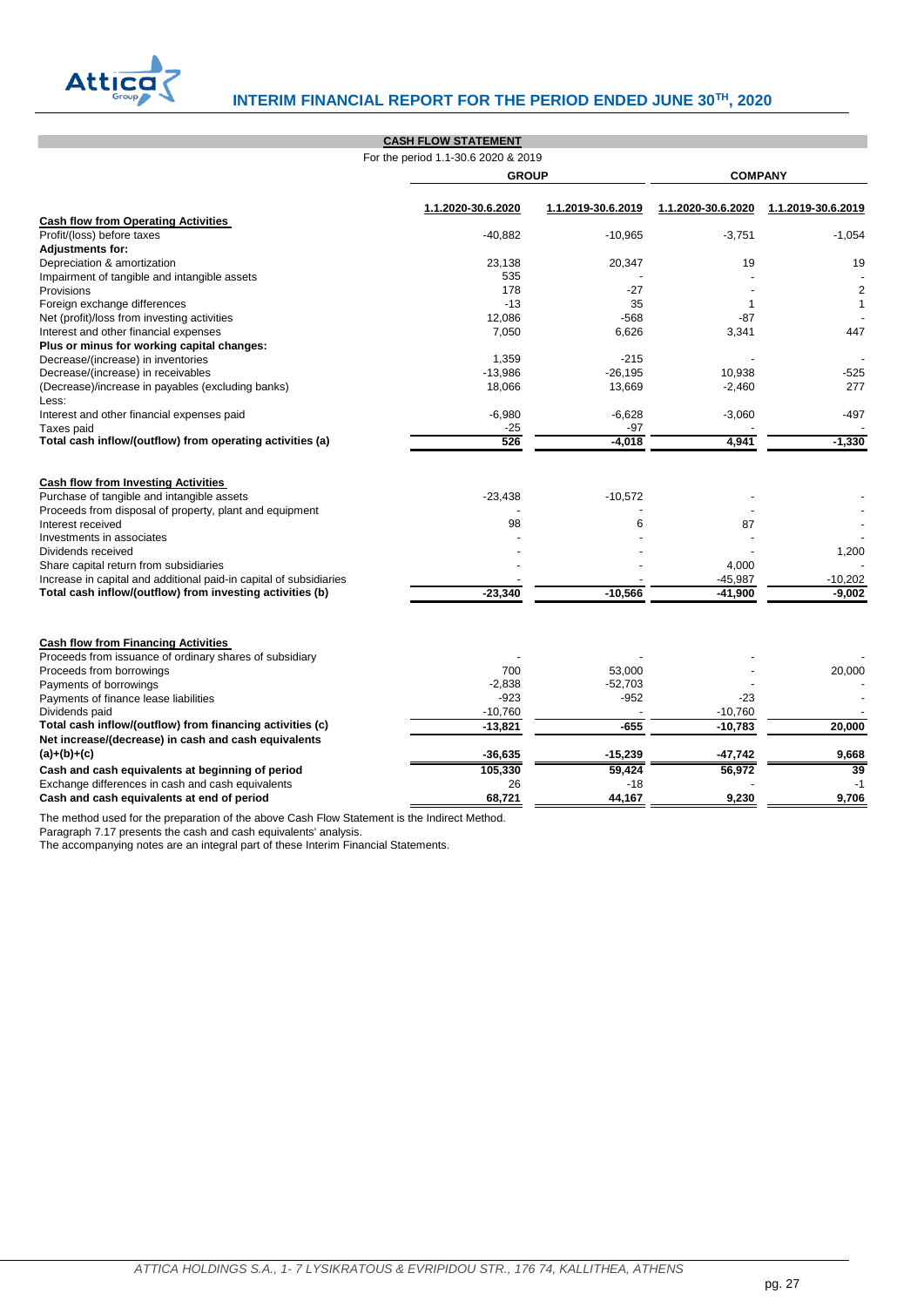## CASH FLOW STATEMENT

For the period 1.1-30.6 2020 & 2019

| | GROUP | | COMPANY | |
|---|---|---|---|---|
| | 1.1.2020-30.6.2020 | 1.1.2019-30.6.2019 | 1.1.2020-30.6.2020 | 1.1.2019-30.6.2019 |
| **Cash flow from Operating Activities** | | | | |
| Profit/(loss) before taxes | -40,882 | -10,965 | -3,751 | -1,054 |
| **Adjustments for:** | | | | |
| Depreciation & amortization | 23,138 | 20,347 | 19 | 19 |
| Impairment of tangible and intangible assets | 535 | - | - | - |
| Provisions | 178 | -27 | - | 2 |
| Foreign exchange differences | -13 | 35 | 1 | 1 |
| Net (profit)/loss from investing activities | 12,086 | -568 | -87 | - |
| Interest and other financial expenses | 7,050 | 6,626 | 3,341 | 447 |
| **Plus or minus for working capital changes:** | | | | |
| Decrease/(increase) in inventories | 1,359 | -215 | - | - |
| Decrease/(increase) in receivables | -13,986 | -26,195 | 10,938 | -525 |
| (Decrease)/increase in payables (excluding banks) | 18,066 | 13,669 | -2,460 | 277 |
| Less: | | | | |
| Interest and other financial expenses paid | -6,980 | -6,628 | -3,060 | -497 |
| Taxes paid | -25 | -97 | - | - |
| **Total cash inflow/(outflow) from operating activities (a)** | **526** | **-4,018** | **4,941** | **-1,330** |
| **Cash flow from Investing Activities** | | | | |
| Purchase of tangible and intangible assets | -23,438 | -10,572 | - | - |
| Proceeds from disposal of property, plant and equipment | - | - | - | - |
| Interest received | 98 | 6 | 87 | - |
| Investments in associates | - | - | - | - |
| Dividends received | - | - | - | 1,200 |
| Share capital return from subsidiaries | - | - | 4,000 | - |
| Increase in capital and additional paid-in capital of subsidiaries | - | - | -45,987 | -10,202 |
| **Total cash inflow/(outflow) from investing activities (b)** | **-23,340** | **-10,566** | **-41,900** | **-9,002** |
| **Cash flow from Financing Activities** | | | | |
| Proceeds from issuance of ordinary shares of subsidiary | - | - | - | - |
| Proceeds from borrowings | 700 | 53,000 | - | 20,000 |
| Payments of borrowings | -2,838 | -52,703 | - | - |
| Payments of finance lease liabilities | -923 | -952 | -23 | - |
| Dividends paid | -10,760 | - | -10,760 | - |
| **Total cash inflow/(outflow) from financing activities (c)** | **-13,821** | **-655** | **-10,783** | **20,000** |
| **Net increase/(decrease) in cash and cash equivalents (a)+(b)+(c)** | **-36,635** | **-15,239** | **-47,742** | **9,668** |
| **Cash and cash equivalents at beginning of period** | **105,330** | **59,424** | **56,972** | **39** |
| Exchange differences in cash and cash equivalents | 26 | -18 | - | -1 |
| **Cash and cash equivalents at end of period** | **68,721** | **44,167** | **9,230** | **9,706** |

The method used for the preparation of the above Cash Flow Statement is the Indirect Method.
Paragraph 7.17 presents the cash and cash equivalents' analysis.
The accompanying notes are an integral part of these Interim Financial Statements.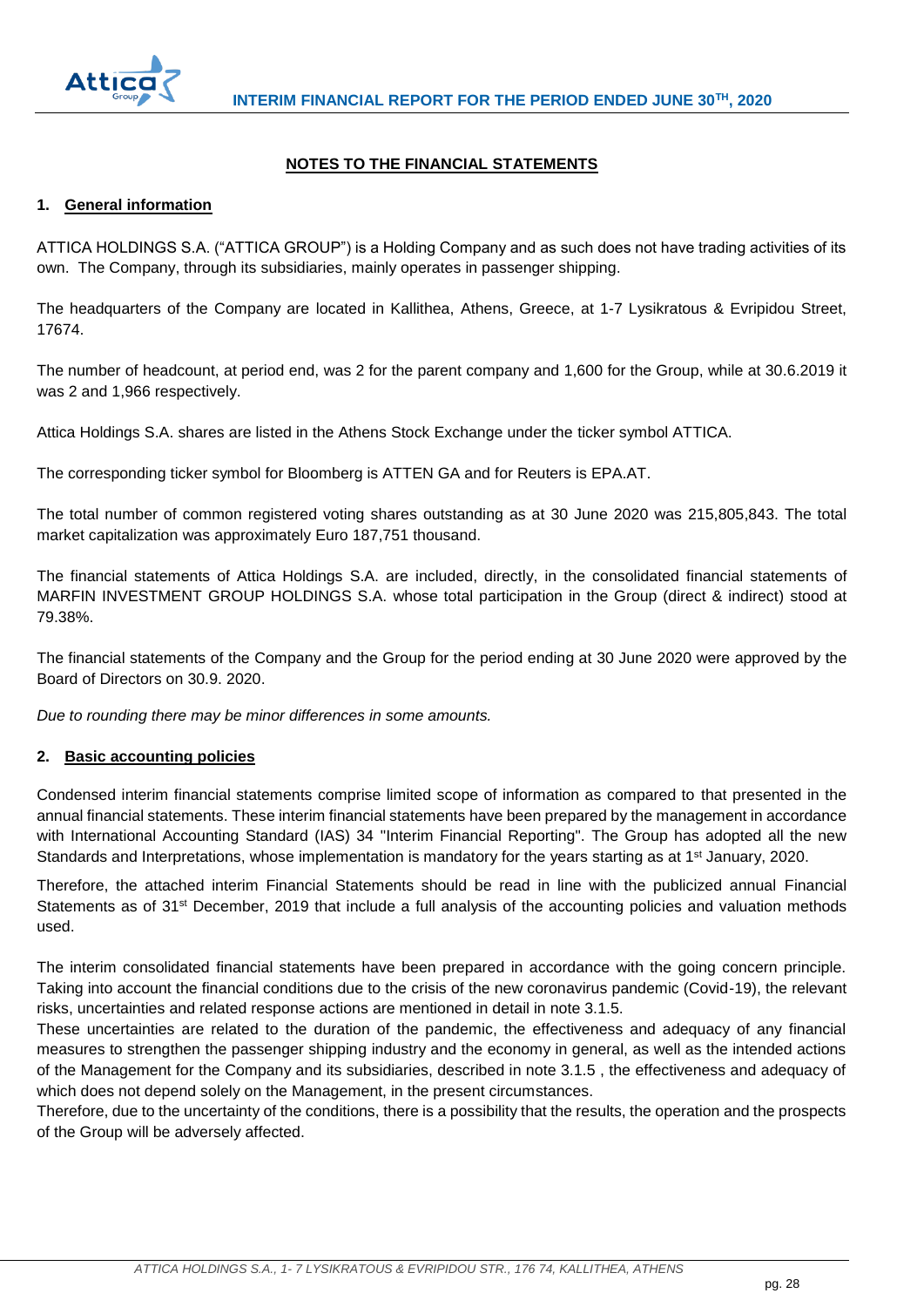## NOTES TO THE FINANCIAL STATEMENTS

### 1. General information

ATTICA HOLDINGS S.A. ("ATTICA GROUP") is a Holding Company and as such does not have trading activities of its own. The Company, through its subsidiaries, mainly operates in passenger shipping.

The headquarters of the Company are located in Kallithea, Athens, Greece, at 1-7 Lysikratous & Evripidou Street, 17674.

The number of headcount, at period end, was 2 for the parent company and 1,600 for the Group, while at 30.6.2019 it was 2 and 1,966 respectively.

Attica Holdings S.A. shares are listed in the Athens Stock Exchange under the ticker symbol ATTICA.

The corresponding ticker symbol for Bloomberg is ATTEN GA and for Reuters is EPA.AT.

The total number of common registered voting shares outstanding as at 30 June 2020 was 215,805,843. The total market capitalization was approximately Euro 187,751 thousand.

The financial statements of Attica Holdings S.A. are included, directly, in the consolidated financial statements of MARFIN INVESTMENT GROUP HOLDINGS S.A. whose total participation in the Group (direct & indirect) stood at 79.38%.

The financial statements of the Company and the Group for the period ending at 30 June 2020 were approved by the Board of Directors on 30.9. 2020.

*Due to rounding there may be minor differences in some amounts.*

### 2. Basic accounting policies

Condensed interim financial statements comprise limited scope of information as compared to that presented in the annual financial statements. These interim financial statements have been prepared by the management in accordance with International Accounting Standard (IAS) 34 "Interim Financial Reporting". The Group has adopted all the new Standards and Interpretations, whose implementation is mandatory for the years starting as at 1st January, 2020.

Therefore, the attached interim Financial Statements should be read in line with the publicized annual Financial Statements as of 31st December, 2019 that include a full analysis of the accounting policies and valuation methods used.

The interim consolidated financial statements have been prepared in accordance with the going concern principle. Taking into account the financial conditions due to the crisis of the new coronavirus pandemic (Covid-19), the relevant risks, uncertainties and related response actions are mentioned in detail in note 3.1.5.

These uncertainties are related to the duration of the pandemic, the effectiveness and adequacy of any financial measures to strengthen the passenger shipping industry and the economy in general, as well as the intended actions of the Management for the Company and its subsidiaries, described in note 3.1.5 , the effectiveness and adequacy of which does not depend solely on the Management, in the present circumstances.

Therefore, due to the uncertainty of the conditions, there is a possibility that the results, the operation and the prospects of the Group will be adversely affected.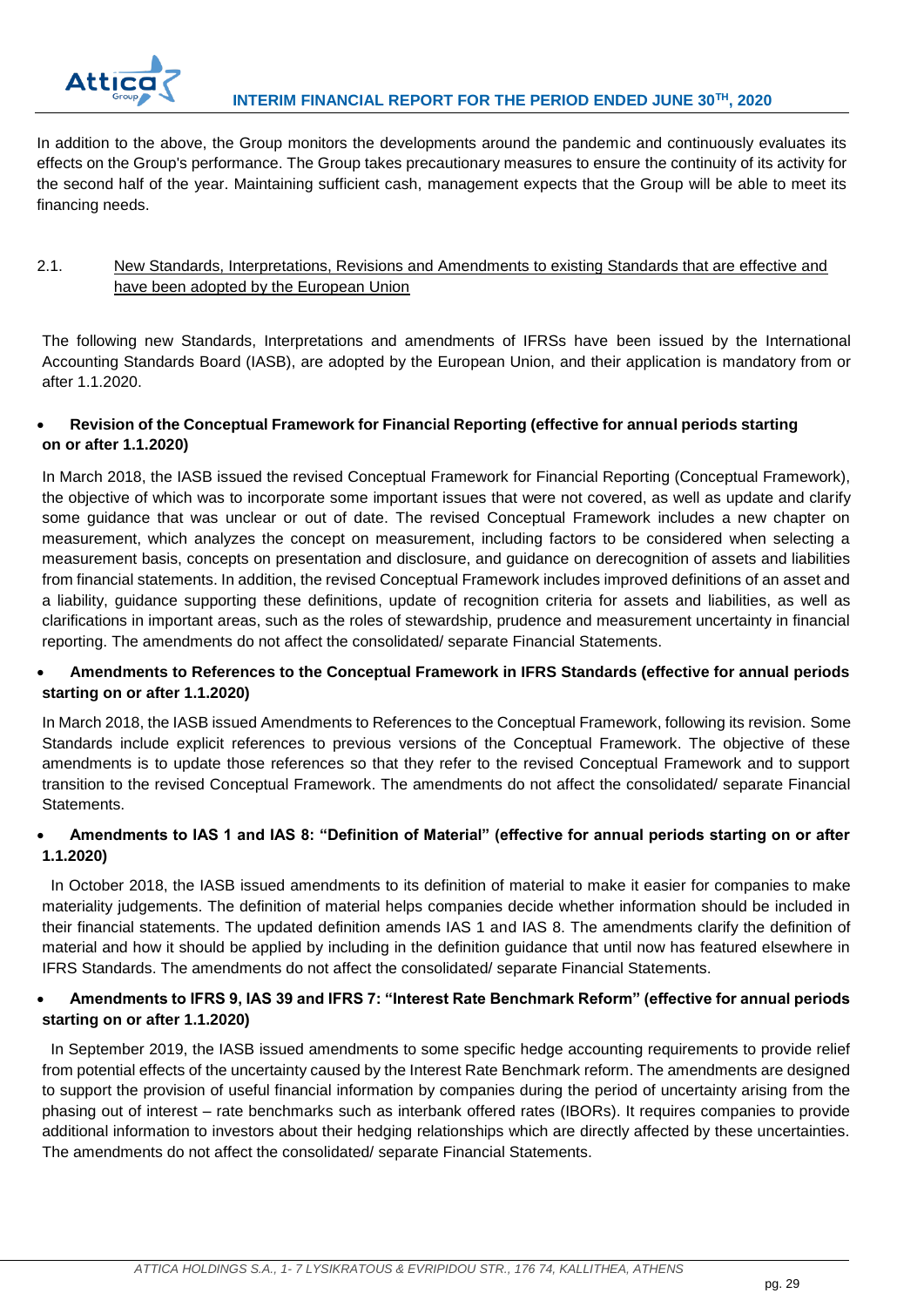In addition to the above, the Group monitors the developments around the pandemic and continuously evaluates its effects on the Group's performance. The Group takes precautionary measures to ensure the continuity of its activity for the second half of the year. Maintaining sufficient cash, management expects that the Group will be able to meet its financing needs.

## 2.1. New Standards, Interpretations, Revisions and Amendments to existing Standards that are effective and have been adopted by the European Union

The following new Standards, Interpretations and amendments of IFRSs have been issued by the International Accounting Standards Board (IASB), are adopted by the European Union, and their application is mandatory from or after 1.1.2020.

- **Revision of the Conceptual Framework for Financial Reporting (effective for annual periods starting on or after 1.1.2020)**

In March 2018, the IASB issued the revised Conceptual Framework for Financial Reporting (Conceptual Framework), the objective of which was to incorporate some important issues that were not covered, as well as update and clarify some guidance that was unclear or out of date. The revised Conceptual Framework includes a new chapter on measurement, which analyzes the concept on measurement, including factors to be considered when selecting a measurement basis, concepts on presentation and disclosure, and guidance on derecognition of assets and liabilities from financial statements. In addition, the revised Conceptual Framework includes improved definitions of an asset and a liability, guidance supporting these definitions, update of recognition criteria for assets and liabilities, as well as clarifications in important areas, such as the roles of stewardship, prudence and measurement uncertainty in financial reporting. The amendments do not affect the consolidated/ separate Financial Statements.

- **Amendments to References to the Conceptual Framework in IFRS Standards (effective for annual periods starting on or after 1.1.2020)**

In March 2018, the IASB issued Amendments to References to the Conceptual Framework, following its revision. Some Standards include explicit references to previous versions of the Conceptual Framework. The objective of these amendments is to update those references so that they refer to the revised Conceptual Framework and to support transition to the revised Conceptual Framework. The amendments do not affect the consolidated/ separate Financial Statements.

- **Amendments to IAS 1 and IAS 8: "Definition of Material" (effective for annual periods starting on or after 1.1.2020)**

In October 2018, the IASB issued amendments to its definition of material to make it easier for companies to make materiality judgements. The definition of material helps companies decide whether information should be included in their financial statements. The updated definition amends IAS 1 and IAS 8. The amendments clarify the definition of material and how it should be applied by including in the definition guidance that until now has featured elsewhere in IFRS Standards. The amendments do not affect the consolidated/ separate Financial Statements.

- **Amendments to IFRS 9, IAS 39 and IFRS 7: "Interest Rate Benchmark Reform" (effective for annual periods starting on or after 1.1.2020)**

In September 2019, the IASB issued amendments to some specific hedge accounting requirements to provide relief from potential effects of the uncertainty caused by the Interest Rate Benchmark reform. The amendments are designed to support the provision of useful financial information by companies during the period of uncertainty arising from the phasing out of interest – rate benchmarks such as interbank offered rates (IBORs). It requires companies to provide additional information to investors about their hedging relationships which are directly affected by these uncertainties. The amendments do not affect the consolidated/ separate Financial Statements.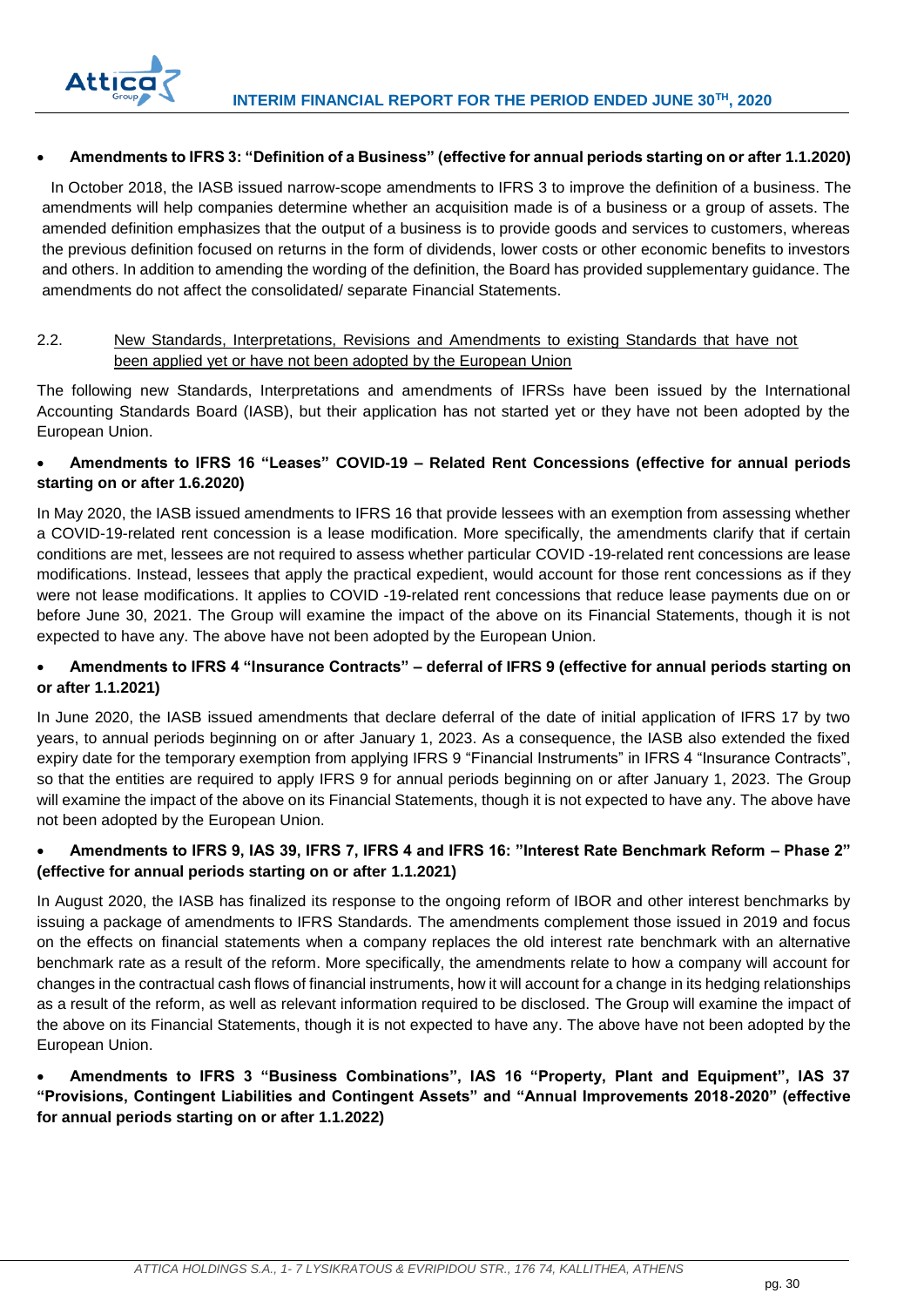- **Amendments to IFRS 3: "Definition of a Business" (effective for annual periods starting on or after 1.1.2020)**

In October 2018, the IASB issued narrow-scope amendments to IFRS 3 to improve the definition of a business. The amendments will help companies determine whether an acquisition made is of a business or a group of assets. The amended definition emphasizes that the output of a business is to provide goods and services to customers, whereas the previous definition focused on returns in the form of dividends, lower costs or other economic benefits to investors and others. In addition to amending the wording of the definition, the Board has provided supplementary guidance. The amendments do not affect the consolidated/ separate Financial Statements.

## 2.2. New Standards, Interpretations, Revisions and Amendments to existing Standards that have not been applied yet or have not been adopted by the European Union

The following new Standards, Interpretations and amendments of IFRSs have been issued by the International Accounting Standards Board (IASB), but their application has not started yet or they have not been adopted by the European Union.

- **Amendments to IFRS 16 "Leases" COVID-19 – Related Rent Concessions (effective for annual periods starting on or after 1.6.2020)**

In May 2020, the IASB issued amendments to IFRS 16 that provide lessees with an exemption from assessing whether a COVID-19-related rent concession is a lease modification. More specifically, the amendments clarify that if certain conditions are met, lessees are not required to assess whether particular COVID -19-related rent concessions are lease modifications. Instead, lessees that apply the practical expedient, would account for those rent concessions as if they were not lease modifications. It applies to COVID -19-related rent concessions that reduce lease payments due on or before June 30, 2021. The Group will examine the impact of the above on its Financial Statements, though it is not expected to have any. The above have not been adopted by the European Union.

- **Amendments to IFRS 4 "Insurance Contracts" – deferral of IFRS 9 (effective for annual periods starting on or after 1.1.2021)**

In June 2020, the IASB issued amendments that declare deferral of the date of initial application of IFRS 17 by two years, to annual periods beginning on or after January 1, 2023. As a consequence, the IASB also extended the fixed expiry date for the temporary exemption from applying IFRS 9 "Financial Instruments" in IFRS 4 "Insurance Contracts", so that the entities are required to apply IFRS 9 for annual periods beginning on or after January 1, 2023. The Group will examine the impact of the above on its Financial Statements, though it is not expected to have any. The above have not been adopted by the European Union.

- **Amendments to IFRS 9, IAS 39, IFRS 7, IFRS 4 and IFRS 16: "Interest Rate Benchmark Reform – Phase 2" (effective for annual periods starting on or after 1.1.2021)**

In August 2020, the IASB has finalized its response to the ongoing reform of IBOR and other interest benchmarks by issuing a package of amendments to IFRS Standards. The amendments complement those issued in 2019 and focus on the effects on financial statements when a company replaces the old interest rate benchmark with an alternative benchmark rate as a result of the reform. More specifically, the amendments relate to how a company will account for changes in the contractual cash flows of financial instruments, how it will account for a change in its hedging relationships as a result of the reform, as well as relevant information required to be disclosed. The Group will examine the impact of the above on its Financial Statements, though it is not expected to have any. The above have not been adopted by the European Union.

- **Amendments to IFRS 3 "Business Combinations", IAS 16 "Property, Plant and Equipment", IAS 37 "Provisions, Contingent Liabilities and Contingent Assets" and "Annual Improvements 2018-2020" (effective for annual periods starting on or after 1.1.2022)**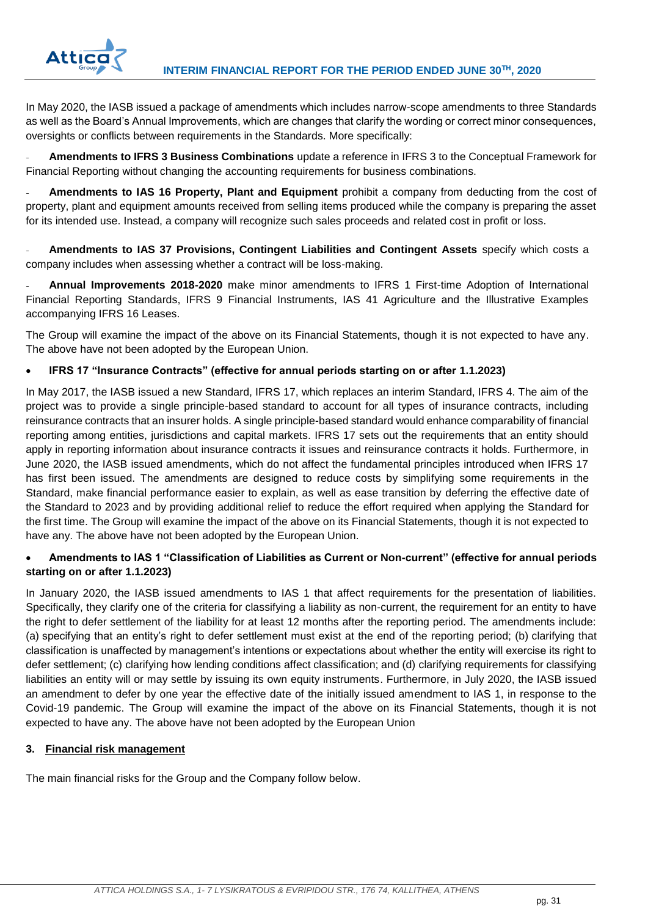In May 2020, the IASB issued a package of amendments which includes narrow-scope amendments to three Standards as well as the Board's Annual Improvements, which are changes that clarify the wording or correct minor consequences, oversights or conflicts between requirements in the Standards. More specifically:

- **Amendments to IFRS 3 Business Combinations** update a reference in IFRS 3 to the Conceptual Framework for Financial Reporting without changing the accounting requirements for business combinations.

- **Amendments to IAS 16 Property, Plant and Equipment** prohibit a company from deducting from the cost of property, plant and equipment amounts received from selling items produced while the company is preparing the asset for its intended use. Instead, a company will recognize such sales proceeds and related cost in profit or loss.

- **Amendments to IAS 37 Provisions, Contingent Liabilities and Contingent Assets** specify which costs a company includes when assessing whether a contract will be loss-making.

- **Annual Improvements 2018-2020** make minor amendments to IFRS 1 First-time Adoption of International Financial Reporting Standards, IFRS 9 Financial Instruments, IAS 41 Agriculture and the Illustrative Examples accompanying IFRS 16 Leases.

The Group will examine the impact of the above on its Financial Statements, though it is not expected to have any. The above have not been adopted by the European Union.

- **IFRS 17 "Insurance Contracts" (effective for annual periods starting on or after 1.1.2023)**

In May 2017, the IASB issued a new Standard, IFRS 17, which replaces an interim Standard, IFRS 4. The aim of the project was to provide a single principle-based standard to account for all types of insurance contracts, including reinsurance contracts that an insurer holds. A single principle-based standard would enhance comparability of financial reporting among entities, jurisdictions and capital markets. IFRS 17 sets out the requirements that an entity should apply in reporting information about insurance contracts it issues and reinsurance contracts it holds. Furthermore, in June 2020, the IASB issued amendments, which do not affect the fundamental principles introduced when IFRS 17 has first been issued. The amendments are designed to reduce costs by simplifying some requirements in the Standard, make financial performance easier to explain, as well as ease transition by deferring the effective date of the Standard to 2023 and by providing additional relief to reduce the effort required when applying the Standard for the first time. The Group will examine the impact of the above on its Financial Statements, though it is not expected to have any. The above have not been adopted by the European Union.

- **Amendments to IAS 1 "Classification of Liabilities as Current or Non-current" (effective for annual periods starting on or after 1.1.2023)**

In January 2020, the IASB issued amendments to IAS 1 that affect requirements for the presentation of liabilities. Specifically, they clarify one of the criteria for classifying a liability as non-current, the requirement for an entity to have the right to defer settlement of the liability for at least 12 months after the reporting period. The amendments include: (a) specifying that an entity's right to defer settlement must exist at the end of the reporting period; (b) clarifying that classification is unaffected by management's intentions or expectations about whether the entity will exercise its right to defer settlement; (c) clarifying how lending conditions affect classification; and (d) clarifying requirements for classifying liabilities an entity will or may settle by issuing its own equity instruments. Furthermore, in July 2020, the IASB issued an amendment to defer by one year the effective date of the initially issued amendment to IAS 1, in response to the Covid-19 pandemic. The Group will examine the impact of the above on its Financial Statements, though it is not expected to have any. The above have not been adopted by the European Union

## 3. Financial risk management

The main financial risks for the Group and the Company follow below.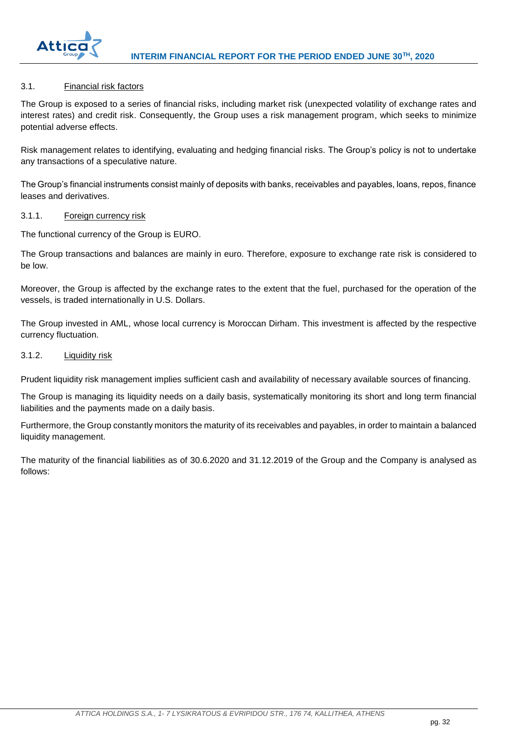### 3.1. Financial risk factors

The Group is exposed to a series of financial risks, including market risk (unexpected volatility of exchange rates and interest rates) and credit risk. Consequently, the Group uses a risk management program, which seeks to minimize potential adverse effects.

Risk management relates to identifying, evaluating and hedging financial risks. The Group's policy is not to undertake any transactions of a speculative nature.

The Group's financial instruments consist mainly of deposits with banks, receivables and payables, loans, repos, finance leases and derivatives.

#### 3.1.1. Foreign currency risk

The functional currency of the Group is EURO.

The Group transactions and balances are mainly in euro. Therefore, exposure to exchange rate risk is considered to be low.

Moreover, the Group is affected by the exchange rates to the extent that the fuel, purchased for the operation of the vessels, is traded internationally in U.S. Dollars.

The Group invested in AML, whose local currency is Moroccan Dirham. This investment is affected by the respective currency fluctuation.

#### 3.1.2. Liquidity risk

Prudent liquidity risk management implies sufficient cash and availability of necessary available sources of financing.

The Group is managing its liquidity needs on a daily basis, systematically monitoring its short and long term financial liabilities and the payments made on a daily basis.

Furthermore, the Group constantly monitors the maturity of its receivables and payables, in order to maintain a balanced liquidity management.

The maturity of the financial liabilities as of 30.6.2020 and 31.12.2019 of the Group and the Company is analysed as follows: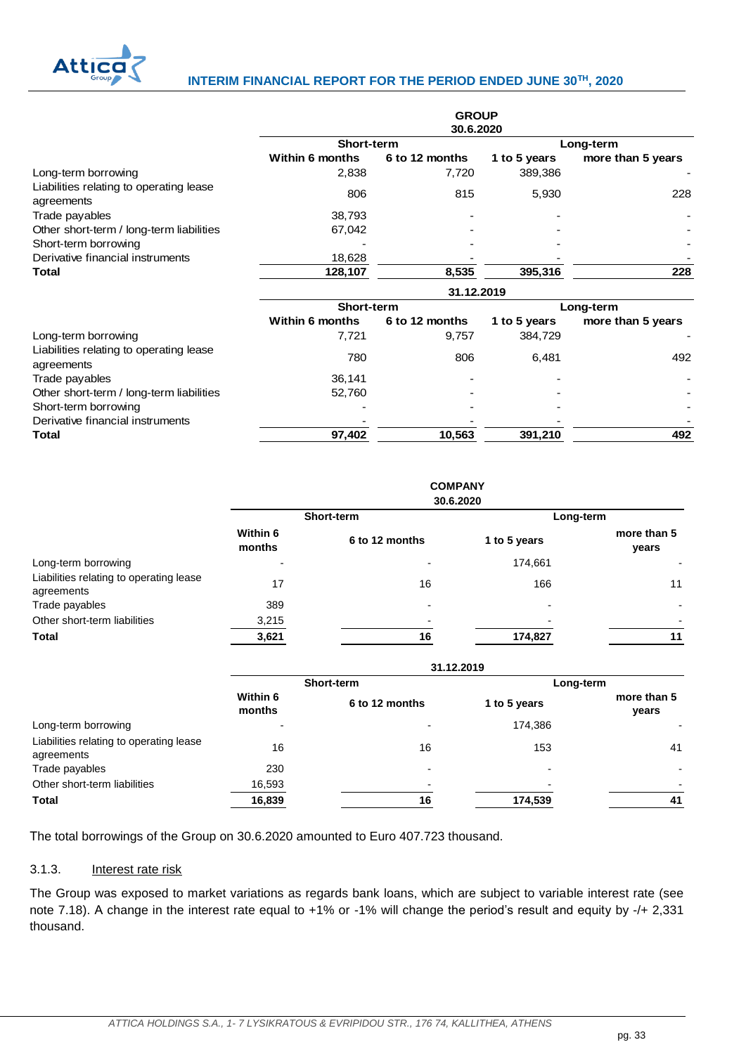| | GROUP | | | |
|---|---|---|---|---|
| | 30.6.2020 | | | |
| | Short-term | | Long-term | |
| | Within 6 months | 6 to 12 months | 1 to 5 years | more than 5 years |
| Long-term borrowing | 2,838 | 7,720 | 389,386 | - |
| Liabilities relating to operating lease agreements | 806 | 815 | 5,930 | 228 |
| Trade payables | 38,793 | - | - | - |
| Other short-term / long-term liabilities | 67,042 | - | - | - |
| Short-term borrowing | - | - | - | - |
| Derivative financial instruments | 18,628 | - | - | - |
| **Total** | **128,107** | **8,535** | **395,316** | **228** |
| | 31.12.2019 | | | |
| | Short-term | | Long-term | |
| | Within 6 months | 6 to 12 months | 1 to 5 years | more than 5 years |
| Long-term borrowing | 7,721 | 9,757 | 384,729 | - |
| Liabilities relating to operating lease agreements | 780 | 806 | 6,481 | 492 |
| Trade payables | 36,141 | - | - | - |
| Other short-term / long-term liabilities | 52,760 | - | - | - |
| Short-term borrowing | - | - | - | - |
| Derivative financial instruments | - | - | - | - |
| **Total** | **97,402** | **10,563** | **391,210** | **492** |

| | COMPANY | | | |
|---|---|---|---|---|
| | 30.6.2020 | | | |
| | Short-term | | Long-term | |
| | Within 6 months | 6 to 12 months | 1 to 5 years | more than 5 years |
| Long-term borrowing | - | - | 174,661 | - |
| Liabilities relating to operating lease agreements | 17 | 16 | 166 | 11 |
| Trade payables | 389 | - | - | - |
| Other short-term liabilities | 3,215 | - | - | - |
| **Total** | **3,621** | **16** | **174,827** | **11** |
| | 31.12.2019 | | | |
| | Short-term | | Long-term | |
| | Within 6 months | 6 to 12 months | 1 to 5 years | more than 5 years |
| Long-term borrowing | - | - | 174,386 | - |
| Liabilities relating to operating lease agreements | 16 | 16 | 153 | 41 |
| Trade payables | 230 | - | - | - |
| Other short-term liabilities | 16,593 | - | - | - |
| **Total** | **16,839** | **16** | **174,539** | **41** |

The total borrowings of the Group on 30.6.2020 amounted to Euro 407.723 thousand.

### 3.1.3. Interest rate risk

The Group was exposed to market variations as regards bank loans, which are subject to variable interest rate (see note 7.18). A change in the interest rate equal to +1% or -1% will change the period's result and equity by -/+ 2,331 thousand.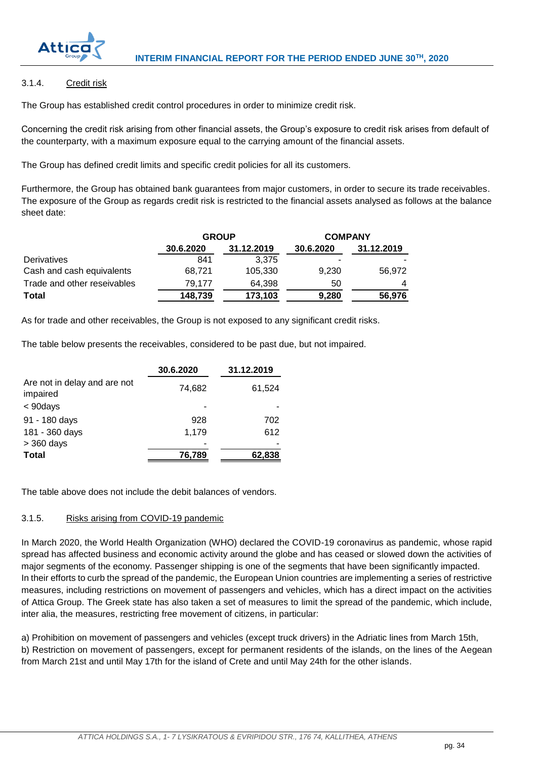### 3.1.4. Credit risk

The Group has established credit control procedures in order to minimize credit risk.

Concerning the credit risk arising from other financial assets, the Group's exposure to credit risk arises from default of the counterparty, with a maximum exposure equal to the carrying amount of the financial assets.

The Group has defined credit limits and specific credit policies for all its customers.

Furthermore, the Group has obtained bank guarantees from major customers, in order to secure its trade receivables. The exposure of the Group as regards credit risk is restricted to the financial assets analysed as follows at the balance sheet date:

| | GROUP | | COMPANY | |
|---|---|---|---|---|
| | 30.6.2020 | 31.12.2019 | 30.6.2020 | 31.12.2019 |
| Derivatives | 841 | 3,375 | - | - |
| Cash and cash equivalents | 68,721 | 105,330 | 9,230 | 56,972 |
| Trade and other reseivables | 79,177 | 64,398 | 50 | 4 |
| **Total** | **148,739** | **173,103** | **9,280** | **56,976** |

As for trade and other receivables, the Group is not exposed to any significant credit risks.

The table below presents the receivables, considered to be past due, but not impaired.

| | 30.6.2020 | 31.12.2019 |
|---|---|---|
| Are not in delay and are not impaired | 74,682 | 61,524 |
| < 90days | - | - |
| 91 - 180 days | 928 | 702 |
| 181 - 360 days | 1,179 | 612 |
| > 360 days | - | - |
| **Total** | **76,789** | **62,838** |

The table above does not include the debit balances of vendors.

### 3.1.5. Risks arising from COVID-19 pandemic

In March 2020, the World Health Organization (WHO) declared the COVID-19 coronavirus as pandemic, whose rapid spread has affected business and economic activity around the globe and has ceased or slowed down the activities of major segments of the economy. Passenger shipping is one of the segments that have been significantly impacted.
In their efforts to curb the spread of the pandemic, the European Union countries are implementing a series of restrictive measures, including restrictions on movement of passengers and vehicles, which has a direct impact on the activities of Attica Group. The Greek state has also taken a set of measures to limit the spread of the pandemic, which include, inter alia, the measures, restricting free movement of citizens, in particular:

a) Prohibition on movement of passengers and vehicles (except truck drivers) in the Adriatic lines from March 15th,
b) Restriction on movement of passengers, except for permanent residents of the islands, on the lines of the Aegean from March 21st and until May 17th for the island of Crete and until May 24th for the other islands.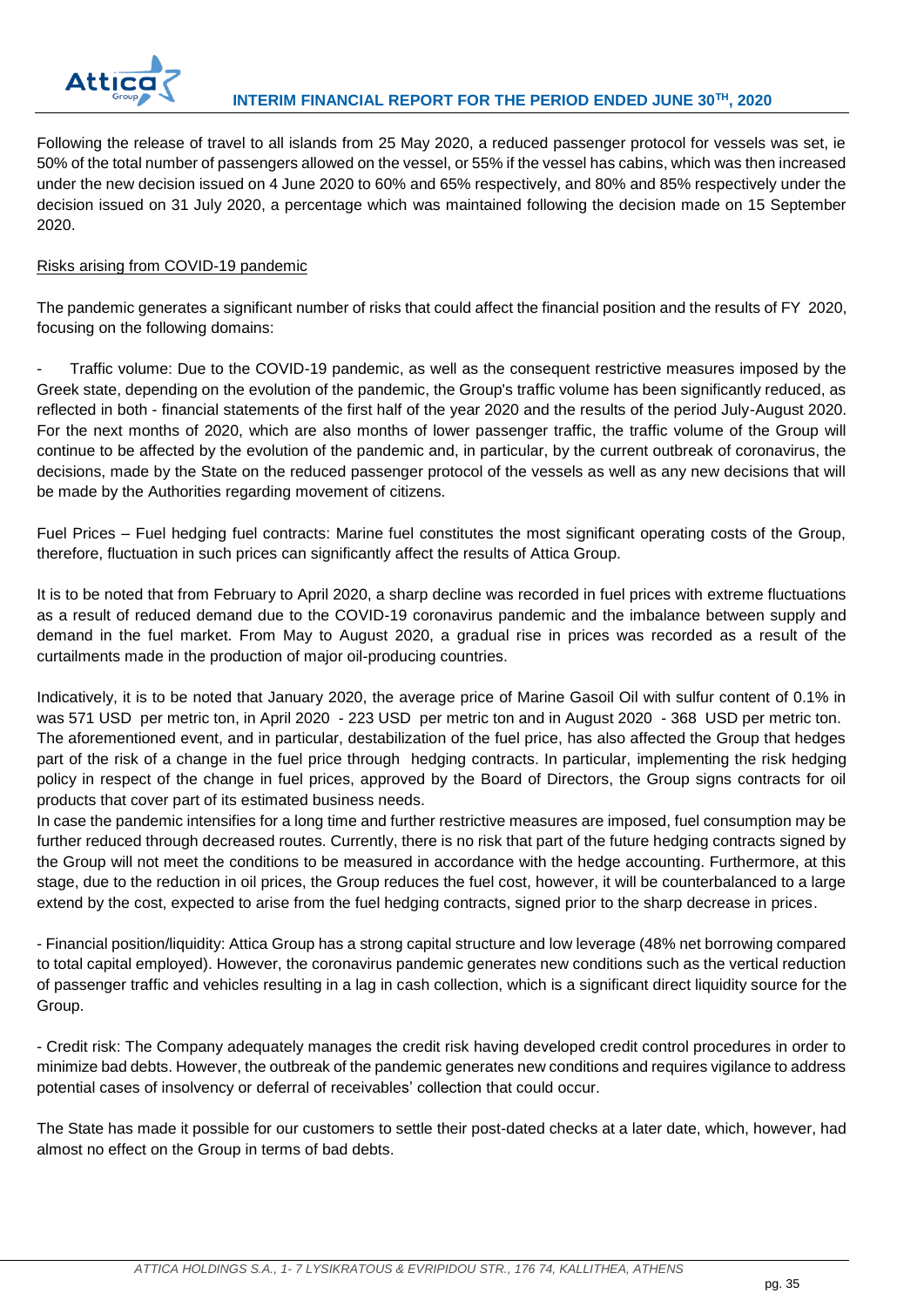Following the release of travel to all islands from 25 May 2020, a reduced passenger protocol for vessels was set, ie 50% of the total number of passengers allowed on the vessel, or 55% if the vessel has cabins, which was then increased under the new decision issued on 4 June 2020 to 60% and 65% respectively, and 80% and 85% respectively under the decision issued on 31 July 2020, a percentage which was maintained following the decision made on 15 September 2020.

Risks arising from COVID-19 pandemic

The pandemic generates a significant number of risks that could affect the financial position and the results of FY 2020, focusing on the following domains:

- Traffic volume: Due to the COVID-19 pandemic, as well as the consequent restrictive measures imposed by the Greek state, depending on the evolution of the pandemic, the Group's traffic volume has been significantly reduced, as reflected in both - financial statements of the first half of the year 2020 and the results of the period July-August 2020. For the next months of 2020, which are also months of lower passenger traffic, the traffic volume of the Group will continue to be affected by the evolution of the pandemic and, in particular, by the current outbreak of coronavirus, the decisions, made by the State on the reduced passenger protocol of the vessels as well as any new decisions that will be made by the Authorities regarding movement of citizens.

Fuel Prices – Fuel hedging fuel contracts: Marine fuel constitutes the most significant operating costs of the Group, therefore, fluctuation in such prices can significantly affect the results of Attica Group.

It is to be noted that from February to April 2020, a sharp decline was recorded in fuel prices with extreme fluctuations as a result of reduced demand due to the COVID-19 coronavirus pandemic and the imbalance between supply and demand in the fuel market. From May to August 2020, a gradual rise in prices was recorded as a result of the curtailments made in the production of major oil-producing countries.

Indicatively, it is to be noted that January 2020, the average price of Marine Gasoil Oil with sulfur content of 0.1% in was 571 USD per metric ton, in April 2020 - 223 USD per metric ton and in August 2020 - 368 USD per metric ton. The aforementioned event, and in particular, destabilization of the fuel price, has also affected the Group that hedges part of the risk of a change in the fuel price through hedging contracts. In particular, implementing the risk hedging policy in respect of the change in fuel prices, approved by the Board of Directors, the Group signs contracts for oil products that cover part of its estimated business needs.
In case the pandemic intensifies for a long time and further restrictive measures are imposed, fuel consumption may be further reduced through decreased routes. Currently, there is no risk that part of the future hedging contracts signed by the Group will not meet the conditions to be measured in accordance with the hedge accounting. Furthermore, at this stage, due to the reduction in oil prices, the Group reduces the fuel cost, however, it will be counterbalanced to a large extend by the cost, expected to arise from the fuel hedging contracts, signed prior to the sharp decrease in prices.

- Financial position/liquidity: Attica Group has a strong capital structure and low leverage (48% net borrowing compared to total capital employed). However, the coronavirus pandemic generates new conditions such as the vertical reduction of passenger traffic and vehicles resulting in a lag in cash collection, which is a significant direct liquidity source for the Group.

- Credit risk: The Company adequately manages the credit risk having developed credit control procedures in order to minimize bad debts. However, the outbreak of the pandemic generates new conditions and requires vigilance to address potential cases of insolvency or deferral of receivables' collection that could occur.

The State has made it possible for our customers to settle their post-dated checks at a later date, which, however, had almost no effect on the Group in terms of bad debts.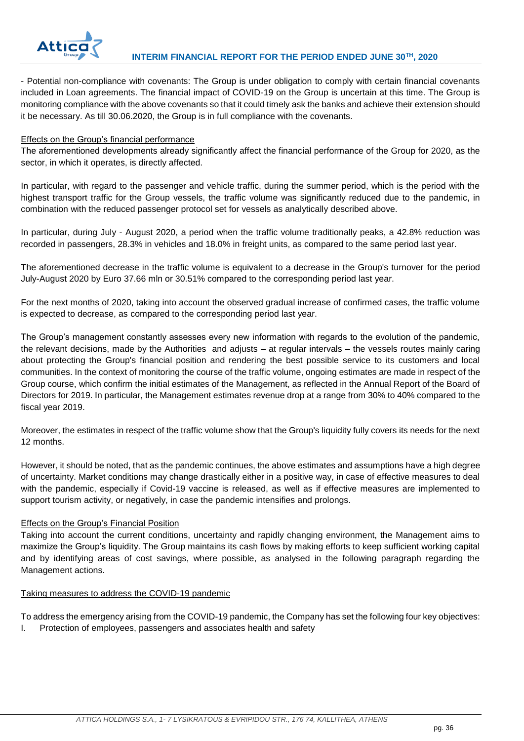- Potential non-compliance with covenants: The Group is under obligation to comply with certain financial covenants included in Loan agreements. The financial impact of COVID-19 on the Group is uncertain at this time. The Group is monitoring compliance with the above covenants so that it could timely ask the banks and achieve their extension should it be necessary. As till 30.06.2020, the Group is in full compliance with the covenants.

Effects on the Group's financial performance

The aforementioned developments already significantly affect the financial performance of the Group for 2020, as the sector, in which it operates, is directly affected.

In particular, with regard to the passenger and vehicle traffic, during the summer period, which is the period with the highest transport traffic for the Group vessels, the traffic volume was significantly reduced due to the pandemic, in combination with the reduced passenger protocol set for vessels as analytically described above.

In particular, during July - August 2020, a period when the traffic volume traditionally peaks, a 42.8% reduction was recorded in passengers, 28.3% in vehicles and 18.0% in freight units, as compared to the same period last year.

The aforementioned decrease in the traffic volume is equivalent to a decrease in the Group's turnover for the period July-August 2020 by Euro 37.66 mln or 30.51% compared to the corresponding period last year.

For the next months of 2020, taking into account the observed gradual increase of confirmed cases, the traffic volume is expected to decrease, as compared to the corresponding period last year.

The Group's management constantly assesses every new information with regards to the evolution of the pandemic, the relevant decisions, made by the Authorities and adjusts – at regular intervals – the vessels routes mainly caring about protecting the Group's financial position and rendering the best possible service to its customers and local communities. In the context of monitoring the course of the traffic volume, ongoing estimates are made in respect of the Group course, which confirm the initial estimates of the Management, as reflected in the Annual Report of the Board of Directors for 2019. In particular, the Management estimates revenue drop at a range from 30% to 40% compared to the fiscal year 2019.

Moreover, the estimates in respect of the traffic volume show that the Group's liquidity fully covers its needs for the next 12 months.

However, it should be noted, that as the pandemic continues, the above estimates and assumptions have a high degree of uncertainty. Market conditions may change drastically either in a positive way, in case of effective measures to deal with the pandemic, especially if Covid-19 vaccine is released, as well as if effective measures are implemented to support tourism activity, or negatively, in case the pandemic intensifies and prolongs.

Effects on the Group's Financial Position

Taking into account the current conditions, uncertainty and rapidly changing environment, the Management aims to maximize the Group's liquidity. The Group maintains its cash flows by making efforts to keep sufficient working capital and by identifying areas of cost savings, where possible, as analysed in the following paragraph regarding the Management actions.

Taking measures to address the COVID-19 pandemic

To address the emergency arising from the COVID-19 pandemic, the Company has set the following four key objectives:

I. Protection of employees, passengers and associates health and safety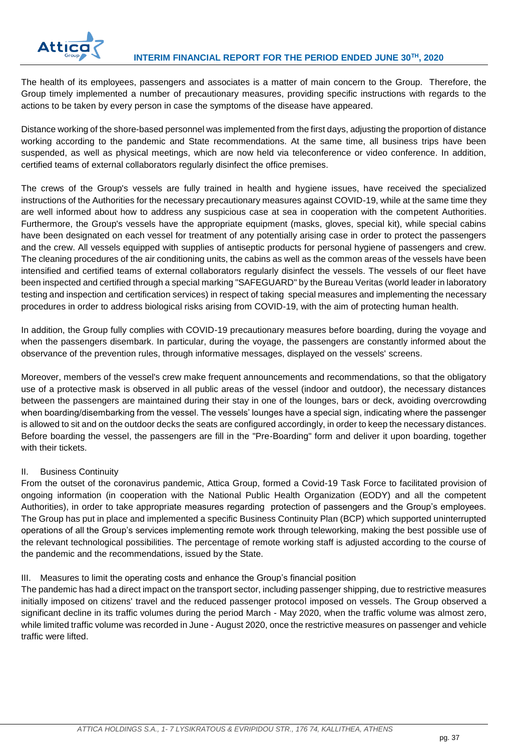The health of its employees, passengers and associates is a matter of main concern to the Group. Therefore, the Group timely implemented a number of precautionary measures, providing specific instructions with regards to the actions to be taken by every person in case the symptoms of the disease have appeared.

Distance working of the shore-based personnel was implemented from the first days, adjusting the proportion of distance working according to the pandemic and State recommendations. At the same time, all business trips have been suspended, as well as physical meetings, which are now held via teleconference or video conference. In addition, certified teams of external collaborators regularly disinfect the office premises.

The crews of the Group's vessels are fully trained in health and hygiene issues, have received the specialized instructions of the Authorities for the necessary precautionary measures against COVID-19, while at the same time they are well informed about how to address any suspicious case at sea in cooperation with the competent Authorities. Furthermore, the Group's vessels have the appropriate equipment (masks, gloves, special kit), while special cabins have been designated on each vessel for treatment of any potentially arising case in order to protect the passengers and the crew. All vessels equipped with supplies of antiseptic products for personal hygiene of passengers and crew. The cleaning procedures of the air conditioning units, the cabins as well as the common areas of the vessels have been intensified and certified teams of external collaborators regularly disinfect the vessels. The vessels of our fleet have been inspected and certified through a special marking "SAFEGUARD" by the Bureau Veritas (world leader in laboratory testing and inspection and certification services) in respect of taking special measures and implementing the necessary procedures in order to address biological risks arising from COVID-19, with the aim of protecting human health.

In addition, the Group fully complies with COVID-19 precautionary measures before boarding, during the voyage and when the passengers disembark. In particular, during the voyage, the passengers are constantly informed about the observance of the prevention rules, through informative messages, displayed on the vessels' screens.

Moreover, members of the vessel's crew make frequent announcements and recommendations, so that the obligatory use of a protective mask is observed in all public areas of the vessel (indoor and outdoor), the necessary distances between the passengers are maintained during their stay in one of the lounges, bars or deck, avoiding overcrowding when boarding/disembarking from the vessel. The vessels' lounges have a special sign, indicating where the passenger is allowed to sit and on the outdoor decks the seats are configured accordingly, in order to keep the necessary distances. Before boarding the vessel, the passengers are fill in the "Pre-Boarding" form and deliver it upon boarding, together with their tickets.

II. Business Continuity

From the outset of the coronavirus pandemic, Attica Group, formed a Covid-19 Task Force to facilitated provision of ongoing information (in cooperation with the National Public Health Organization (EODY) and all the competent Authorities), in order to take appropriate measures regarding protection of passengers and the Group's employees. The Group has put in place and implemented a specific Business Continuity Plan (BCP) which supported uninterrupted operations of all the Group's services implementing remote work through teleworking, making the best possible use of the relevant technological possibilities. The percentage of remote working staff is adjusted according to the course of the pandemic and the recommendations, issued by the State.

III. Measures to limit the operating costs and enhance the Group's financial position

The pandemic has had a direct impact on the transport sector, including passenger shipping, due to restrictive measures initially imposed on citizens' travel and the reduced passenger protocol imposed on vessels. The Group observed a significant decline in its traffic volumes during the period March - May 2020, when the traffic volume was almost zero, while limited traffic volume was recorded in June - August 2020, once the restrictive measures on passenger and vehicle traffic were lifted.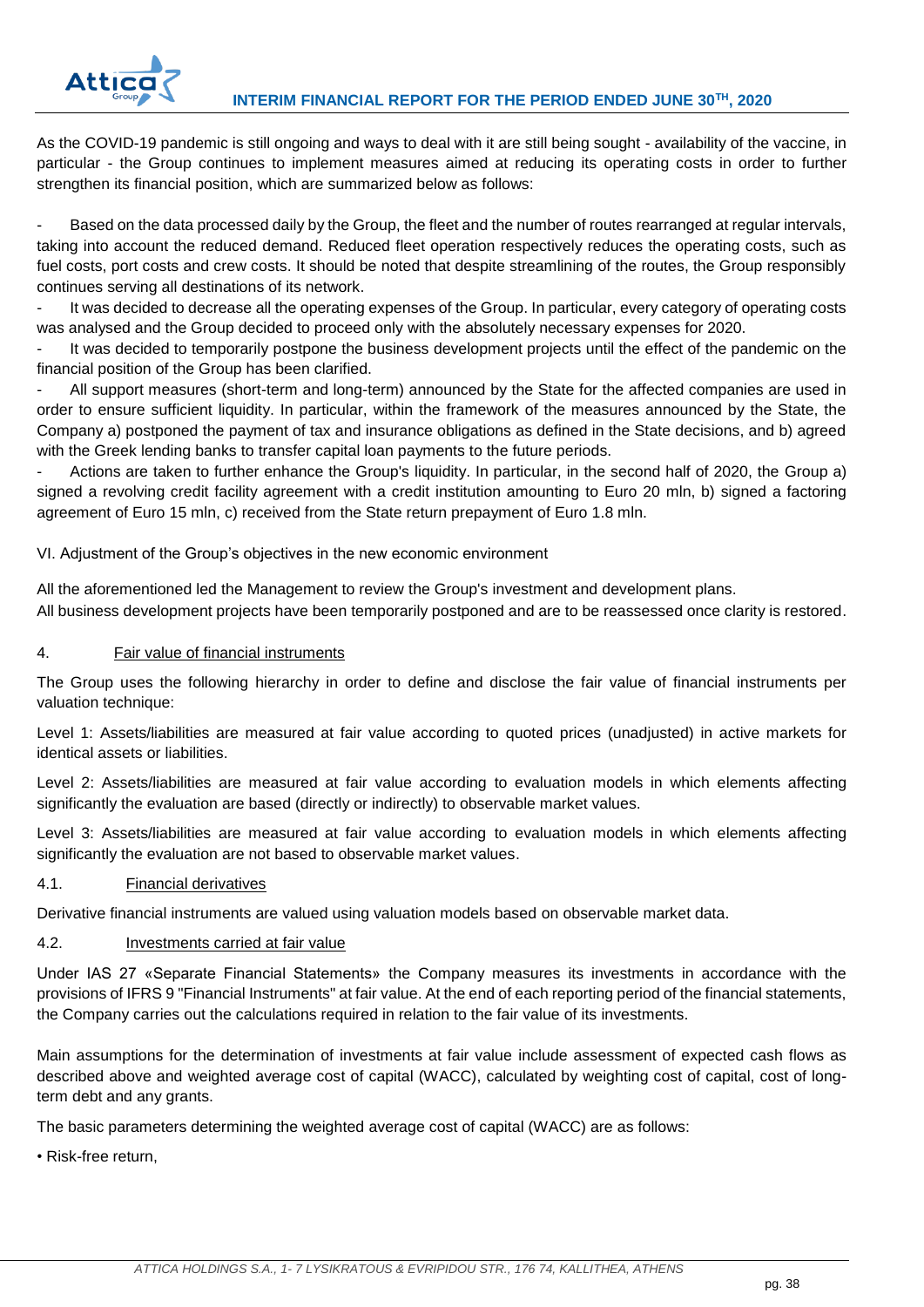As the COVID-19 pandemic is still ongoing and ways to deal with it are still being sought - availability of the vaccine, in particular - the Group continues to implement measures aimed at reducing its operating costs in order to further strengthen its financial position, which are summarized below as follows:

- Based on the data processed daily by the Group, the fleet and the number of routes rearranged at regular intervals, taking into account the reduced demand. Reduced fleet operation respectively reduces the operating costs, such as fuel costs, port costs and crew costs. It should be noted that despite streamlining of the routes, the Group responsibly continues serving all destinations of its network.
- It was decided to decrease all the operating expenses of the Group. In particular, every category of operating costs was analysed and the Group decided to proceed only with the absolutely necessary expenses for 2020.
- It was decided to temporarily postpone the business development projects until the effect of the pandemic on the financial position of the Group has been clarified.
- All support measures (short-term and long-term) announced by the State for the affected companies are used in order to ensure sufficient liquidity. In particular, within the framework of the measures announced by the State, the Company a) postponed the payment of tax and insurance obligations as defined in the State decisions, and b) agreed with the Greek lending banks to transfer capital loan payments to the future periods.
- Actions are taken to further enhance the Group's liquidity. In particular, in the second half of 2020, the Group a) signed a revolving credit facility agreement with a credit institution amounting to Euro 20 mln, b) signed a factoring agreement of Euro 15 mln, c) received from the State return prepayment of Euro 1.8 mln.

VI. Adjustment of the Group's objectives in the new economic environment

All the aforementioned led the Management to review the Group's investment and development plans.
All business development projects have been temporarily postponed and are to be reassessed once clarity is restored.

## 4. Fair value of financial instruments

The Group uses the following hierarchy in order to define and disclose the fair value of financial instruments per valuation technique:

Level 1: Assets/liabilities are measured at fair value according to quoted prices (unadjusted) in active markets for identical assets or liabilities.

Level 2: Assets/liabilities are measured at fair value according to evaluation models in which elements affecting significantly the evaluation are based (directly or indirectly) to observable market values.

Level 3: Assets/liabilities are measured at fair value according to evaluation models in which elements affecting significantly the evaluation are not based to observable market values.

### 4.1. Financial derivatives

Derivative financial instruments are valued using valuation models based on observable market data.

### 4.2. Investments carried at fair value

Under IAS 27 «Separate Financial Statements» the Company measures its investments in accordance with the provisions of IFRS 9 "Financial Instruments" at fair value. At the end of each reporting period of the financial statements, the Company carries out the calculations required in relation to the fair value of its investments.

Main assumptions for the determination of investments at fair value include assessment of expected cash flows as described above and weighted average cost of capital (WACC), calculated by weighting cost of capital, cost of long-term debt and any grants.

The basic parameters determining the weighted average cost of capital (WACC) are as follows:

- Risk-free return,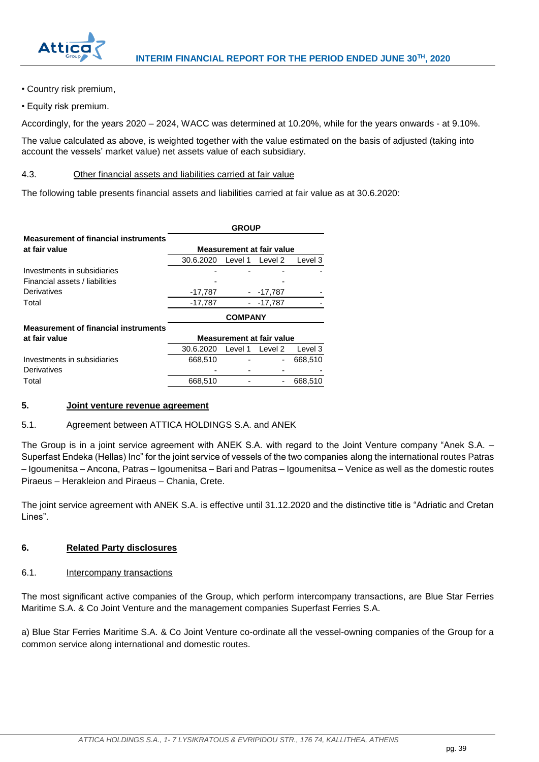• Country risk premium,

• Equity risk premium.

Accordingly, for the years 2020 – 2024, WACC was determined at 10.20%, while for the years onwards - at 9.10%.

The value calculated as above, is weighted together with the value estimated on the basis of adjusted (taking into account the vessels' market value) net assets value of each subsidiary.

### 4.3. Other financial assets and liabilities carried at fair value

The following table presents financial assets and liabilities carried at fair value as at 30.6.2020:

| | GROUP | | | |
|---|---|---|---|---|
| **Measurement of financial instruments at fair value** | **Measurement at fair value** | | | |
| | 30.6.2020 | Level 1 | Level 2 | Level 3 |
| Investments in subsidiaries | - | - | - | - |
| Financial assets / liabilities | - | | - | |
| Derivatives | -17,787 | - | -17,787 | - |
| Total | -17,787 | - | -17,787 | - |

| | COMPANY | | | |
|---|---|---|---|---|
| **Measurement of financial instruments at fair value** | **Measurement at fair value** | | | |
| | 30.6.2020 | Level 1 | Level 2 | Level 3 |
| Investments in subsidiaries | 668,510 | - | - | 668,510 |
| Derivatives | - | - | - | - |
| Total | 668,510 | - | - | 668,510 |

## 5. Joint venture revenue agreement

### 5.1. Agreement between ATTICA HOLDINGS S.A. and ANEK

The Group is in a joint service agreement with ANEK S.A. with regard to the Joint Venture company "Anek S.A. – Superfast Endeka (Hellas) Inc" for the joint service of vessels of the two companies along the international routes Patras – Igoumenitsa – Ancona, Patras – Igoumenitsa – Bari and Patras – Igoumenitsa – Venice as well as the domestic routes Piraeus – Herakleion and Piraeus – Chania, Crete.

The joint service agreement with ANEK S.A. is effective until 31.12.2020 and the distinctive title is "Adriatic and Cretan Lines".

## 6. Related Party disclosures

### 6.1. Intercompany transactions

The most significant active companies of the Group, which perform intercompany transactions, are Blue Star Ferries Maritime S.A. & Co Joint Venture and the management companies Superfast Ferries S.A.

a) Blue Star Ferries Maritime S.A. & Co Joint Venture co-ordinate all the vessel-owning companies of the Group for a common service along international and domestic routes.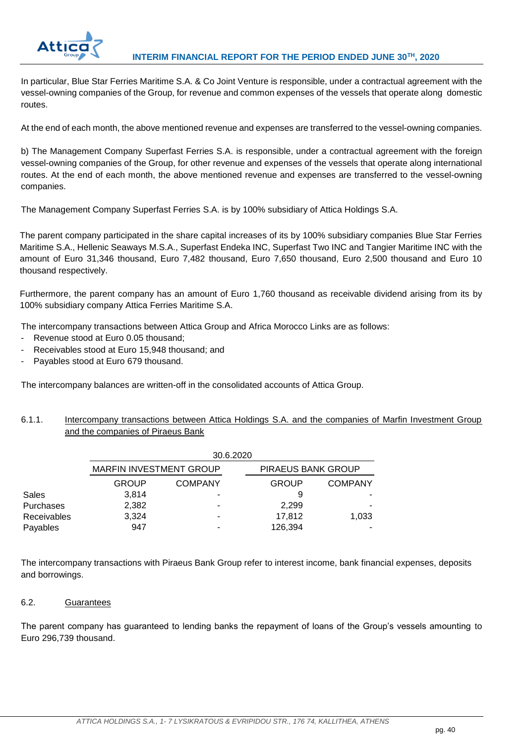In particular, Blue Star Ferries Maritime S.A. & Co Joint Venture is responsible, under a contractual agreement with the vessel-owning companies of the Group, for revenue and common expenses of the vessels that operate along domestic routes.

At the end of each month, the above mentioned revenue and expenses are transferred to the vessel-owning companies.

b) The Management Company Superfast Ferries S.A. is responsible, under a contractual agreement with the foreign vessel-owning companies of the Group, for other revenue and expenses of the vessels that operate along international routes. At the end of each month, the above mentioned revenue and expenses are transferred to the vessel-owning companies.

The Management Company Superfast Ferries S.A. is by 100% subsidiary of Attica Holdings S.A.

The parent company participated in the share capital increases of its by 100% subsidiary companies Blue Star Ferries Maritime S.A., Hellenic Seaways M.S.A., Superfast Endeka INC, Superfast Two INC and Tangier Maritime INC with the amount of Euro 31,346 thousand, Euro 7,482 thousand, Euro 7,650 thousand, Euro 2,500 thousand and Euro 10 thousand respectively.

Furthermore, the parent company has an amount of Euro 1,760 thousand as receivable dividend arising from its by 100% subsidiary company Attica Ferries Maritime S.A.

The intercompany transactions between Attica Group and Africa Morocco Links are as follows:

- Revenue stood at Euro 0.05 thousand;
- Receivables stood at Euro 15,948 thousand; and
- Payables stood at Euro 679 thousand.

The intercompany balances are written-off in the consolidated accounts of Attica Group.

### 6.1.1. Intercompany transactions between Attica Holdings S.A. and the companies of Marfin Investment Group and the companies of Piraeus Bank

| | 30.6.2020 | | | |
|---|---|---|---|---|
| | MARFIN INVESTMENT GROUP | | PIRAEUS BANK GROUP | |
| | GROUP | COMPANY | GROUP | COMPANY |
| Sales | 3,814 | - | 9 | - |
| Purchases | 2,382 | - | 2,299 | - |
| Receivables | 3,324 | - | 17,812 | 1,033 |
| Payables | 947 | - | 126,394 | - |

The intercompany transactions with Piraeus Bank Group refer to interest income, bank financial expenses, deposits and borrowings.

## 6.2. Guarantees

The parent company has guaranteed to lending banks the repayment of loans of the Group's vessels amounting to Euro 296,739 thousand.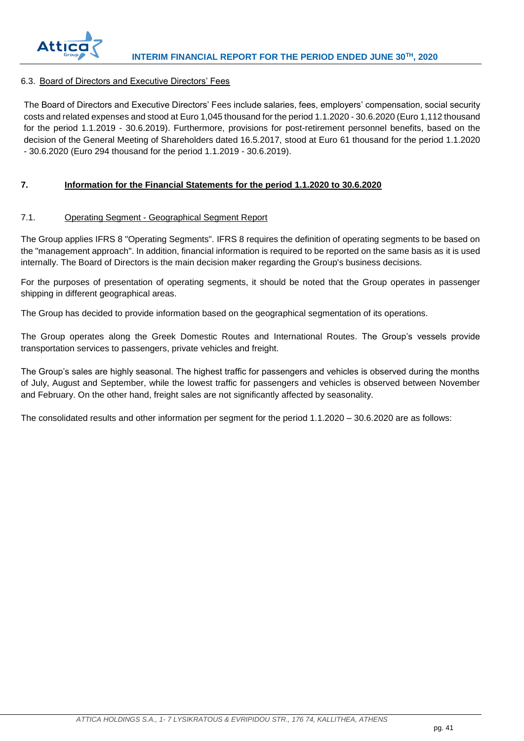### 6.3. Board of Directors and Executive Directors' Fees

The Board of Directors and Executive Directors' Fees include salaries, fees, employers' compensation, social security costs and related expenses and stood at Euro 1,045 thousand for the period 1.1.2020 - 30.6.2020 (Euro 1,112 thousand for the period 1.1.2019 - 30.6.2019). Furthermore, provisions for post-retirement personnel benefits, based on the decision of the General Meeting of Shareholders dated 16.5.2017, stood at Euro 61 thousand for the period 1.1.2020 - 30.6.2020 (Euro 294 thousand for the period 1.1.2019 - 30.6.2019).

## 7. Information for the Financial Statements for the period 1.1.2020 to 30.6.2020

### 7.1. Operating Segment - Geographical Segment Report

The Group applies IFRS 8 "Operating Segments". IFRS 8 requires the definition of operating segments to be based on the "management approach". In addition, financial information is required to be reported on the same basis as it is used internally. The Board of Directors is the main decision maker regarding the Group's business decisions.

For the purposes of presentation of operating segments, it should be noted that the Group operates in passenger shipping in different geographical areas.

The Group has decided to provide information based on the geographical segmentation of its operations.

The Group operates along the Greek Domestic Routes and International Routes. The Group's vessels provide transportation services to passengers, private vehicles and freight.

The Group's sales are highly seasonal. The highest traffic for passengers and vehicles is observed during the months of July, August and September, while the lowest traffic for passengers and vehicles is observed between November and February. On the other hand, freight sales are not significantly affected by seasonality.

The consolidated results and other information per segment for the period 1.1.2020 – 30.6.2020 are as follows: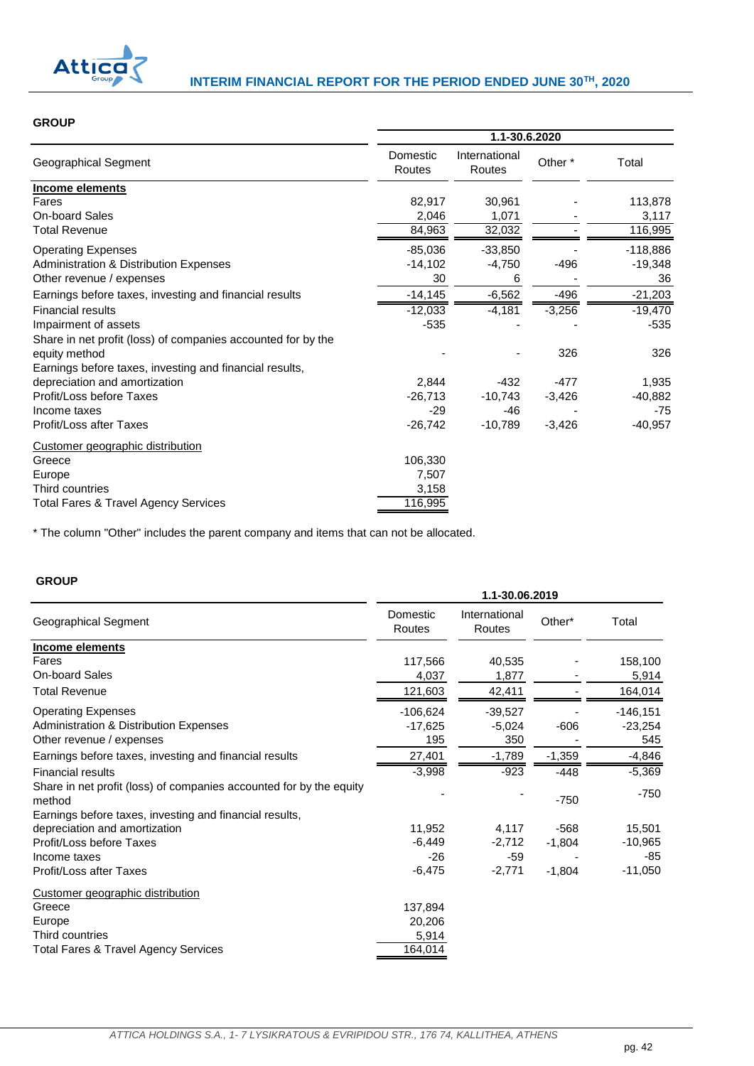**GROUP**

| Geographical Segment | 1.1-30.6.2020 | | | |
|---|---|---|---|---|
| | Domestic Routes | International Routes | Other * | Total |
| **Income elements** | | | | |
| Fares | 82,917 | 30,961 | - | 113,878 |
| On-board Sales | 2,046 | 1,071 | - | 3,117 |
| Total Revenue | 84,963 | 32,032 | - | 116,995 |
| Operating Expenses | -85,036 | -33,850 | - | -118,886 |
| Administration & Distribution Expenses | -14,102 | -4,750 | -496 | -19,348 |
| Other revenue / expenses | 30 | 6 | - | 36 |
| Earnings before taxes, investing and financial results | -14,145 | -6,562 | -496 | -21,203 |
| Financial results | -12,033 | -4,181 | -3,256 | -19,470 |
| Impairment of assets | -535 | - | - | -535 |
| Share in net profit (loss) of companies accounted for by the equity method | - | - | 326 | 326 |
| Earnings before taxes, investing and financial results, depreciation and amortization | 2,844 | -432 | -477 | 1,935 |
| Profit/Loss before Taxes | -26,713 | -10,743 | -3,426 | -40,882 |
| Income taxes | -29 | -46 | - | -75 |
| Profit/Loss after Taxes | -26,742 | -10,789 | -3,426 | -40,957 |
| Customer geographic distribution | | | | |
| Greece | 106,330 | | | |
| Europe | 7,507 | | | |
| Third countries | 3,158 | | | |
| Total Fares & Travel Agency Services | 116,995 | | | |

* The column "Other" includes the parent company and items that can not be allocated.

**GROUP**

| Geographical Segment | 1.1-30.06.2019 | | | |
|---|---|---|---|---|
| | Domestic Routes | International Routes | Other* | Total |
| **Income elements** | | | | |
| Fares | 117,566 | 40,535 | - | 158,100 |
| On-board Sales | 4,037 | 1,877 | - | 5,914 |
| Total Revenue | 121,603 | 42,411 | - | 164,014 |
| Operating Expenses | -106,624 | -39,527 | - | -146,151 |
| Administration & Distribution Expenses | -17,625 | -5,024 | -606 | -23,254 |
| Other revenue / expenses | 195 | 350 | - | 545 |
| Earnings before taxes, investing and financial results | 27,401 | -1,789 | -1,359 | -4,846 |
| Financial results | -3,998 | -923 | -448 | -5,369 |
| Share in net profit (loss) of companies accounted for by the equity method | - | - | -750 | -750 |
| Earnings before taxes, investing and financial results, depreciation and amortization | 11,952 | 4,117 | -568 | 15,501 |
| Profit/Loss before Taxes | -6,449 | -2,712 | -1,804 | -10,965 |
| Income taxes | -26 | -59 | - | -85 |
| Profit/Loss after Taxes | -6,475 | -2,771 | -1,804 | -11,050 |
| Customer geographic distribution | | | | |
| Greece | 137,894 | | | |
| Europe | 20,206 | | | |
| Third countries | 5,914 | | | |
| Total Fares & Travel Agency Services | 164,014 | | | |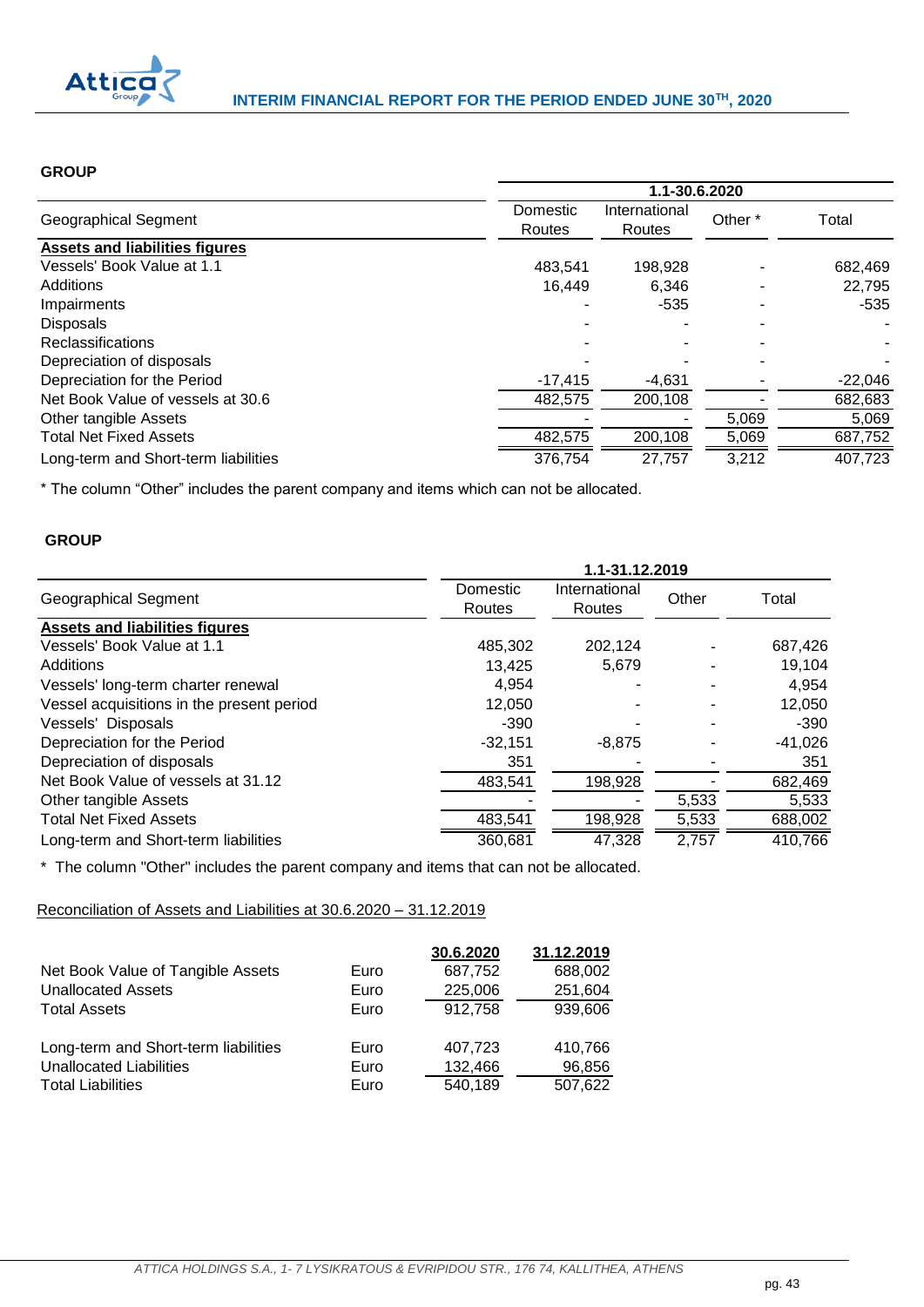**GROUP**

| Geographical Segment | 1.1-30.6.2020 | | | |
|---|---|---|---|---|
| | Domestic Routes | International Routes | Other * | Total |
| **Assets and liabilities figures** | | | | |
| Vessels' Book Value at 1.1 | 483,541 | 198,928 | - | 682,469 |
| Additions | 16,449 | 6,346 | - | 22,795 |
| Impairments | - | -535 | - | -535 |
| Disposals | - | - | - | - |
| Reclassifications | - | - | - | - |
| Depreciation of disposals | - | - | - | - |
| Depreciation for the Period | -17,415 | -4,631 | - | -22,046 |
| Net Book Value of vessels at 30.6 | 482,575 | 200,108 | - | 682,683 |
| Other tangible Assets | - | - | 5,069 | 5,069 |
| Total Net Fixed Assets | 482,575 | 200,108 | 5,069 | 687,752 |
| Long-term and Short-term liabilities | 376,754 | 27,757 | 3,212 | 407,723 |

\* The column "Other" includes the parent company and items which can not be allocated.

**GROUP**

| Geographical Segment | 1.1-31.12.2019 | | | |
|---|---|---|---|---|
| | Domestic Routes | International Routes | Other | Total |
| **Assets and liabilities figures** | | | | |
| Vessels' Book Value at 1.1 | 485,302 | 202,124 | - | 687,426 |
| Additions | 13,425 | 5,679 | - | 19,104 |
| Vessels' long-term charter renewal | 4,954 | - | - | 4,954 |
| Vessel acquisitions in the present period | 12,050 | - | - | 12,050 |
| Vessels' Disposals | -390 | - | - | -390 |
| Depreciation for the Period | -32,151 | -8,875 | - | -41,026 |
| Depreciation of disposals | 351 | - | - | 351 |
| Net Book Value of vessels at 31.12 | 483,541 | 198,928 | - | 682,469 |
| Other tangible Assets | - | - | 5,533 | 5,533 |
| Total Net Fixed Assets | 483,541 | 198,928 | 5,533 | 688,002 |
| Long-term and Short-term liabilities | 360,681 | 47,328 | 2,757 | 410,766 |

\* The column "Other" includes the parent company and items that can not be allocated.

Reconciliation of Assets and Liabilities at 30.6.2020 – 31.12.2019

| | | 30.6.2020 | 31.12.2019 |
|---|---|---|---|
| Net Book Value of Tangible Assets | Euro | 687,752 | 688,002 |
| Unallocated Assets | Euro | 225,006 | 251,604 |
| Total Assets | Euro | 912,758 | 939,606 |
| | | | |
| Long-term and Short-term liabilities | Euro | 407,723 | 410,766 |
| Unallocated Liabilities | Euro | 132,466 | 96,856 |
| Total Liabilities | Euro | 540,189 | 507,622 |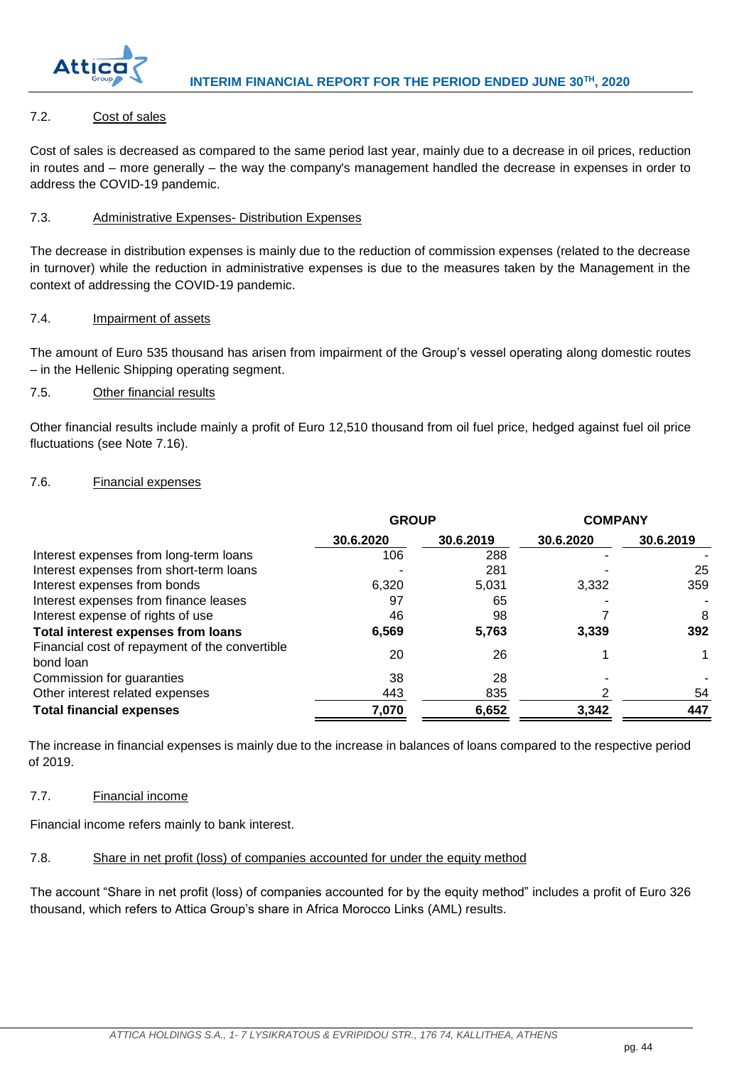### 7.2. Cost of sales

Cost of sales is decreased as compared to the same period last year, mainly due to a decrease in oil prices, reduction in routes and – more generally – the way the company's management handled the decrease in expenses in order to address the COVID-19 pandemic.

### 7.3. Administrative Expenses- Distribution Expenses

The decrease in distribution expenses is mainly due to the reduction of commission expenses (related to the decrease in turnover) while the reduction in administrative expenses is due to the measures taken by the Management in the context of addressing the COVID-19 pandemic.

### 7.4. Impairment of assets

The amount of Euro 535 thousand has arisen from impairment of the Group's vessel operating along domestic routes – in the Hellenic Shipping operating segment.

### 7.5. Other financial results

Other financial results include mainly a profit of Euro 12,510 thousand from oil fuel price, hedged against fuel oil price fluctuations (see Note 7.16).

### 7.6. Financial expenses

| | GROUP | | COMPANY | |
|---|---|---|---|---|
| | 30.6.2020 | 30.6.2019 | 30.6.2020 | 30.6.2019 |
| Interest expenses from long-term loans | 106 | 288 | - | - |
| Interest expenses from short-term loans | - | 281 | - | 25 |
| Interest expenses from bonds | 6,320 | 5,031 | 3,332 | 359 |
| Interest expenses from finance leases | 97 | 65 | - | - |
| Interest expense of rights of use | 46 | 98 | 7 | 8 |
| **Total interest expenses from loans** | **6,569** | **5,763** | **3,339** | **392** |
| Financial cost of repayment of the convertible bond loan | 20 | 26 | 1 | 1 |
| Commission for guarantees | 38 | 28 | - | - |
| Other interest related expenses | 443 | 835 | 2 | 54 |
| **Total financial expenses** | **7,070** | **6,652** | **3,342** | **447** |

The increase in financial expenses is mainly due to the increase in balances of loans compared to the respective period of 2019.

### 7.7. Financial income

Financial income refers mainly to bank interest.

### 7.8. Share in net profit (loss) of companies accounted for under the equity method

The account "Share in net profit (loss) of companies accounted for by the equity method" includes a profit of Euro 326 thousand, which refers to Attica Group's share in Africa Morocco Links (AML) results.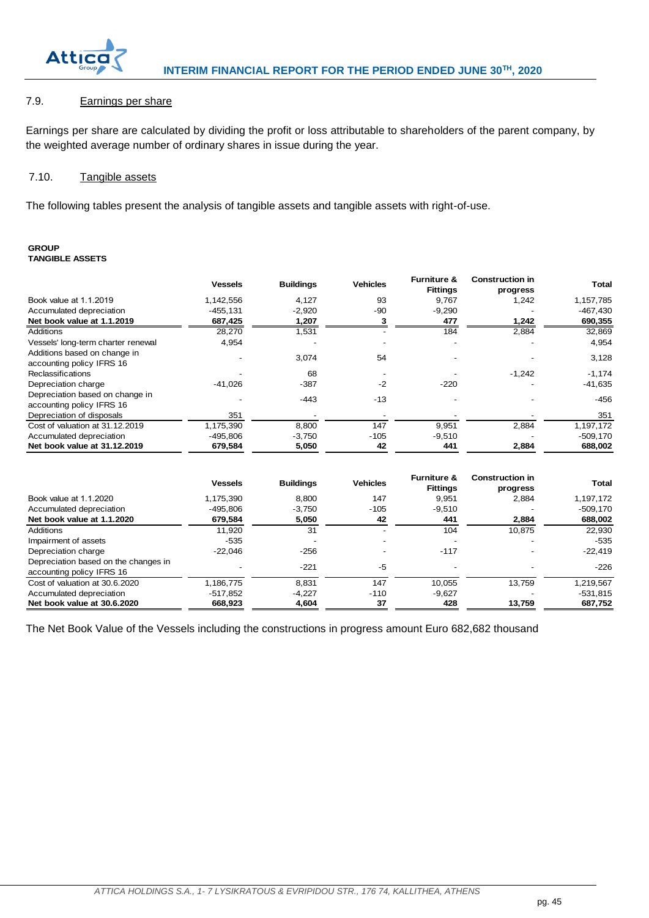## 7.9. Earnings per share

Earnings per share are calculated by dividing the profit or loss attributable to shareholders of the parent company, by the weighted average number of ordinary shares in issue during the year.

## 7.10. Tangible assets

The following tables present the analysis of tangible assets and tangible assets with right-of-use.

**GROUP**
**TANGIBLE ASSETS**

| | Vessels | Buildings | Vehicles | Furniture & Fittings | Construction in progress | Total |
|---|---|---|---|---|---|---|
| Book value at 1.1.2019 | 1,142,556 | 4,127 | 93 | 9,767 | 1,242 | 1,157,785 |
| Accumulated depreciation | -455,131 | -2,920 | -90 | -9,290 | - | -467,430 |
| **Net book value at 1.1.2019** | **687,425** | **1,207** | **3** | **477** | **1,242** | **690,355** |
| Additions | 28,270 | 1,531 | - | 184 | 2,884 | 32,869 |
| Vessels' long-term charter renewal | 4,954 | - | - | - | - | 4,954 |
| Additions based on change in accounting policy IFRS 16 | - | 3,074 | 54 | - | - | 3,128 |
| Reclassifications | - | 68 | - | - | -1,242 | -1,174 |
| Depreciation charge | -41,026 | -387 | -2 | -220 | - | -41,635 |
| Depreciation based on change in accounting policy IFRS 16 | - | -443 | -13 | - | - | -456 |
| Depreciation of disposals | 351 | - | - | - | - | 351 |
| Cost of valuation at 31.12.2019 | 1,175,390 | 8,800 | 147 | 9,951 | 2,884 | 1,197,172 |
| Accumulated depreciation | -495,806 | -3,750 | -105 | -9,510 | - | -509,170 |
| **Net book value at 31.12.2019** | **679,584** | **5,050** | **42** | **441** | **2,884** | **688,002** |

| | Vessels | Buildings | Vehicles | Furniture & Fittings | Construction in progress | Total |
|---|---|---|---|---|---|---|
| Book value at 1.1.2020 | 1,175,390 | 8,800 | 147 | 9,951 | 2,884 | 1,197,172 |
| Accumulated depreciation | -495,806 | -3,750 | -105 | -9,510 | - | -509,170 |
| **Net book value at 1.1.2020** | **679,584** | **5,050** | **42** | **441** | **2,884** | **688,002** |
| Additions | 11,920 | 31 | - | 104 | 10,875 | 22,930 |
| Impairment of assets | -535 | - | - | - | - | -535 |
| Depreciation charge | -22,046 | -256 | - | -117 | - | -22,419 |
| Depreciation based on the changes in accounting policy IFRS 16 | - | -221 | -5 | - | - | -226 |
| Cost of valuation at 30.6.2020 | 1,186,775 | 8,831 | 147 | 10,055 | 13,759 | 1,219,567 |
| Accumulated depreciation | -517,852 | -4,227 | -110 | -9,627 | - | -531,815 |
| **Net book value at 30.6.2020** | **668,923** | **4,604** | **37** | **428** | **13,759** | **687,752** |

The Net Book Value of the Vessels including the constructions in progress amount Euro 682,682 thousand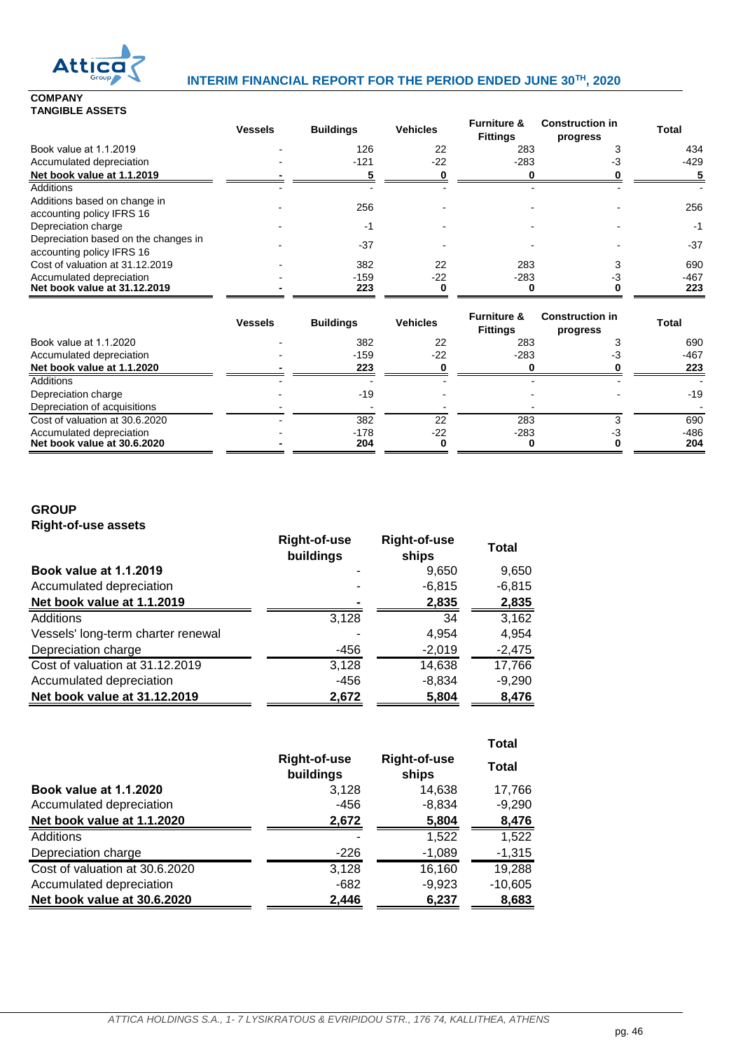**COMPANY**
**TANGIBLE ASSETS**

| | Vessels | Buildings | Vehicles | Furniture & Fittings | Construction in progress | Total |
|---|---|---|---|---|---|---|
| Book value at 1.1.2019 | - | 126 | 22 | 283 | 3 | 434 |
| Accumulated depreciation | - | -121 | -22 | -283 | -3 | -429 |
| **Net book value at 1.1.2019** | **-** | **5** | **0** | **0** | **0** | **5** |
| Additions | - | - | - | - | - | - |
| Additions based on change in accounting policy IFRS 16 | - | 256 | - | - | - | 256 |
| Depreciation charge | - | -1 | - | - | - | -1 |
| Depreciation based on the changes in accounting policy IFRS 16 | - | -37 | - | - | - | -37 |
| Cost of valuation at 31.12.2019 | - | 382 | 22 | 283 | 3 | 690 |
| Accumulated depreciation | - | -159 | -22 | -283 | -3 | -467 |
| **Net book value at 31.12.2019** | **-** | **223** | **0** | **0** | **0** | **223** |

| | Vessels | Buildings | Vehicles | Furniture & Fittings | Construction in progress | Total |
|---|---|---|---|---|---|---|
| Book value at 1.1.2020 | - | 382 | 22 | 283 | 3 | 690 |
| Accumulated depreciation | - | -159 | -22 | -283 | -3 | -467 |
| **Net book value at 1.1.2020** | **-** | **223** | **0** | **0** | **0** | **223** |
| Additions | - | - | - | - | - | - |
| Depreciation charge | - | -19 | - | - | - | -19 |
| Depreciation of acquisitions | - | - | - | - | - | - |
| Cost of valuation at 30.6.2020 | - | 382 | 22 | 283 | 3 | 690 |
| Accumulated depreciation | - | -178 | -22 | -283 | -3 | -486 |
| **Net book value at 30.6.2020** | **-** | **204** | **0** | **0** | **0** | **204** |

**GROUP**
**Right-of-use assets**

| | Right-of-use buildings | Right-of-use ships | Total |
|---|---|---|---|
| **Book value at 1.1.2019** | - | 9,650 | 9,650 |
| Accumulated depreciation | - | -6,815 | -6,815 |
| **Net book value at 1.1.2019** | **-** | **2,835** | **2,835** |
| Additions | 3,128 | 34 | 3,162 |
| Vessels' long-term charter renewal | - | 4,954 | 4,954 |
| Depreciation charge | -456 | -2,019 | -2,475 |
| Cost of valuation at 31.12.2019 | 3,128 | 14,638 | 17,766 |
| Accumulated depreciation | -456 | -8,834 | -9,290 |
| **Net book value at 31.12.2019** | **2,672** | **5,804** | **8,476** |

| | Right-of-use buildings | Right-of-use ships | Total |
|---|---|---|---|
| **Book value at 1.1.2020** | 3,128 | 14,638 | 17,766 |
| Accumulated depreciation | -456 | -8,834 | -9,290 |
| **Net book value at 1.1.2020** | **2,672** | **5,804** | **8,476** |
| Additions | - | 1,522 | 1,522 |
| Depreciation charge | -226 | -1,089 | -1,315 |
| Cost of valuation at 30.6.2020 | 3,128 | 16,160 | 19,288 |
| Accumulated depreciation | -682 | -9,923 | -10,605 |
| **Net book value at 30.6.2020** | **2,446** | **6,237** | **8,683** |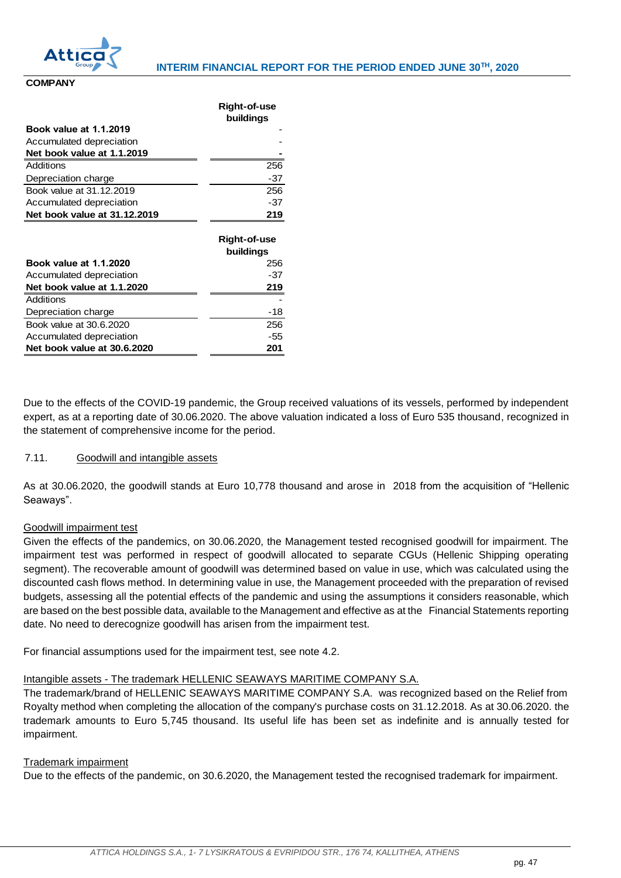**COMPANY**

| | Right-of-use buildings |
|---|---|
| **Book value at 1.1.2019** | - |
| Accumulated depreciation | - |
| **Net book value at 1.1.2019** | **-** |
| Additions | 256 |
| Depreciation charge | -37 |
| Book value at 31.12.2019 | 256 |
| Accumulated depreciation | -37 |
| **Net book value at 31.12.2019** | **219** |

| | Right-of-use buildings |
|---|---|
| **Book value at 1.1.2020** | 256 |
| Accumulated depreciation | -37 |
| **Net book value at 1.1.2020** | **219** |
| Additions | - |
| Depreciation charge | -18 |
| Book value at 30.6.2020 | 256 |
| Accumulated depreciation | -55 |
| **Net book value at 30.6.2020** | **201** |

Due to the effects of the COVID-19 pandemic, the Group received valuations of its vessels, performed by independent expert, as at a reporting date of 30.06.2020. The above valuation indicated a loss of Euro 535 thousand, recognized in the statement of comprehensive income for the period.

### 7.11. Goodwill and intangible assets

As at 30.06.2020, the goodwill stands at Euro 10,778 thousand and arose in 2018 from the acquisition of "Hellenic Seaways".

**Goodwill impairment test**

Given the effects of the pandemics, on 30.06.2020, the Management tested recognised goodwill for impairment. The impairment test was performed in respect of goodwill allocated to separate CGUs (Hellenic Shipping operating segment). The recoverable amount of goodwill was determined based on value in use, which was calculated using the discounted cash flows method. In determining value in use, the Management proceeded with the preparation of revised budgets, assessing all the potential effects of the pandemic and using the assumptions it considers reasonable, which are based on the best possible data, available to the Management and effective as at the Financial Statements reporting date. No need to derecognize goodwill has arisen from the impairment test.

For financial assumptions used for the impairment test, see note 4.2.

**Intangible assets - The trademark HELLENIC SEAWAYS MARITIME COMPANY S.A.**

The trademark/brand of HELLENIC SEAWAYS MARITIME COMPANY S.A. was recognized based on the Relief from Royalty method when completing the allocation of the company's purchase costs on 31.12.2018. As at 30.06.2020. the trademark amounts to Euro 5,745 thousand. Its useful life has been set as indefinite and is annually tested for impairment.

**Trademark impairment**

Due to the effects of the pandemic, on 30.6.2020, the Management tested the recognised trademark for impairment.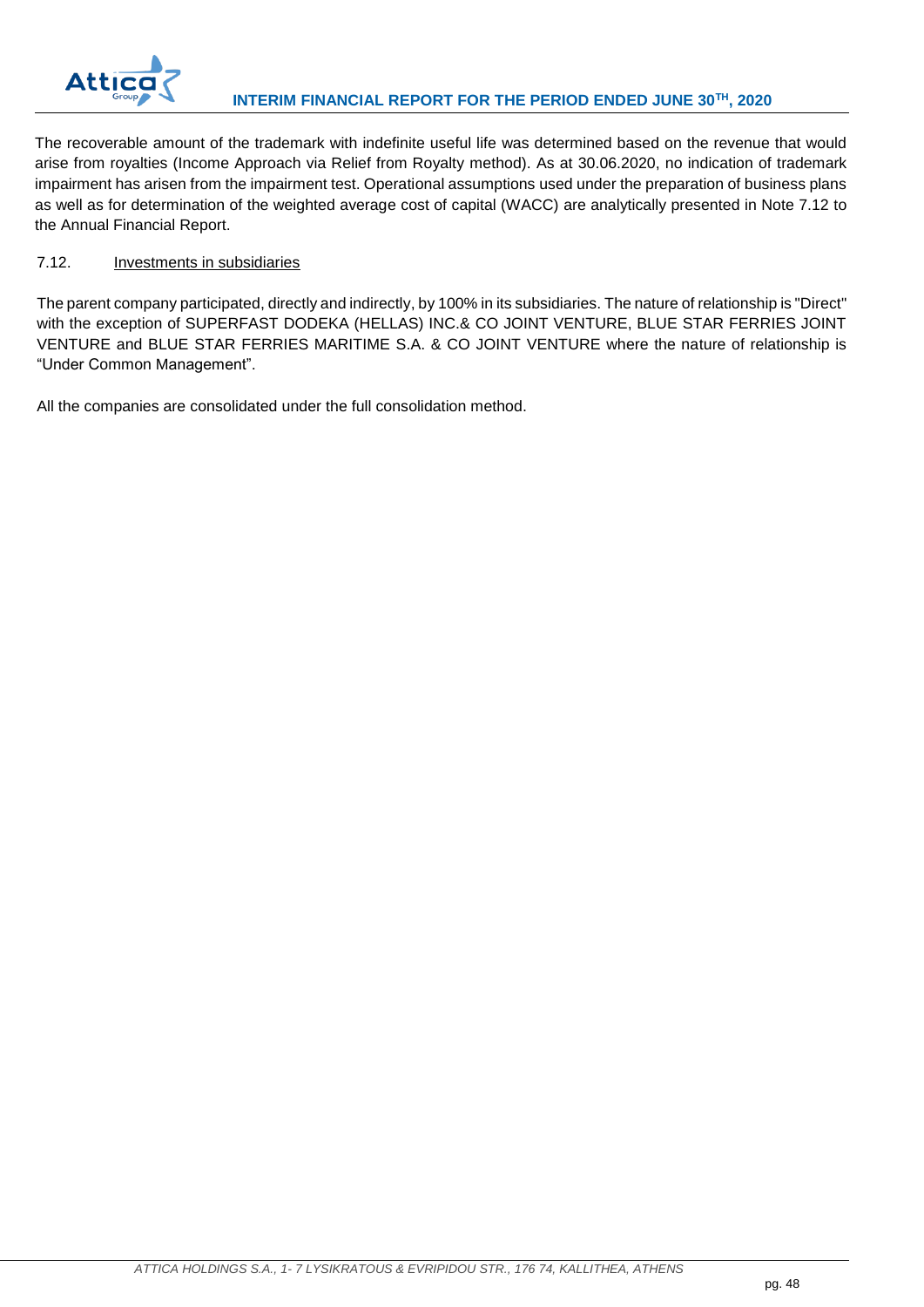The recoverable amount of the trademark with indefinite useful life was determined based on the revenue that would arise from royalties (Income Approach via Relief from Royalty method). As at 30.06.2020, no indication of trademark impairment has arisen from the impairment test. Operational assumptions used under the preparation of business plans as well as for determination of the weighted average cost of capital (WACC) are analytically presented in Note 7.12 to the Annual Financial Report.

### 7.12. Investments in subsidiaries

The parent company participated, directly and indirectly, by 100% in its subsidiaries. The nature of relationship is "Direct" with the exception of SUPERFAST DODEKA (HELLAS) INC.& CO JOINT VENTURE, BLUE STAR FERRIES JOINT VENTURE and BLUE STAR FERRIES MARITIME S.A. & CO JOINT VENTURE where the nature of relationship is "Under Common Management".

All the companies are consolidated under the full consolidation method.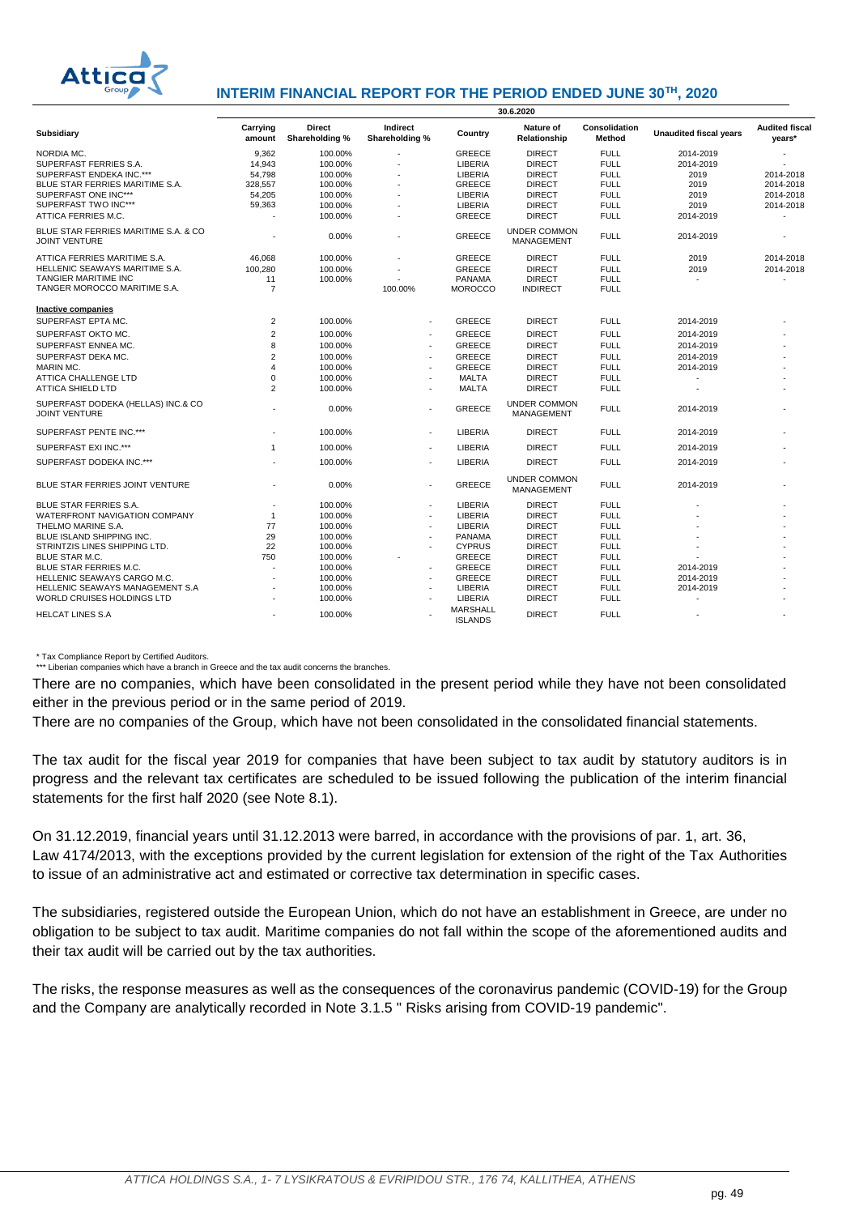| Subsidiary | 30.6.2020 | | | | | | | |
|---|---|---|---|---|---|---|---|---|
| | Carrying amount | Direct Shareholding % | Indirect Shareholding % | Country | Nature of Relationship | Consolidation Method | Unaudited fiscal years | Audited fiscal years* |
| NORDIA MC. | 9,362 | 100.00% | - | GREECE | DIRECT | FULL | 2014-2019 | - |
| SUPERFAST FERRIES S.A. | 14,943 | 100.00% | - | LIBERIA | DIRECT | FULL | 2014-2019 | - |
| SUPERFAST ENDEKA INC.*** | 54,798 | 100.00% | - | LIBERIA | DIRECT | FULL | 2019 | 2014-2018 |
| BLUE STAR FERRIES MARITIME S.A. | 328,557 | 100.00% | - | GREECE | DIRECT | FULL | 2019 | 2014-2018 |
| SUPERFAST ONE INC*** | 54,205 | 100.00% | - | LIBERIA | DIRECT | FULL | 2019 | 2014-2018 |
| SUPERFAST TWO INC*** | 59,363 | 100.00% | - | LIBERIA | DIRECT | FULL | 2019 | 2014-2018 |
| ATTICA FERRIES M.C. | - | 100.00% | - | GREECE | DIRECT | FULL | 2014-2019 | - |
| BLUE STAR FERRIES MARITIME S.A. & CO JOINT VENTURE | - | 0.00% | - | GREECE | UNDER COMMON MANAGEMENT | FULL | 2014-2019 | - |
| ATTICA FERRIES MARITIME S.A. | 46,068 | 100.00% | - | GREECE | DIRECT | FULL | 2019 | 2014-2018 |
| HELLENIC SEAWAYS MARITIME S.A. | 100,280 | 100.00% | - | GREECE | DIRECT | FULL | 2019 | 2014-2018 |
| TANGIER MARITIME INC | 11 | 100.00% | - | PANAMA | DIRECT | FULL | - | - |
| TANGER MOROCCO MARITIME S.A. | 7 | | 100.00% | MOROCCO | INDIRECT | FULL | | |
| **Inactive companies** | | | | | | | | |
| SUPERFAST EPTA MC. | 2 | 100.00% | - | GREECE | DIRECT | FULL | 2014-2019 | - |
| SUPERFAST OKTO MC. | 2 | 100.00% | - | GREECE | DIRECT | FULL | 2014-2019 | - |
| SUPERFAST ENNEA MC. | 8 | 100.00% | - | GREECE | DIRECT | FULL | 2014-2019 | - |
| SUPERFAST DEKA MC. | 2 | 100.00% | - | GREECE | DIRECT | FULL | 2014-2019 | - |
| MARIN MC. | 4 | 100.00% | - | GREECE | DIRECT | FULL | 2014-2019 | - |
| ATTICA CHALLENGE LTD | 0 | 100.00% | - | MALTA | DIRECT | FULL | - | - |
| ATTICA SHIELD LTD | 2 | 100.00% | - | MALTA | DIRECT | FULL | - | - |
| SUPERFAST DODEKA (HELLAS) INC.& CO JOINT VENTURE | - | 0.00% | - | GREECE | UNDER COMMON MANAGEMENT | FULL | 2014-2019 | - |
| SUPERFAST PENTE INC.*** | - | 100.00% | - | LIBERIA | DIRECT | FULL | 2014-2019 | - |
| SUPERFAST EXI INC.*** | 1 | 100.00% | - | LIBERIA | DIRECT | FULL | 2014-2019 | - |
| SUPERFAST DODEKA INC.*** | - | 100.00% | - | LIBERIA | DIRECT | FULL | 2014-2019 | - |
| BLUE STAR FERRIES JOINT VENTURE | - | 0.00% | - | GREECE | UNDER COMMON MANAGEMENT | FULL | 2014-2019 | - |
| BLUE STAR FERRIES S.A. | - | 100.00% | - | LIBERIA | DIRECT | FULL | - | - |
| WATERFRONT NAVIGATION COMPANY | 1 | 100.00% | - | LIBERIA | DIRECT | FULL | - | - |
| THELMO MARINE S.A. | 77 | 100.00% | - | LIBERIA | DIRECT | FULL | - | - |
| BLUE ISLAND SHIPPING INC. | 29 | 100.00% | - | PANAMA | DIRECT | FULL | - | - |
| STRINTZIS LINES SHIPPING LTD. | 22 | 100.00% | - | CYPRUS | DIRECT | FULL | - | - |
| BLUE STAR M.C. | 750 | 100.00% | - | GREECE | DIRECT | FULL | - | - |
| BLUE STAR FERRIES M.C. | - | 100.00% | - | GREECE | DIRECT | FULL | 2014-2019 | - |
| HELLENIC SEAWAYS CARGO M.C. | - | 100.00% | - | GREECE | DIRECT | FULL | 2014-2019 | - |
| HELLENIC SEAWAYS MANAGEMENT S.A | - | 100.00% | - | LIBERIA | DIRECT | FULL | 2014-2019 | - |
| WORLD CRUISES HOLDINGS LTD | - | 100.00% | - | LIBERIA | DIRECT | FULL | - | - |
| HELCAT LINES S.A | - | 100.00% | - | MARSHALL ISLANDS | DIRECT | FULL | - | - |

\* Tax Compliance Report by Certified Auditors.
\*\*\* Liberian companies which have a branch in Greece and the tax audit concerns the branches.

There are no companies, which have been consolidated in the present period while they have not been consolidated either in the previous period or in the same period of 2019.

There are no companies of the Group, which have not been consolidated in the consolidated financial statements.

The tax audit for the fiscal year 2019 for companies that have been subject to tax audit by statutory auditors is in progress and the relevant tax certificates are scheduled to be issued following the publication of the interim financial statements for the first half 2020 (see Note 8.1).

On 31.12.2019, financial years until 31.12.2013 were barred, in accordance with the provisions of par. 1, art. 36, Law 4174/2013, with the exceptions provided by the current legislation for extension of the right of the Tax Authorities to issue of an administrative act and estimated or corrective tax determination in specific cases.

The subsidiaries, registered outside the European Union, which do not have an establishment in Greece, are under no obligation to be subject to tax audit. Maritime companies do not fall within the scope of the aforementioned audits and their tax audit will be carried out by the tax authorities.

The risks, the response measures as well as the consequences of the coronavirus pandemic (COVID-19) for the Group and the Company are analytically recorded in Note 3.1.5 " Risks arising from COVID-19 pandemic".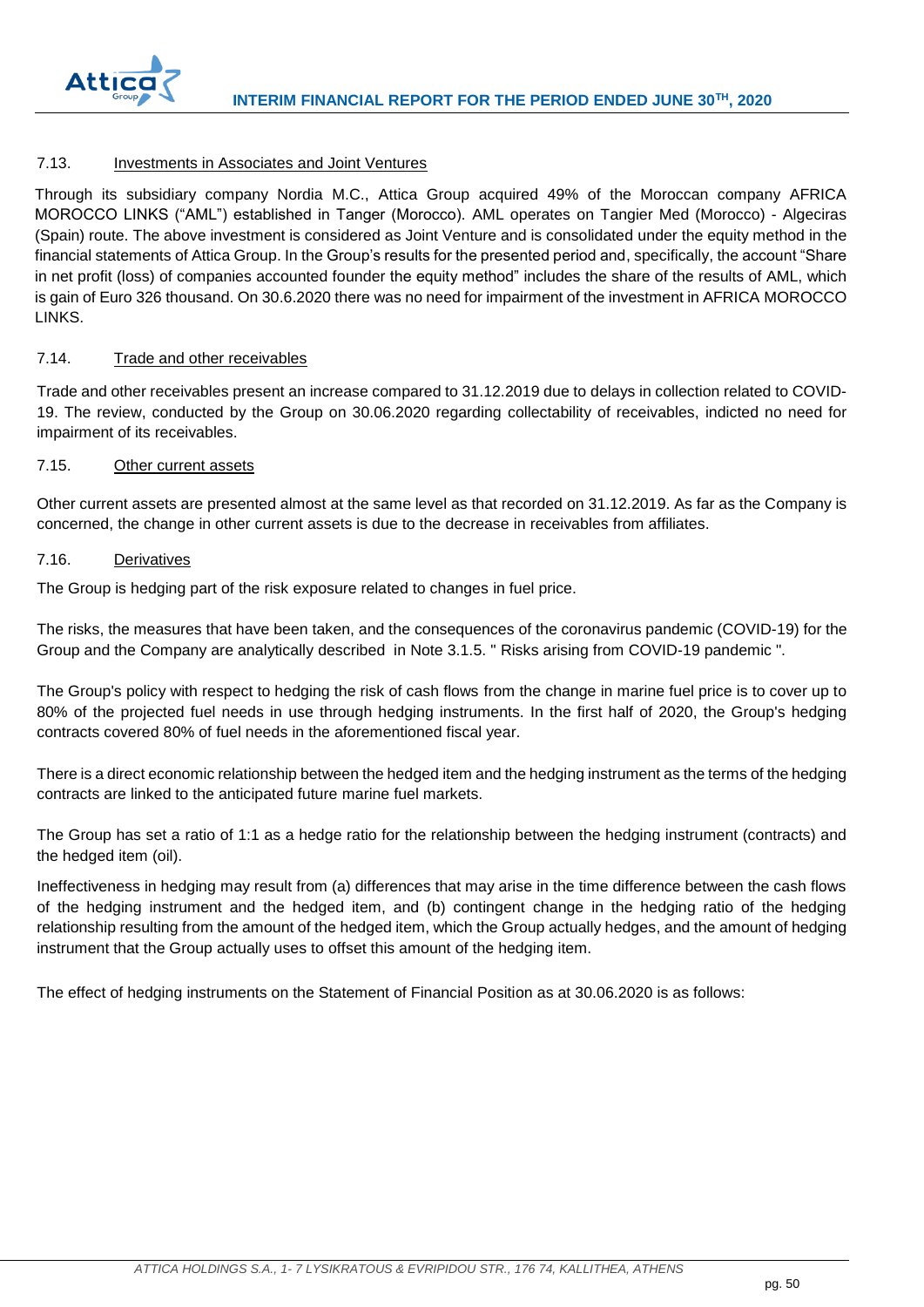### 7.13. Investments in Associates and Joint Ventures

Through its subsidiary company Nordia M.C., Attica Group acquired 49% of the Moroccan company AFRICA MOROCCO LINKS ("AML") established in Tanger (Morocco). AML operates on Tangier Med (Morocco) - Algeciras (Spain) route. The above investment is considered as Joint Venture and is consolidated under the equity method in the financial statements of Attica Group. In the Group's results for the presented period and, specifically, the account "Share in net profit (loss) of companies accounted founder the equity method" includes the share of the results of AML, which is gain of Euro 326 thousand. On 30.6.2020 there was no need for impairment of the investment in AFRICA MOROCCO LINKS.

### 7.14. Trade and other receivables

Trade and other receivables present an increase compared to 31.12.2019 due to delays in collection related to COVID-19. The review, conducted by the Group on 30.06.2020 regarding collectability of receivables, indicted no need for impairment of its receivables.

### 7.15. Other current assets

Other current assets are presented almost at the same level as that recorded on 31.12.2019. As far as the Company is concerned, the change in other current assets is due to the decrease in receivables from affiliates.

### 7.16. Derivatives

The Group is hedging part of the risk exposure related to changes in fuel price.

The risks, the measures that have been taken, and the consequences of the coronavirus pandemic (COVID-19) for the Group and the Company are analytically described in Note 3.1.5. " Risks arising from COVID-19 pandemic ".

The Group's policy with respect to hedging the risk of cash flows from the change in marine fuel price is to cover up to 80% of the projected fuel needs in use through hedging instruments. In the first half of 2020, the Group's hedging contracts covered 80% of fuel needs in the aforementioned fiscal year.

There is a direct economic relationship between the hedged item and the hedging instrument as the terms of the hedging contracts are linked to the anticipated future marine fuel markets.

The Group has set a ratio of 1:1 as a hedge ratio for the relationship between the hedging instrument (contracts) and the hedged item (oil).

Ineffectiveness in hedging may result from (a) differences that may arise in the time difference between the cash flows of the hedging instrument and the hedged item, and (b) contingent change in the hedging ratio of the hedging relationship resulting from the amount of the hedged item, which the Group actually hedges, and the amount of hedging instrument that the Group actually uses to offset this amount of the hedging item.

The effect of hedging instruments on the Statement of Financial Position as at 30.06.2020 is as follows: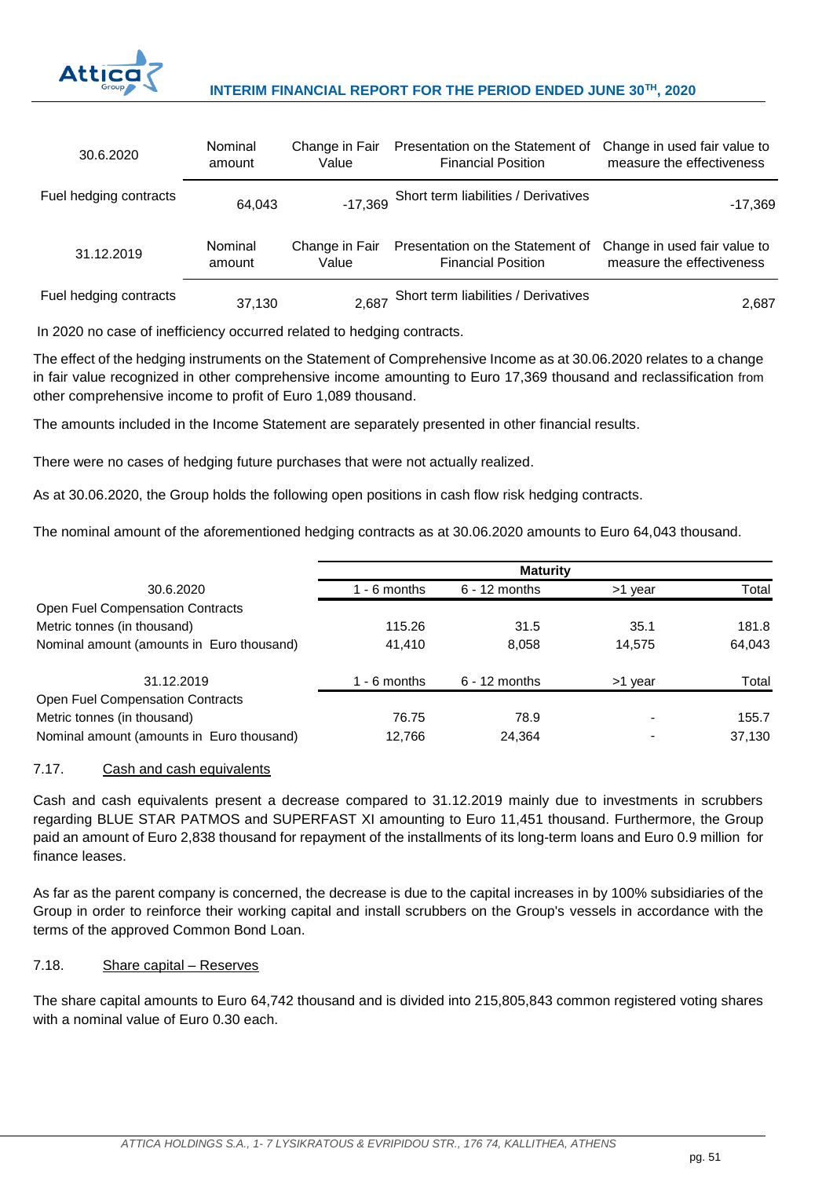| 30.6.2020 | Nominal amount | Change in Fair Value | Presentation on the Statement of Financial Position | Change in used fair value to measure the effectiveness |
|---|---|---|---|---|
| Fuel hedging contracts | 64,043 | -17,369 | Short term liabilities / Derivatives | -17,369 |

| 31.12.2019 | Nominal amount | Change in Fair Value | Presentation on the Statement of Financial Position | Change in used fair value to measure the effectiveness |
|---|---|---|---|---|
| Fuel hedging contracts | 37,130 | 2,687 | Short term liabilities / Derivatives | 2,687 |

In 2020 no case of inefficiency occurred related to hedging contracts.

The effect of the hedging instruments on the Statement of Comprehensive Income as at 30.06.2020 relates to a change in fair value recognized in other comprehensive income amounting to Euro 17,369 thousand and reclassification from other comprehensive income to profit of Euro 1,089 thousand.

The amounts included in the Income Statement are separately presented in other financial results.

There were no cases of hedging future purchases that were not actually realized.

As at 30.06.2020, the Group holds the following open positions in cash flow risk hedging contracts.

The nominal amount of the aforementioned hedging contracts as at 30.06.2020 amounts to Euro 64,043 thousand.

| | Maturity | | | |
|---|---|---|---|---|
| 30.6.2020 | 1 - 6 months | 6 - 12 months | >1 year | Total |
| Open Fuel Compensation Contracts | | | | |
| Metric tonnes (in thousand) | 115.26 | 31.5 | 35.1 | 181.8 |
| Nominal amount (amounts in Euro thousand) | 41,410 | 8,058 | 14,575 | 64,043 |
| 31.12.2019 | 1 - 6 months | 6 - 12 months | >1 year | Total |
| Open Fuel Compensation Contracts | | | | |
| Metric tonnes (in thousand) | 76.75 | 78.9 | - | 155.7 |
| Nominal amount (amounts in Euro thousand) | 12,766 | 24,364 | - | 37,130 |

### 7.17. Cash and cash equivalents

Cash and cash equivalents present a decrease compared to 31.12.2019 mainly due to investments in scrubbers regarding BLUE STAR PATMOS and SUPERFAST XI amounting to Euro 11,451 thousand. Furthermore, the Group paid an amount of Euro 2,838 thousand for repayment of the installments of its long-term loans and Euro 0.9 million for finance leases.

As far as the parent company is concerned, the decrease is due to the capital increases in by 100% subsidiaries of the Group in order to reinforce their working capital and install scrubbers on the Group's vessels in accordance with the terms of the approved Common Bond Loan.

### 7.18. Share capital – Reserves

The share capital amounts to Euro 64,742 thousand and is divided into 215,805,843 common registered voting shares with a nominal value of Euro 0.30 each.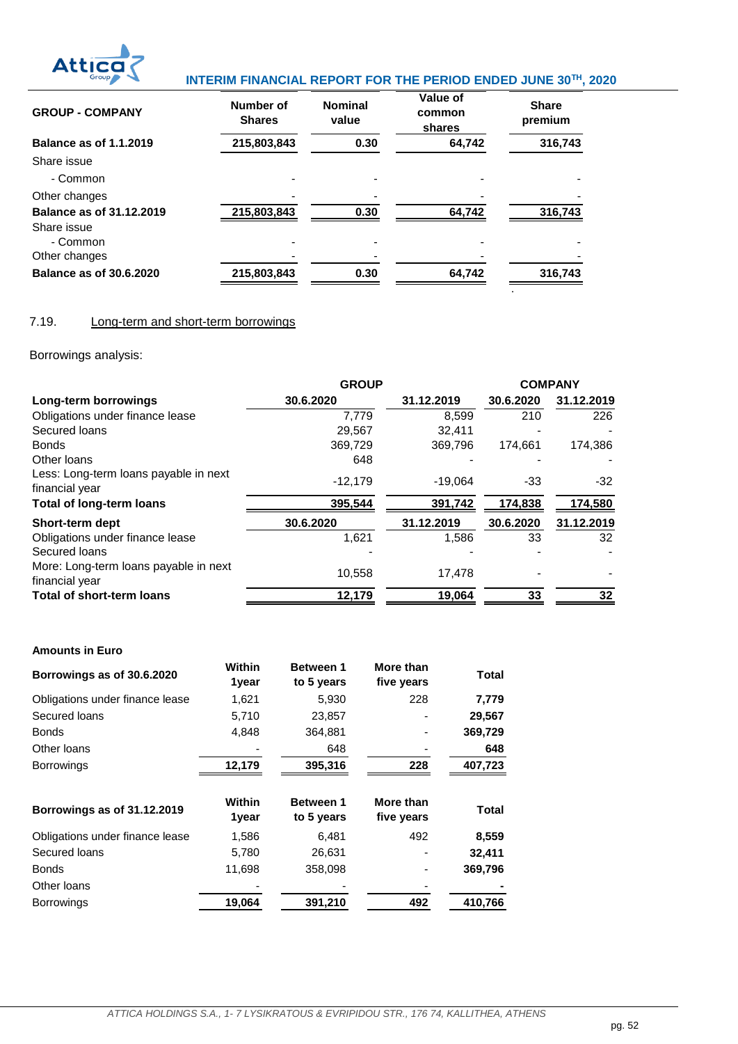| GROUP - COMPANY | Number of Shares | Nominal value | Value of common shares | Share premium |
|---|---|---|---|---|
| **Balance as of 1.1.2019** | **215,803,843** | **0.30** | **64,742** | **316,743** |
| Share issue | | | | |
| - Common | - | - | - | - |
| Other changes | - | - | - | - |
| **Balance as of 31.12.2019** | **215,803,843** | **0.30** | **64,742** | **316,743** |
| Share issue | | | | |
| - Common | - | - | - | - |
| Other changes | - | - | - | - |
| **Balance as of 30.6.2020** | **215,803,843** | **0.30** | **64,742** | **316,743** |

7.19. Long-term and short-term borrowings

Borrowings analysis:

| | GROUP | | COMPANY | |
|---|---|---|---|---|
| **Long-term borrowings** | **30.6.2020** | **31.12.2019** | **30.6.2020** | **31.12.2019** |
| Obligations under finance lease | 7,779 | 8,599 | 210 | 226 |
| Secured loans | 29,567 | 32,411 | - | - |
| Bonds | 369,729 | 369,796 | 174,661 | 174,386 |
| Other loans | 648 | - | - | - |
| Less: Long-term loans payable in next financial year | -12,179 | -19,064 | -33 | -32 |
| **Total of long-term loans** | **395,544** | **391,742** | **174,838** | **174,580** |
| **Short-term dept** | **30.6.2020** | **31.12.2019** | **30.6.2020** | **31.12.2019** |
| Obligations under finance lease | 1,621 | 1,586 | 33 | 32 |
| Secured loans | - | - | - | - |
| More: Long-term loans payable in next financial year | 10,558 | 17,478 | - | - |
| **Total of short-term loans** | **12,179** | **19,064** | **33** | **32** |

**Amounts in Euro**

| Borrowings as of 30.6.2020 | Within 1year | Between 1 to 5 years | More than five years | Total |
|---|---|---|---|---|
| Obligations under finance lease | 1,621 | 5,930 | 228 | **7,779** |
| Secured loans | 5,710 | 23,857 | - | **29,567** |
| Bonds | 4,848 | 364,881 | - | **369,729** |
| Other loans | - | 648 | - | **648** |
| Borrowings | **12,179** | **395,316** | **228** | **407,723** |

| Borrowings as of 31.12.2019 | Within 1year | Between 1 to 5 years | More than five years | Total |
|---|---|---|---|---|
| Obligations under finance lease | 1,586 | 6,481 | 492 | **8,559** |
| Secured loans | 5,780 | 26,631 | - | **32,411** |
| Bonds | 11,698 | 358,098 | - | **369,796** |
| Other loans | - | - | - | **-** |
| Borrowings | **19,064** | **391,210** | **492** | **410,766** |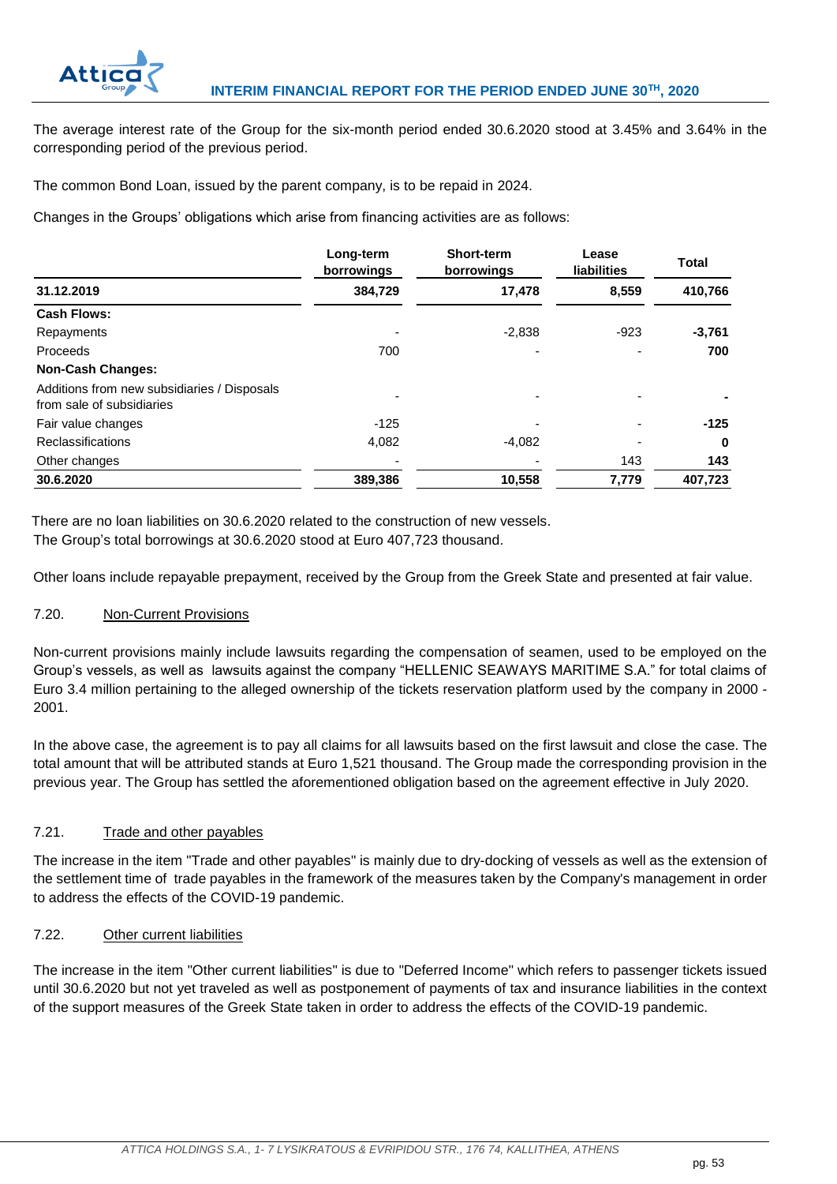The average interest rate of the Group for the six-month period ended 30.6.2020 stood at 3.45% and 3.64% in the corresponding period of the previous period.

The common Bond Loan, issued by the parent company, is to be repaid in 2024.

Changes in the Groups' obligations which arise from financing activities are as follows:

| | Long-term borrowings | Short-term borrowings | Lease liabilities | Total |
|---|---|---|---|---|
| **31.12.2019** | **384,729** | **17,478** | **8,559** | **410,766** |
| **Cash Flows:** | | | | |
| Repayments | - | -2,838 | -923 | **-3,761** |
| Proceeds | 700 | - | - | **700** |
| **Non-Cash Changes:** | | | | |
| Additions from new subsidiaries / Disposals from sale of subsidiaries | - | - | - | **-** |
| Fair value changes | -125 | - | - | **-125** |
| Reclassifications | 4,082 | -4,082 | - | **0** |
| Other changes | - | - | 143 | **143** |
| **30.6.2020** | **389,386** | **10,558** | **7,779** | **407,723** |

There are no loan liabilities on 30.6.2020 related to the construction of new vessels.
The Group's total borrowings at 30.6.2020 stood at Euro 407,723 thousand.

Other loans include repayable prepayment, received by the Group from the Greek State and presented at fair value.

## 7.20. Non-Current Provisions

Non-current provisions mainly include lawsuits regarding the compensation of seamen, used to be employed on the Group's vessels, as well as lawsuits against the company "HELLENIC SEAWAYS MARITIME S.A." for total claims of Euro 3.4 million pertaining to the alleged ownership of the tickets reservation platform used by the company in 2000 - 2001.

In the above case, the agreement is to pay all claims for all lawsuits based on the first lawsuit and close the case. The total amount that will be attributed stands at Euro 1,521 thousand. The Group made the corresponding provision in the previous year. The Group has settled the aforementioned obligation based on the agreement effective in July 2020.

## 7.21. Trade and other payables

The increase in the item "Trade and other payables" is mainly due to dry-docking of vessels as well as the extension of the settlement time of trade payables in the framework of the measures taken by the Company's management in order to address the effects of the COVID-19 pandemic.

## 7.22. Other current liabilities

The increase in the item "Other current liabilities" is due to "Deferred Income" which refers to passenger tickets issued until 30.6.2020 but not yet traveled as well as postponement of payments of tax and insurance liabilities in the context of the support measures of the Greek State taken in order to address the effects of the COVID-19 pandemic.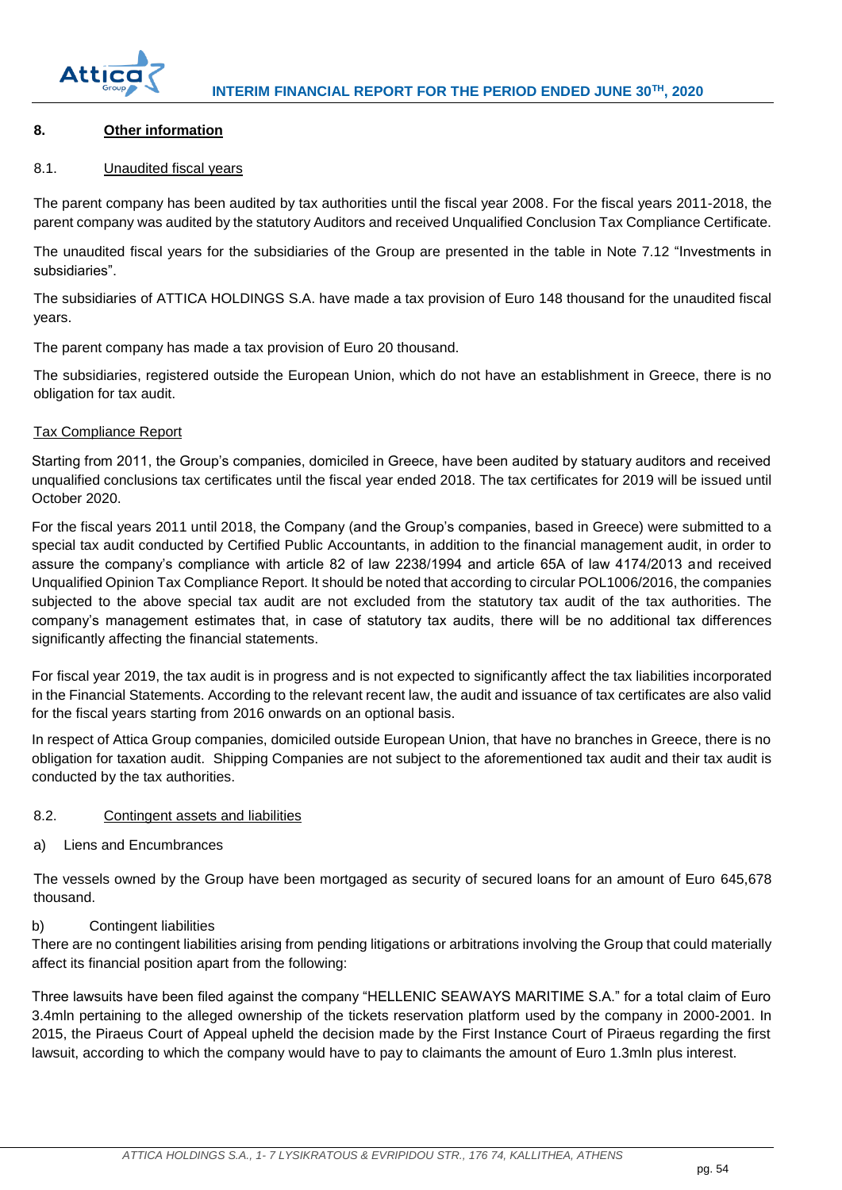## 8. Other information

### 8.1. Unaudited fiscal years

The parent company has been audited by tax authorities until the fiscal year 2008. For the fiscal years 2011-2018, the parent company was audited by the statutory Auditors and received Unqualified Conclusion Tax Compliance Certificate.

The unaudited fiscal years for the subsidiaries of the Group are presented in the table in Note 7.12 "Investments in subsidiaries".

The subsidiaries of ATTICA HOLDINGS S.A. have made a tax provision of Euro 148 thousand for the unaudited fiscal years.

The parent company has made a tax provision of Euro 20 thousand.

The subsidiaries, registered outside the European Union, which do not have an establishment in Greece, there is no obligation for tax audit.

#### Tax Compliance Report

Starting from 2011, the Group's companies, domiciled in Greece, have been audited by statuary auditors and received unqualified conclusions tax certificates until the fiscal year ended 2018. The tax certificates for 2019 will be issued until October 2020.

For the fiscal years 2011 until 2018, the Company (and the Group's companies, based in Greece) were submitted to a special tax audit conducted by Certified Public Accountants, in addition to the financial management audit, in order to assure the company's compliance with article 82 of law 2238/1994 and article 65A of law 4174/2013 and received Unqualified Opinion Tax Compliance Report. It should be noted that according to circular POL1006/2016, the companies subjected to the above special tax audit are not excluded from the statutory tax audit of the tax authorities. The company's management estimates that, in case of statutory tax audits, there will be no additional tax differences significantly affecting the financial statements.

For fiscal year 2019, the tax audit is in progress and is not expected to significantly affect the tax liabilities incorporated in the Financial Statements. According to the relevant recent law, the audit and issuance of tax certificates are also valid for the fiscal years starting from 2016 onwards on an optional basis.

In respect of Attica Group companies, domiciled outside European Union, that have no branches in Greece, there is no obligation for taxation audit. Shipping Companies are not subject to the aforementioned tax audit and their tax audit is conducted by the tax authorities.

### 8.2. Contingent assets and liabilities

a) Liens and Encumbrances

The vessels owned by the Group have been mortgaged as security of secured loans for an amount of Euro 645,678 thousand.

b) Contingent liabilities

There are no contingent liabilities arising from pending litigations or arbitrations involving the Group that could materially affect its financial position apart from the following:

Three lawsuits have been filed against the company "HELLENIC SEAWAYS MARITIME S.A." for a total claim of Euro 3.4mln pertaining to the alleged ownership of the tickets reservation platform used by the company in 2000-2001. In 2015, the Piraeus Court of Appeal upheld the decision made by the First Instance Court of Piraeus regarding the first lawsuit, according to which the company would have to pay to claimants the amount of Euro 1.3mln plus interest.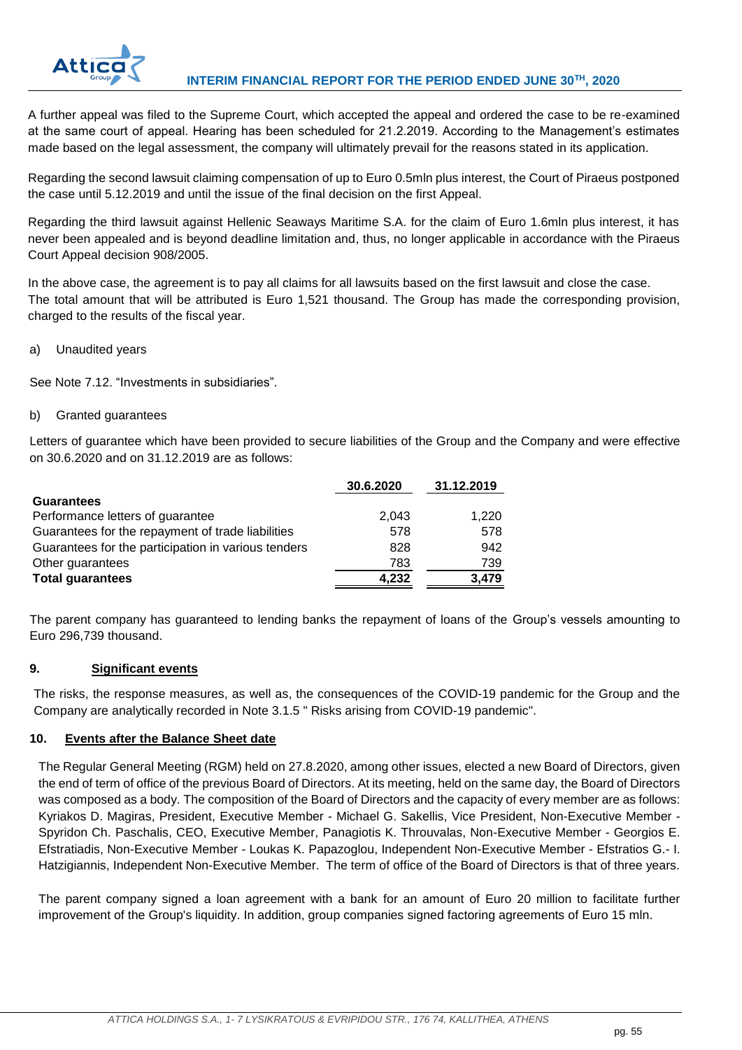A further appeal was filed to the Supreme Court, which accepted the appeal and ordered the case to be re-examined at the same court of appeal. Hearing has been scheduled for 21.2.2019. According to the Management's estimates made based on the legal assessment, the company will ultimately prevail for the reasons stated in its application.

Regarding the second lawsuit claiming compensation of up to Euro 0.5mln plus interest, the Court of Piraeus postponed the case until 5.12.2019 and until the issue of the final decision on the first Appeal.

Regarding the third lawsuit against Hellenic Seaways Maritime S.A. for the claim of Euro 1.6mln plus interest, it has never been appealed and is beyond deadline limitation and, thus, no longer applicable in accordance with the Piraeus Court Appeal decision 908/2005.

In the above case, the agreement is to pay all claims for all lawsuits based on the first lawsuit and close the case. The total amount that will be attributed is Euro 1,521 thousand. The Group has made the corresponding provision, charged to the results of the fiscal year.

a) Unaudited years

See Note 7.12. "Investments in subsidiaries".

b) Granted guarantees

Letters of guarantee which have been provided to secure liabilities of the Group and the Company and were effective on 30.6.2020 and on 31.12.2019 are as follows:

| | 30.6.2020 | 31.12.2019 |
|---|---|---|
| **Guarantees** | | |
| Performance letters of guarantee | 2,043 | 1,220 |
| Guarantees for the repayment of trade liabilities | 578 | 578 |
| Guarantees for the participation in various tenders | 828 | 942 |
| Other guarantees | 783 | 739 |
| **Total guarantees** | **4,232** | **3,479** |

The parent company has guaranteed to lending banks the repayment of loans of the Group's vessels amounting to Euro 296,739 thousand.

## 9. Significant events

The risks, the response measures, as well as, the consequences of the COVID-19 pandemic for the Group and the Company are analytically recorded in Note 3.1.5 " Risks arising from COVID-19 pandemic".

## 10. Events after the Balance Sheet date

The Regular General Meeting (RGM) held on 27.8.2020, among other issues, elected a new Board of Directors, given the end of term of office of the previous Board of Directors. At its meeting, held on the same day, the Board of Directors was composed as a body. The composition of the Board of Directors and the capacity of every member are as follows: Kyriakos D. Magiras, President, Executive Member - Michael G. Sakellis, Vice President, Non-Executive Member - Spyridon Ch. Paschalis, CEO, Executive Member, Panagiotis K. Throuvalas, Non-Executive Member - Georgios E. Efstratiadis, Non-Executive Member - Loukas K. Papazoglou, Independent Non-Executive Member - Efstratios G.- I. Hatzigiannis, Independent Non-Executive Member. The term of office of the Board of Directors is that of three years.

The parent company signed a loan agreement with a bank for an amount of Euro 20 million to facilitate further improvement of the Group's liquidity. In addition, group companies signed factoring agreements of Euro 15 mln.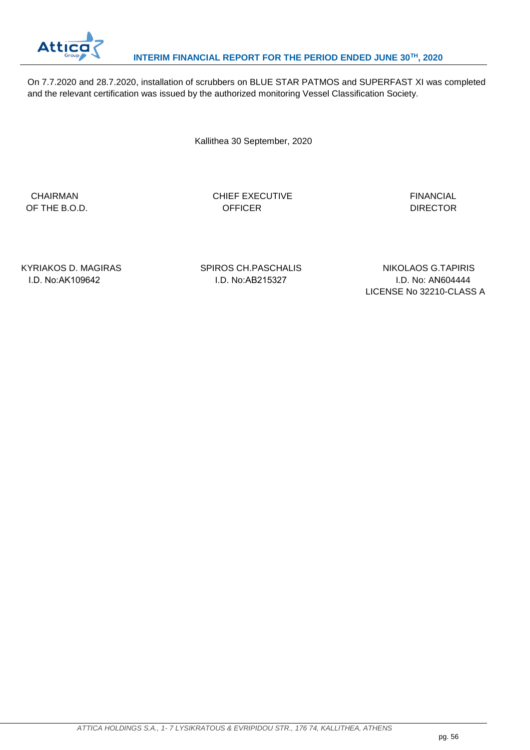On 7.7.2020 and 28.7.2020, installation of scrubbers on BLUE STAR PATMOS and SUPERFAST XI was completed and the relevant certification was issued by the authorized monitoring Vessel Classification Society.

Kallithea 30 September, 2020

| CHAIRMAN OF THE B.O.D. | CHIEF EXECUTIVE OFFICER | FINANCIAL DIRECTOR |
| --- | --- | --- |
| KYRIAKOS D. MAGIRAS | SPIROS CH.PASCHALIS | NIKOLAOS G.TAPIRIS |
| I.D. No:AK109642 | I.D. No:AB215327 | I.D. No: AN604444 |
| | | LICENSE No 32210-CLASS A |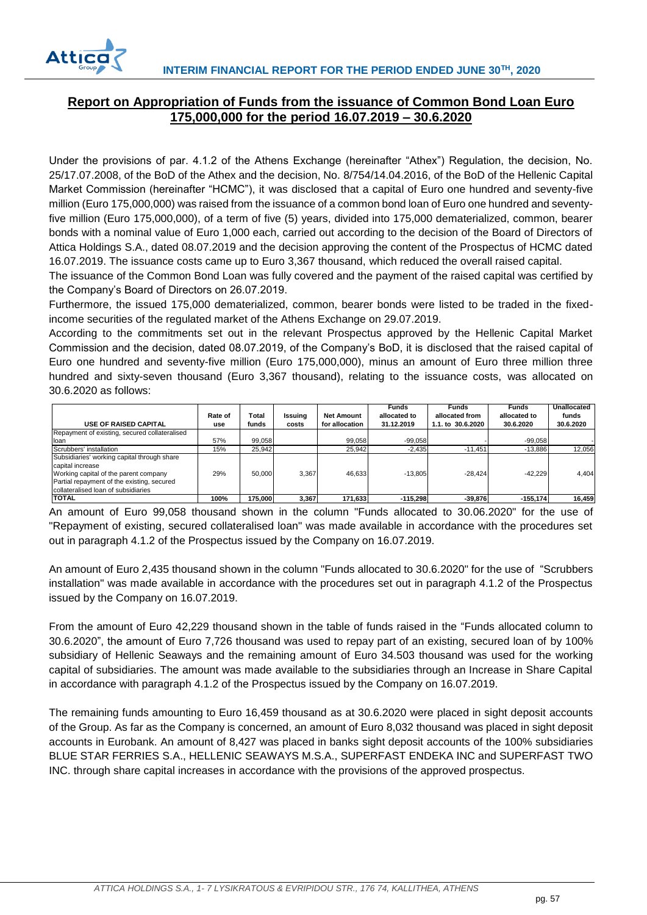## Report on Appropriation of Funds from the issuance of Common Bond Loan Euro 175,000,000 for the period 16.07.2019 – 30.6.2020

Under the provisions of par. 4.1.2 of the Athens Exchange (hereinafter "Athex") Regulation, the decision, No. 25/17.07.2008, of the BoD of the Athex and the decision, No. 8/754/14.04.2016, of the BoD of the Hellenic Capital Market Commission (hereinafter "HCMC"), it was disclosed that a capital of Euro one hundred and seventy-five million (Euro 175,000,000) was raised from the issuance of a common bond loan of Euro one hundred and seventy-five million (Euro 175,000,000), of a term of five (5) years, divided into 175,000 dematerialized, common, bearer bonds with a nominal value of Euro 1,000 each, carried out according to the decision of the Board of Directors of Attica Holdings S.A., dated 08.07.2019 and the decision approving the content of the Prospectus of HCMC dated 16.07.2019. The issuance costs came up to Euro 3,367 thousand, which reduced the overall raised capital.

The issuance of the Common Bond Loan was fully covered and the payment of the raised capital was certified by the Company's Board of Directors on 26.07.2019.

Furthermore, the issued 175,000 dematerialized, common, bearer bonds were listed to be traded in the fixed-income securities of the regulated market of the Athens Exchange on 29.07.2019.

According to the commitments set out in the relevant Prospectus approved by the Hellenic Capital Market Commission and the decision, dated 08.07.2019, of the Company's BoD, it is disclosed that the raised capital of Euro one hundred and seventy-five million (Euro 175,000,000), minus an amount of Euro three million three hundred and sixty-seven thousand (Euro 3,367 thousand), relating to the issuance costs, was allocated on 30.6.2020 as follows:

| USE OF RAISED CAPITAL | Rate of use | Total funds | Issuing costs | Net Amount for allocation | Funds allocated to 31.12.2019 | Funds allocated from 1.1. to 30.6.2020 | Funds allocated to 30.6.2020 | Unallocated funds 30.6.2020 |
|---|---|---|---|---|---|---|---|---|
| Repayment of existing, secured collateralised loan | 57% | 99,058 | | 99,058 | -99,058 | - | -99,058 | - |
| Scrubbers' installation | 15% | 25,942 | | 25,942 | -2,435 | -11,451 | -13,886 | 12,056 |
| Subsidiaries' working capital through share capital increase<br>Working capital of the parent company<br>Partial repayment of the existing, secured collateralised loan of subsidiaries | 29% | 50,000 | 3,367 | 46,633 | -13,805 | -28,424 | -42,229 | 4,404 |
| **TOTAL** | **100%** | **175,000** | **3,367** | **171,633** | **-115,298** | **-39,876** | **-155,174** | **16,459** |

An amount of Euro 99,058 thousand shown in the column "Funds allocated to 30.06.2020" for the use of "Repayment of existing, secured collateralised loan" was made available in accordance with the procedures set out in paragraph 4.1.2 of the Prospectus issued by the Company on 16.07.2019.

An amount of Euro 2,435 thousand shown in the column "Funds allocated to 30.6.2020" for the use of "Scrubbers installation" was made available in accordance with the procedures set out in paragraph 4.1.2 of the Prospectus issued by the Company on 16.07.2019.

From the amount of Euro 42,229 thousand shown in the table of funds raised in the "Funds allocated column to 30.6.2020", the amount of Euro 7,726 thousand was used to repay part of an existing, secured loan of by 100% subsidiary of Hellenic Seaways and the remaining amount of Euro 34.503 thousand was used for the working capital of subsidiaries. The amount was made available to the subsidiaries through an Increase in Share Capital in accordance with paragraph 4.1.2 of the Prospectus issued by the Company on 16.07.2019.

The remaining funds amounting to Euro 16,459 thousand as at 30.6.2020 were placed in sight deposit accounts of the Group. As far as the Company is concerned, an amount of Euro 8,032 thousand was placed in sight deposit accounts in Eurobank. An amount of 8,427 was placed in banks sight deposit accounts of the 100% subsidiaries BLUE STAR FERRIES S.A., HELLENIC SEAWAYS M.S.A., SUPERFAST ENDEKA INC and SUPERFAST TWO INC. through share capital increases in accordance with the provisions of the approved prospectus.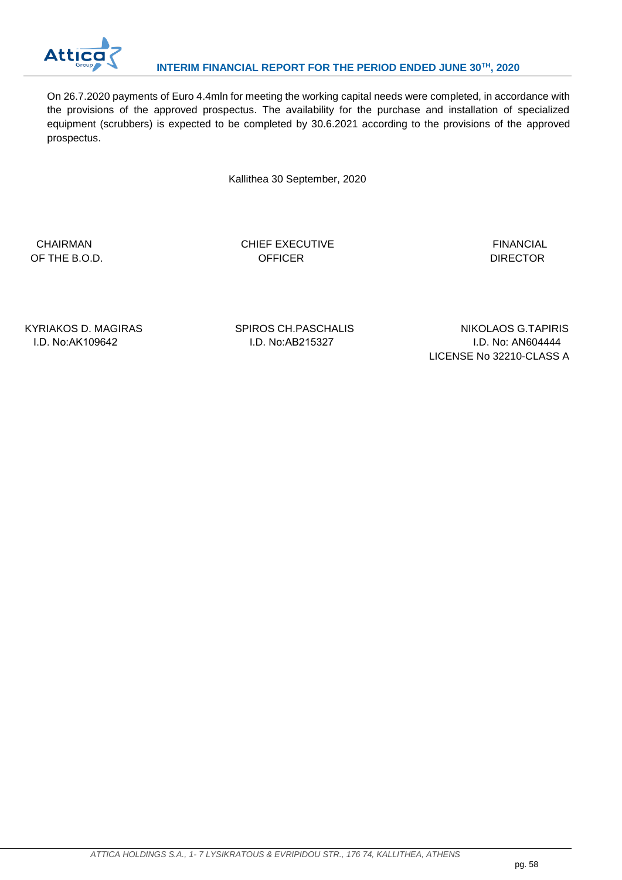On 26.7.2020 payments of Euro 4.4mln for meeting the working capital needs were completed, in accordance with the provisions of the approved prospectus. The availability for the purchase and installation of specialized equipment (scrubbers) is expected to be completed by 30.6.2021 according to the provisions of the approved prospectus.

Kallithea 30 September, 2020

| CHAIRMAN OF THE B.O.D. | CHIEF EXECUTIVE OFFICER | FINANCIAL DIRECTOR |
|---|---|---|
| KYRIAKOS D. MAGIRAS<br>I.D. No:AK109642 | SPIROS CH.PASCHALIS<br>I.D. No:AB215327 | NIKOLAOS G.TAPIRIS<br>I.D. No: AN604444<br>LICENSE No 32210-CLASS A |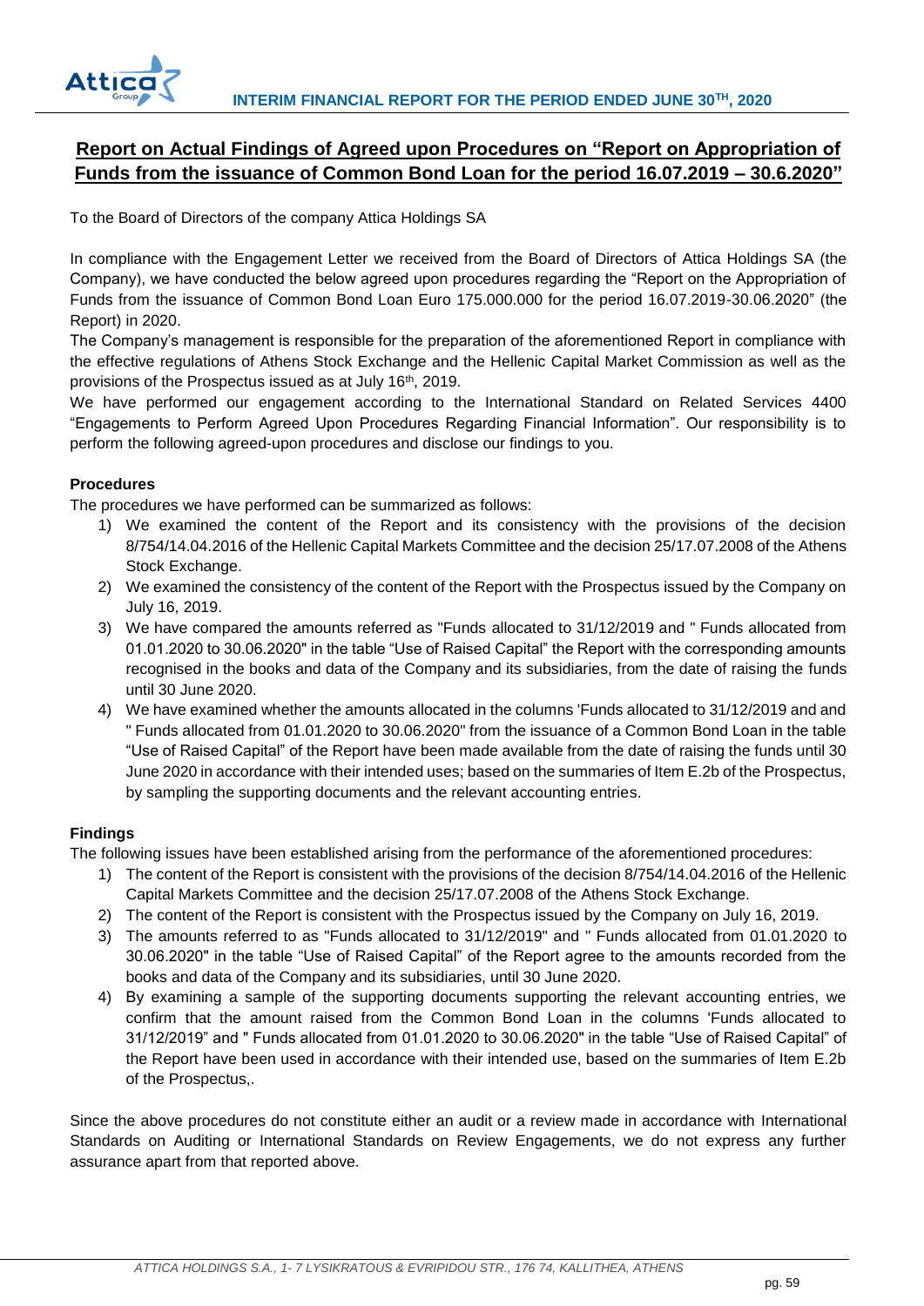## Report on Actual Findings of Agreed upon Procedures on "Report on Appropriation of Funds from the issuance of Common Bond Loan for the period 16.07.2019 – 30.6.2020"

To the Board of Directors of the company Attica Holdings SA

In compliance with the Engagement Letter we received from the Board of Directors of Attica Holdings SA (the Company), we have conducted the below agreed upon procedures regarding the "Report on the Appropriation of Funds from the issuance of Common Bond Loan Euro 175.000.000 for the period 16.07.2019-30.06.2020" (the Report) in 2020.

The Company's management is responsible for the preparation of the aforementioned Report in compliance with the effective regulations of Athens Stock Exchange and the Hellenic Capital Market Commission as well as the provisions of the Prospectus issued as at July 16th, 2019.

We have performed our engagement according to the International Standard on Related Services 4400 "Engagements to Perform Agreed Upon Procedures Regarding Financial Information". Our responsibility is to perform the following agreed-upon procedures and disclose our findings to you.

**Procedures**

The procedures we have performed can be summarized as follows:

1) We examined the content of the Report and its consistency with the provisions of the decision 8/754/14.04.2016 of the Hellenic Capital Markets Committee and the decision 25/17.07.2008 of the Athens Stock Exchange.
2) We examined the consistency of the content of the Report with the Prospectus issued by the Company on July 16, 2019.
3) We have compared the amounts referred as "Funds allocated to 31/12/2019 and " Funds allocated from 01.01.2020 to 30.06.2020" in the table "Use of Raised Capital" the Report with the corresponding amounts recognised in the books and data of the Company and its subsidiaries, from the date of raising the funds until 30 June 2020.
4) We have examined whether the amounts allocated in the columns 'Funds allocated to 31/12/2019 and and " Funds allocated from 01.01.2020 to 30.06.2020" from the issuance of a Common Bond Loan in the table "Use of Raised Capital" of the Report have been made available from the date of raising the funds until 30 June 2020 in accordance with their intended uses; based on the summaries of Item E.2b of the Prospectus, by sampling the supporting documents and the relevant accounting entries.

**Findings**

The following issues have been established arising from the performance of the aforementioned procedures:

1) The content of the Report is consistent with the provisions of the decision 8/754/14.04.2016 of the Hellenic Capital Markets Committee and the decision 25/17.07.2008 of the Athens Stock Exchange.
2) The content of the Report is consistent with the Prospectus issued by the Company on July 16, 2019.
3) The amounts referred to as "Funds allocated to 31/12/2019" and " Funds allocated from 01.01.2020 to 30.06.2020" in the table "Use of Raised Capital" of the Report agree to the amounts recorded from the books and data of the Company and its subsidiaries, until 30 June 2020.
4) By examining a sample of the supporting documents supporting the relevant accounting entries, we confirm that the amount raised from the Common Bond Loan in the columns 'Funds allocated to 31/12/2019" and " Funds allocated from 01.01.2020 to 30.06.2020" in the table "Use of Raised Capital" of the Report have been used in accordance with their intended use, based on the summaries of Item E.2b of the Prospectus,.

Since the above procedures do not constitute either an audit or a review made in accordance with International Standards on Auditing or International Standards on Review Engagements, we do not express any further assurance apart from that reported above.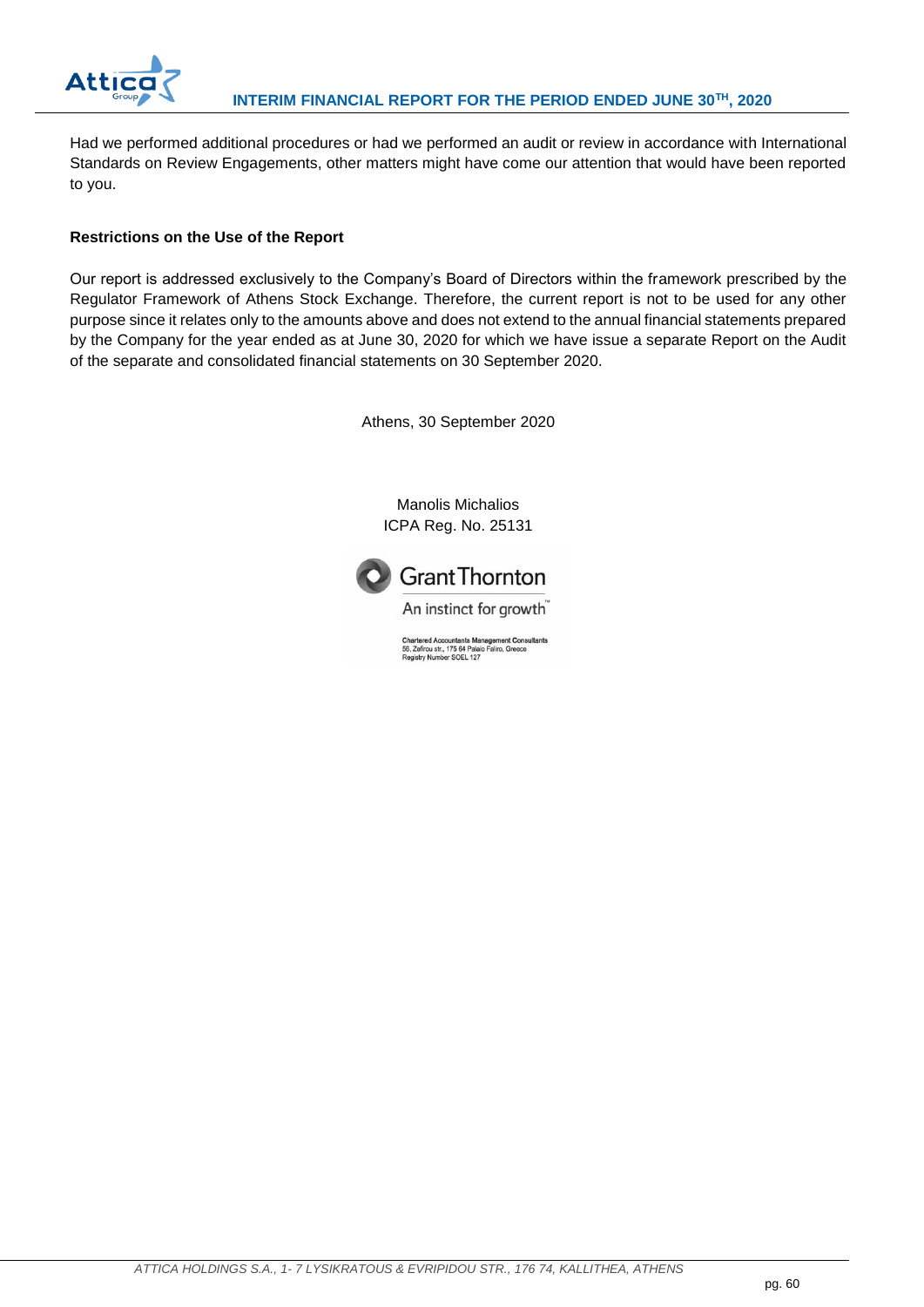Had we performed additional procedures or had we performed an audit or review in accordance with International Standards on Review Engagements, other matters might have come our attention that would have been reported to you.

**Restrictions on the Use of the Report**

Our report is addressed exclusively to the Company's Board of Directors within the framework prescribed by the Regulator Framework of Athens Stock Exchange. Therefore, the current report is not to be used for any other purpose since it relates only to the amounts above and does not extend to the annual financial statements prepared by the Company for the year ended as at June 30, 2020 for which we have issue a separate Report on the Audit of the separate and consolidated financial statements on 30 September 2020.

Athens, 30 September 2020

Manolis Michalios
ICPA Reg. No. 25131

Grant Thornton
An instinct for growth™

Chartered Accountants Management Consultants
56, Zefirou str., 175 64 Palaio Faliro, Greece
Registry Number SOEL 127